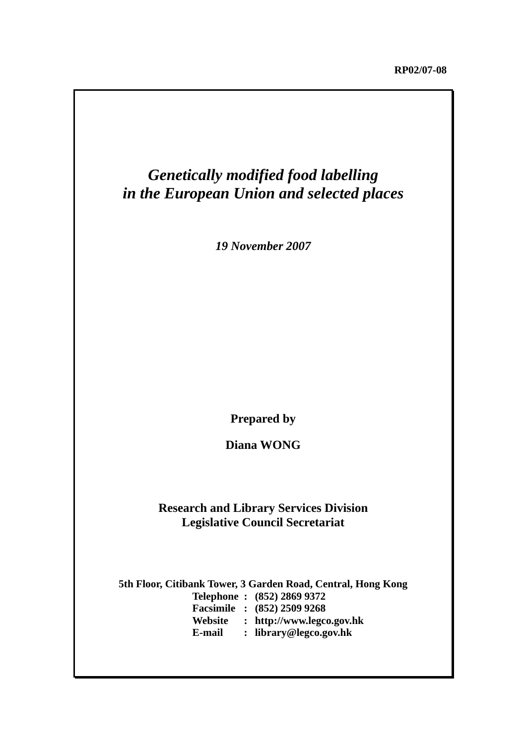**RP02/07-08**

# *Genetically modified food labelling in the European Union and selected places*

***19 November 2007***

**Prepared by**

**Diana WONG**

**Research and Library Services Division**
**Legislative Council Secretariat**

**5th Floor, Citibank Tower, 3 Garden Road, Central, Hong Kong**
**Telephone : (852) 2869 9372**
**Facsimile : (852) 2509 9268**
**Website : http://www.legco.gov.hk**
**E-mail : library@legco.gov.hk**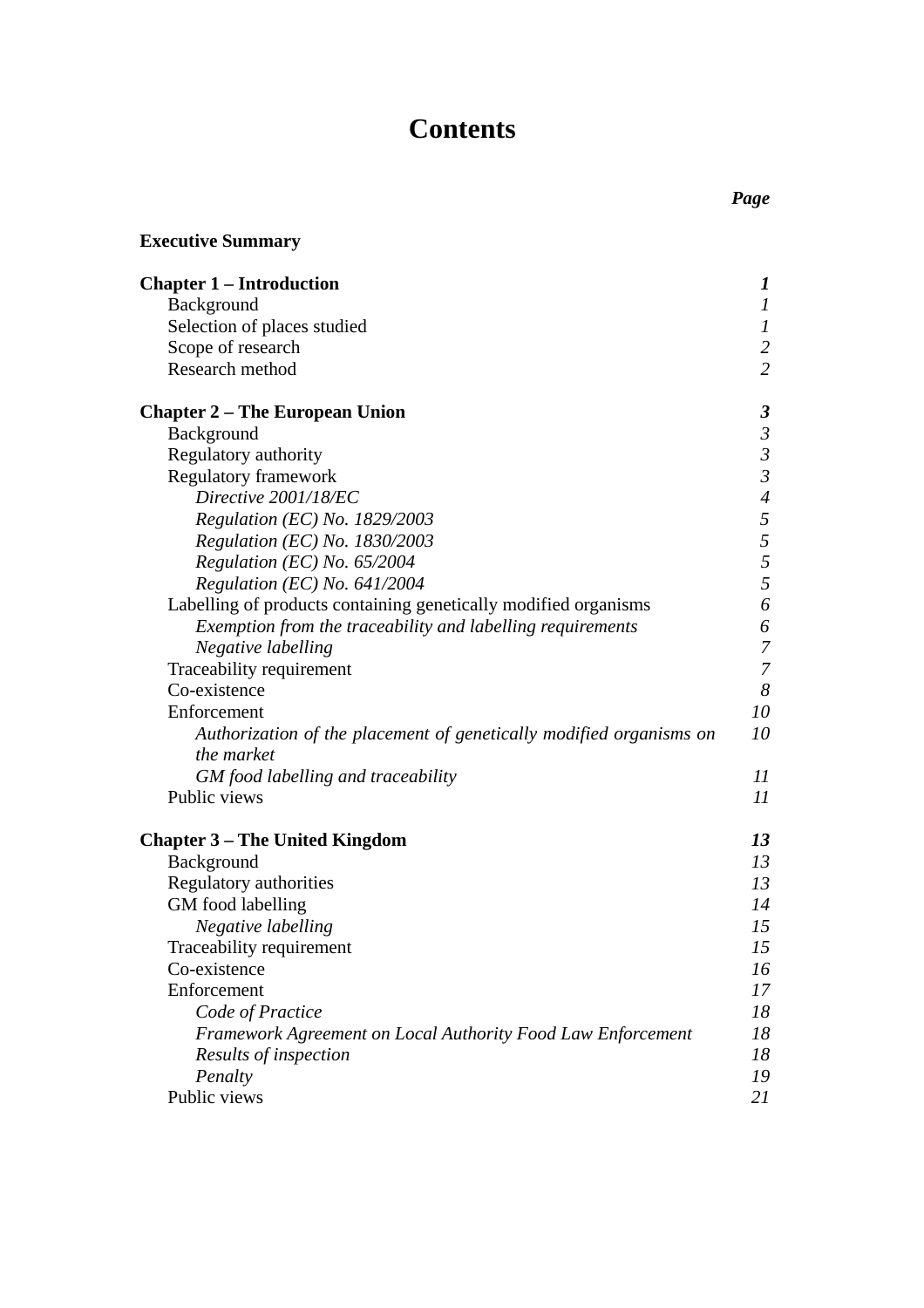# Contents

| | *Page* |
|---|---|
| **Executive Summary** | |
| | |
| **Chapter 1 – Introduction** | ***1*** |
| Background | *1* |
| Selection of places studied | *1* |
| Scope of research | *2* |
| Research method | *2* |
| | |
| **Chapter 2 – The European Union** | ***3*** |
| Background | *3* |
| Regulatory authority | *3* |
| Regulatory framework | *3* |
| *Directive 2001/18/EC* | *4* |
| *Regulation (EC) No. 1829/2003* | *5* |
| *Regulation (EC) No. 1830/2003* | *5* |
| *Regulation (EC) No. 65/2004* | *5* |
| *Regulation (EC) No. 641/2004* | *5* |
| Labelling of products containing genetically modified organisms | *6* |
| *Exemption from the traceability and labelling requirements* | *6* |
| *Negative labelling* | *7* |
| Traceability requirement | *7* |
| Co-existence | *8* |
| Enforcement | *10* |
| *Authorization of the placement of genetically modified organisms on the market* | *10* |
| *GM food labelling and traceability* | *11* |
| Public views | *11* |
| | |
| **Chapter 3 – The United Kingdom** | ***13*** |
| Background | *13* |
| Regulatory authorities | *13* |
| GM food labelling | *14* |
| *Negative labelling* | *15* |
| Traceability requirement | *15* |
| Co-existence | *16* |
| Enforcement | *17* |
| *Code of Practice* | *18* |
| *Framework Agreement on Local Authority Food Law Enforcement* | *18* |
| *Results of inspection* | *18* |
| *Penalty* | *19* |
| Public views | *21* |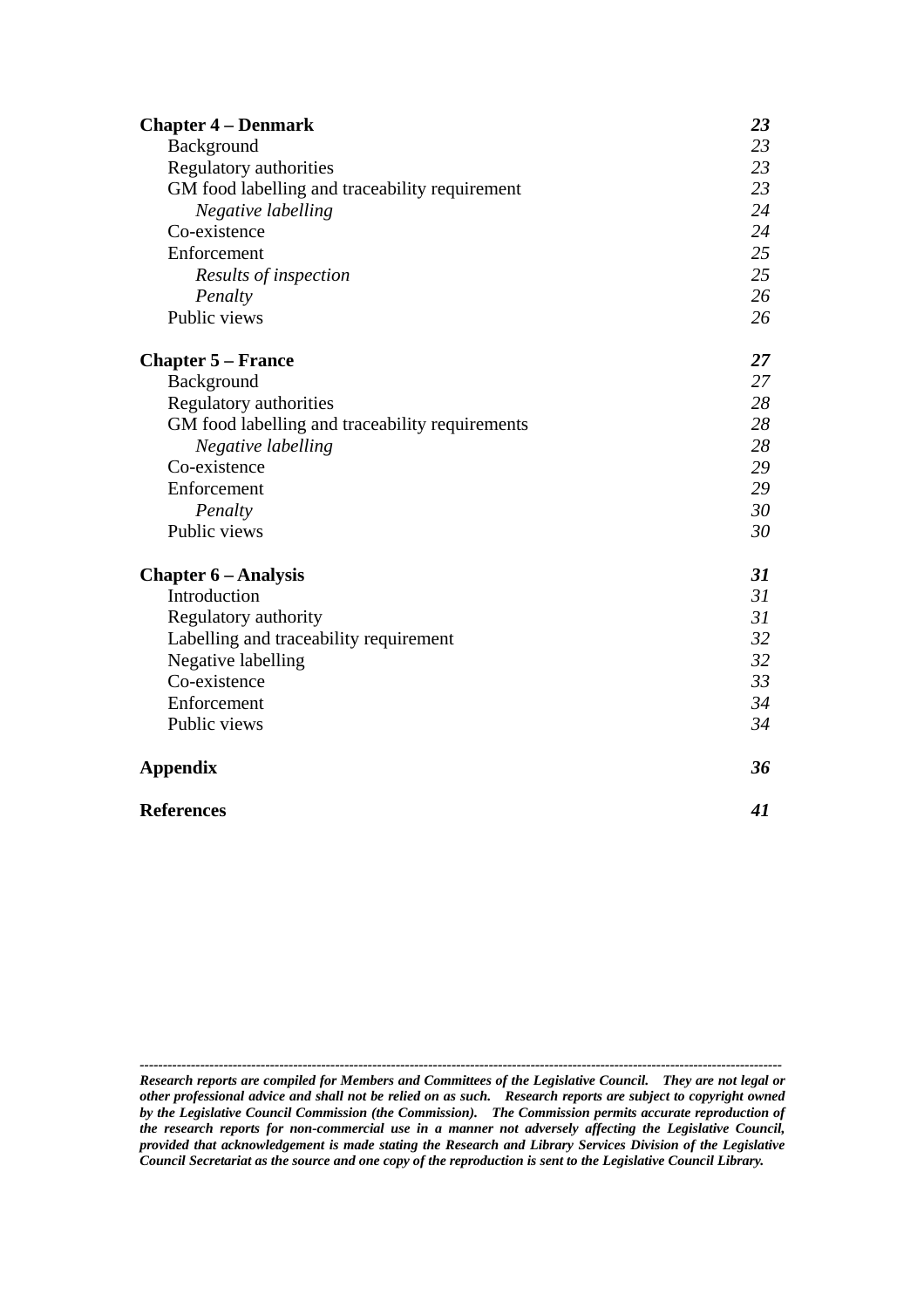| | |
|---|---|
| **Chapter 4 – Denmark** | ***23*** |
| Background | *23* |
| Regulatory authorities | *23* |
| GM food labelling and traceability requirement | *23* |
| *Negative labelling* | *24* |
| Co-existence | *24* |
| Enforcement | *25* |
| *Results of inspection* | *25* |
| *Penalty* | *26* |
| Public views | *26* |
| | |
| **Chapter 5 – France** | ***27*** |
| Background | *27* |
| Regulatory authorities | *28* |
| GM food labelling and traceability requirements | *28* |
| *Negative labelling* | *28* |
| Co-existence | *29* |
| Enforcement | *29* |
| *Penalty* | *30* |
| Public views | *30* |
| | |
| **Chapter 6 – Analysis** | ***31*** |
| Introduction | *31* |
| Regulatory authority | *31* |
| Labelling and traceability requirement | *32* |
| Negative labelling | *32* |
| Co-existence | *33* |
| Enforcement | *34* |
| Public views | *34* |
| | |
| **Appendix** | ***36*** |
| | |
| **References** | ***41*** |

---

***Research reports are compiled for Members and Committees of the Legislative Council. They are not legal or other professional advice and shall not be relied on as such. Research reports are subject to copyright owned by the Legislative Council Commission (the Commission). The Commission permits accurate reproduction of the research reports for non-commercial use in a manner not adversely affecting the Legislative Council, provided that acknowledgement is made stating the Research and Library Services Division of the Legislative Council Secretariat as the source and one copy of the reproduction is sent to the Legislative Council Library.***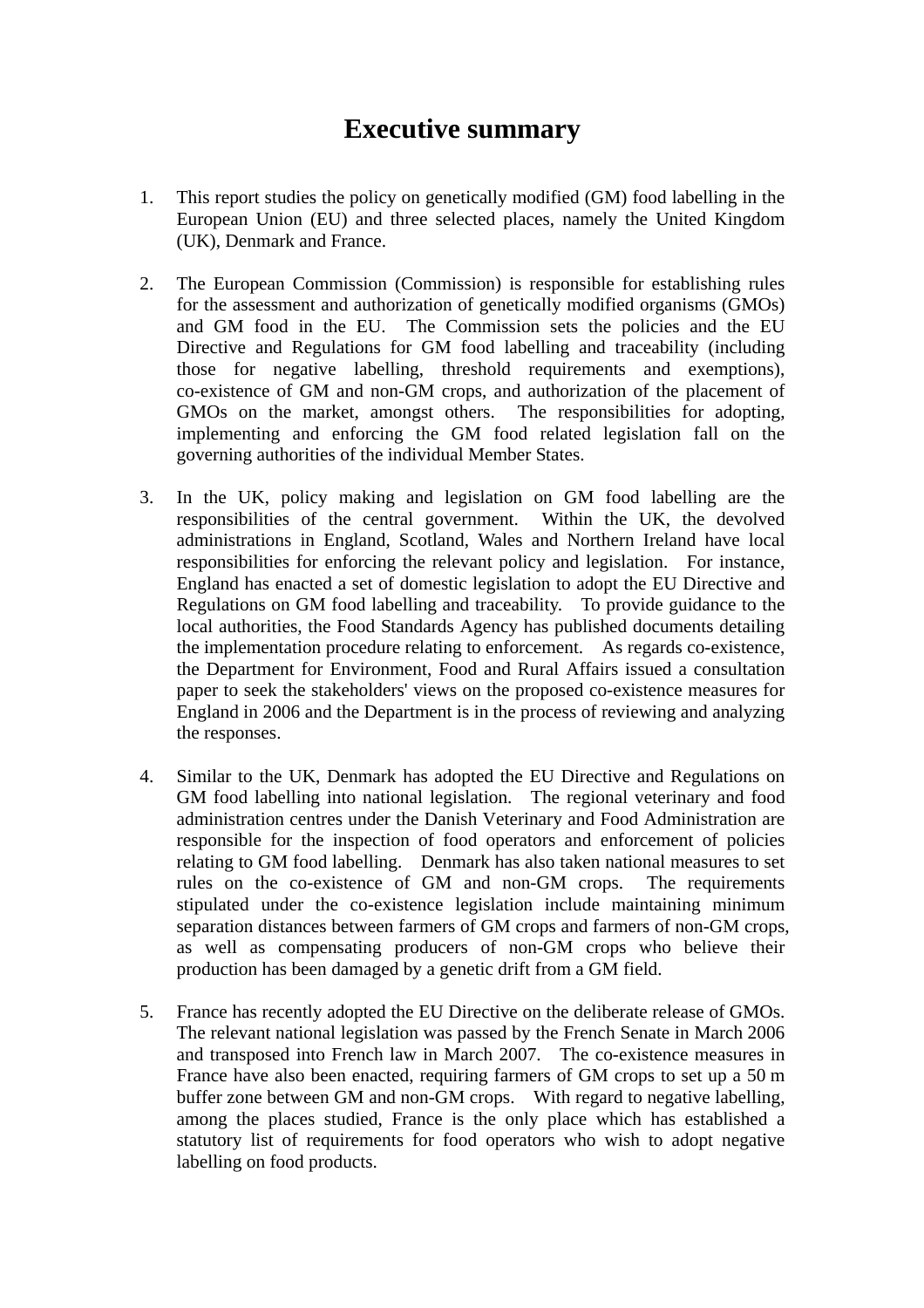# Executive summary

1. This report studies the policy on genetically modified (GM) food labelling in the European Union (EU) and three selected places, namely the United Kingdom (UK), Denmark and France.

2. The European Commission (Commission) is responsible for establishing rules for the assessment and authorization of genetically modified organisms (GMOs) and GM food in the EU. The Commission sets the policies and the EU Directive and Regulations for GM food labelling and traceability (including those for negative labelling, threshold requirements and exemptions), co-existence of GM and non-GM crops, and authorization of the placement of GMOs on the market, amongst others. The responsibilities for adopting, implementing and enforcing the GM food related legislation fall on the governing authorities of the individual Member States.

3. In the UK, policy making and legislation on GM food labelling are the responsibilities of the central government. Within the UK, the devolved administrations in England, Scotland, Wales and Northern Ireland have local responsibilities for enforcing the relevant policy and legislation. For instance, England has enacted a set of domestic legislation to adopt the EU Directive and Regulations on GM food labelling and traceability. To provide guidance to the local authorities, the Food Standards Agency has published documents detailing the implementation procedure relating to enforcement. As regards co-existence, the Department for Environment, Food and Rural Affairs issued a consultation paper to seek the stakeholders' views on the proposed co-existence measures for England in 2006 and the Department is in the process of reviewing and analyzing the responses.

4. Similar to the UK, Denmark has adopted the EU Directive and Regulations on GM food labelling into national legislation. The regional veterinary and food administration centres under the Danish Veterinary and Food Administration are responsible for the inspection of food operators and enforcement of policies relating to GM food labelling. Denmark has also taken national measures to set rules on the co-existence of GM and non-GM crops. The requirements stipulated under the co-existence legislation include maintaining minimum separation distances between farmers of GM crops and farmers of non-GM crops, as well as compensating producers of non-GM crops who believe their production has been damaged by a genetic drift from a GM field.

5. France has recently adopted the EU Directive on the deliberate release of GMOs. The relevant national legislation was passed by the French Senate in March 2006 and transposed into French law in March 2007. The co-existence measures in France have also been enacted, requiring farmers of GM crops to set up a 50 m buffer zone between GM and non-GM crops. With regard to negative labelling, among the places studied, France is the only place which has established a statutory list of requirements for food operators who wish to adopt negative labelling on food products.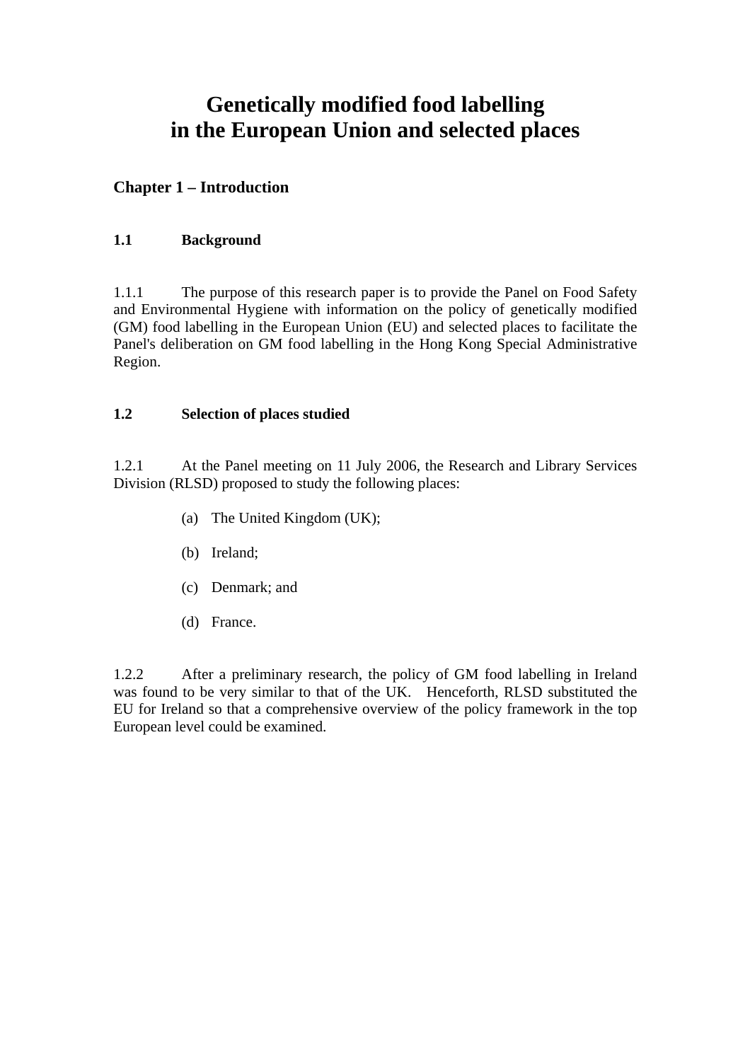# Genetically modified food labelling in the European Union and selected places

## Chapter 1 – Introduction

### 1.1 Background

1.1.1 The purpose of this research paper is to provide the Panel on Food Safety and Environmental Hygiene with information on the policy of genetically modified (GM) food labelling in the European Union (EU) and selected places to facilitate the Panel's deliberation on GM food labelling in the Hong Kong Special Administrative Region.

### 1.2 Selection of places studied

1.2.1 At the Panel meeting on 11 July 2006, the Research and Library Services Division (RLSD) proposed to study the following places:

(a) The United Kingdom (UK);

(b) Ireland;

(c) Denmark; and

(d) France.

1.2.2 After a preliminary research, the policy of GM food labelling in Ireland was found to be very similar to that of the UK. Henceforth, RLSD substituted the EU for Ireland so that a comprehensive overview of the policy framework in the top European level could be examined.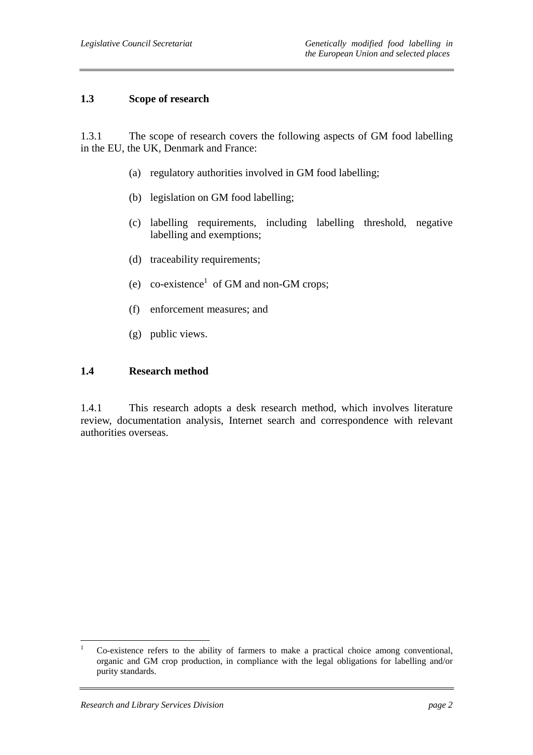## 1.3 Scope of research

1.3.1 The scope of research covers the following aspects of GM food labelling in the EU, the UK, Denmark and France:

(a) regulatory authorities involved in GM food labelling;

(b) legislation on GM food labelling;

(c) labelling requirements, including labelling threshold, negative labelling and exemptions;

(d) traceability requirements;

(e) co-existence[1] of GM and non-GM crops;

(f) enforcement measures; and

(g) public views.

## 1.4 Research method

1.4.1 This research adopts a desk research method, which involves literature review, documentation analysis, Internet search and correspondence with relevant authorities overseas.

---

[1] Co-existence refers to the ability of farmers to make a practical choice among conventional, organic and GM crop production, in compliance with the legal obligations for labelling and/or purity standards.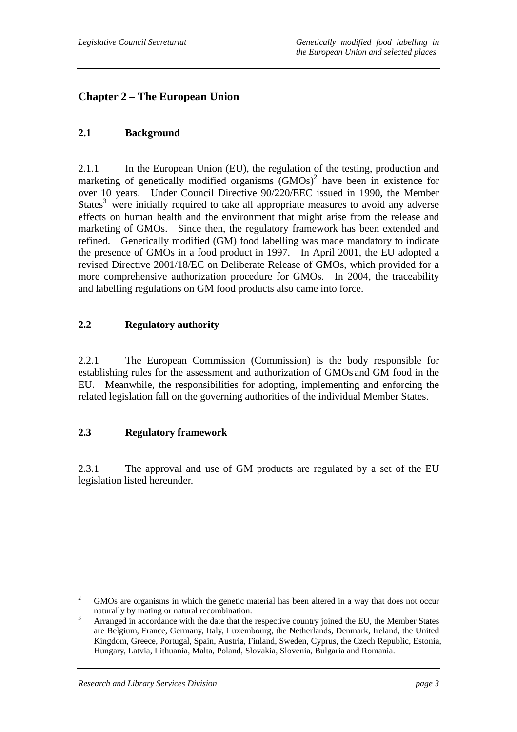## Chapter 2 – The European Union

### 2.1 Background

2.1.1 In the European Union (EU), the regulation of the testing, production and marketing of genetically modified organisms (GMOs)[2] have been in existence for over 10 years. Under Council Directive 90/220/EEC issued in 1990, the Member States[3] were initially required to take all appropriate measures to avoid any adverse effects on human health and the environment that might arise from the release and marketing of GMOs. Since then, the regulatory framework has been extended and refined. Genetically modified (GM) food labelling was made mandatory to indicate the presence of GMOs in a food product in 1997. In April 2001, the EU adopted a revised Directive 2001/18/EC on Deliberate Release of GMOs, which provided for a more comprehensive authorization procedure for GMOs. In 2004, the traceability and labelling regulations on GM food products also came into force.

### 2.2 Regulatory authority

2.2.1 The European Commission (Commission) is the body responsible for establishing rules for the assessment and authorization of GMOs and GM food in the EU. Meanwhile, the responsibilities for adopting, implementing and enforcing the related legislation fall on the governing authorities of the individual Member States.

### 2.3 Regulatory framework

2.3.1 The approval and use of GM products are regulated by a set of the EU legislation listed hereunder.

---

[2] GMOs are organisms in which the genetic material has been altered in a way that does not occur naturally by mating or natural recombination.

[3] Arranged in accordance with the date that the respective country joined the EU, the Member States are Belgium, France, Germany, Italy, Luxembourg, the Netherlands, Denmark, Ireland, the United Kingdom, Greece, Portugal, Spain, Austria, Finland, Sweden, Cyprus, the Czech Republic, Estonia, Hungary, Latvia, Lithuania, Malta, Poland, Slovakia, Slovenia, Bulgaria and Romania.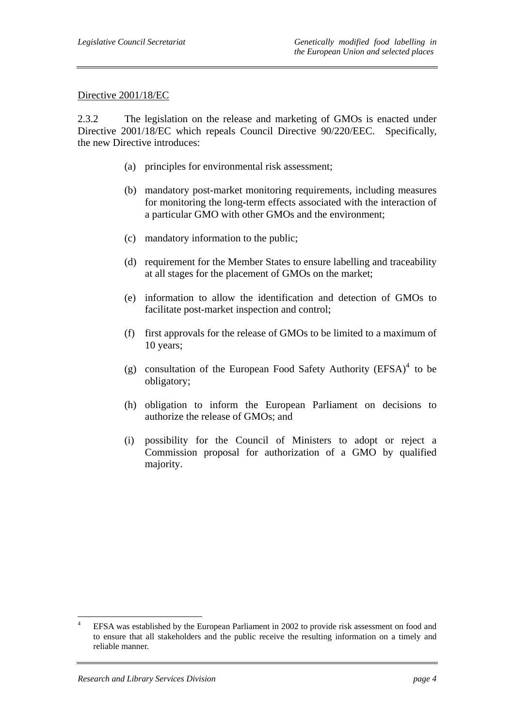Directive 2001/18/EC

2.3.2 The legislation on the release and marketing of GMOs is enacted under Directive 2001/18/EC which repeals Council Directive 90/220/EEC. Specifically, the new Directive introduces:

(a) principles for environmental risk assessment;

(b) mandatory post-market monitoring requirements, including measures for monitoring the long-term effects associated with the interaction of a particular GMO with other GMOs and the environment;

(c) mandatory information to the public;

(d) requirement for the Member States to ensure labelling and traceability at all stages for the placement of GMOs on the market;

(e) information to allow the identification and detection of GMOs to facilitate post-market inspection and control;

(f) first approvals for the release of GMOs to be limited to a maximum of 10 years;

(g) consultation of the European Food Safety Authority (EFSA)[4] to be obligatory;

(h) obligation to inform the European Parliament on decisions to authorize the release of GMOs; and

(i) possibility for the Council of Ministers to adopt or reject a Commission proposal for authorization of a GMO by qualified majority.

---

[4] EFSA was established by the European Parliament in 2002 to provide risk assessment on food and to ensure that all stakeholders and the public receive the resulting information on a timely and reliable manner.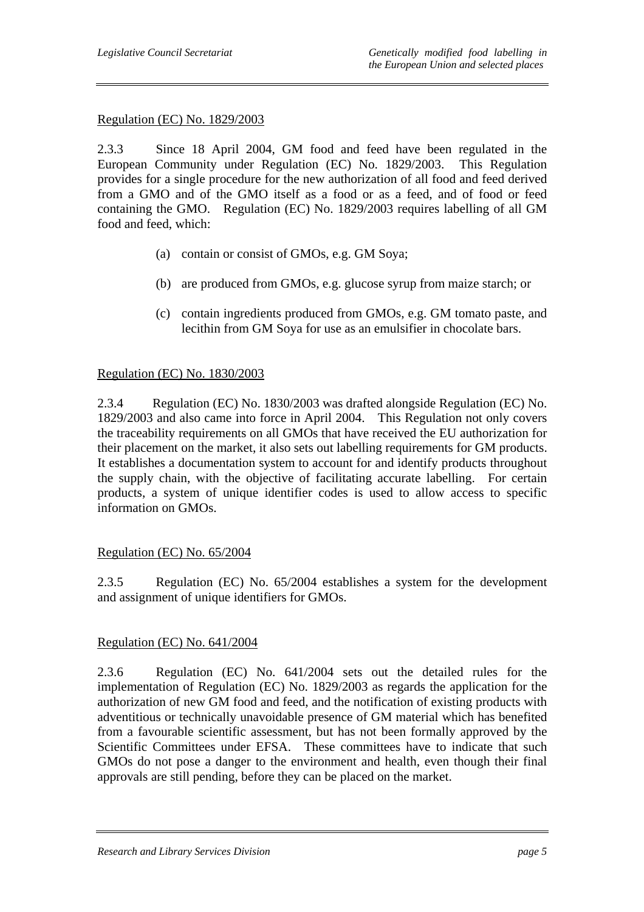Regulation (EC) No. 1829/2003

2.3.3 Since 18 April 2004, GM food and feed have been regulated in the European Community under Regulation (EC) No. 1829/2003. This Regulation provides for a single procedure for the new authorization of all food and feed derived from a GMO and of the GMO itself as a food or as a feed, and of food or feed containing the GMO. Regulation (EC) No. 1829/2003 requires labelling of all GM food and feed, which:

(a) contain or consist of GMOs, e.g. GM Soya;

(b) are produced from GMOs, e.g. glucose syrup from maize starch; or

(c) contain ingredients produced from GMOs, e.g. GM tomato paste, and lecithin from GM Soya for use as an emulsifier in chocolate bars.

Regulation (EC) No. 1830/2003

2.3.4 Regulation (EC) No. 1830/2003 was drafted alongside Regulation (EC) No. 1829/2003 and also came into force in April 2004. This Regulation not only covers the traceability requirements on all GMOs that have received the EU authorization for their placement on the market, it also sets out labelling requirements for GM products. It establishes a documentation system to account for and identify products throughout the supply chain, with the objective of facilitating accurate labelling. For certain products, a system of unique identifier codes is used to allow access to specific information on GMOs.

Regulation (EC) No. 65/2004

2.3.5 Regulation (EC) No. 65/2004 establishes a system for the development and assignment of unique identifiers for GMOs.

Regulation (EC) No. 641/2004

2.3.6 Regulation (EC) No. 641/2004 sets out the detailed rules for the implementation of Regulation (EC) No. 1829/2003 as regards the application for the authorization of new GM food and feed, and the notification of existing products with adventitious or technically unavoidable presence of GM material which has benefited from a favourable scientific assessment, but has not been formally approved by the Scientific Committees under EFSA. These committees have to indicate that such GMOs do not pose a danger to the environment and health, even though their final approvals are still pending, before they can be placed on the market.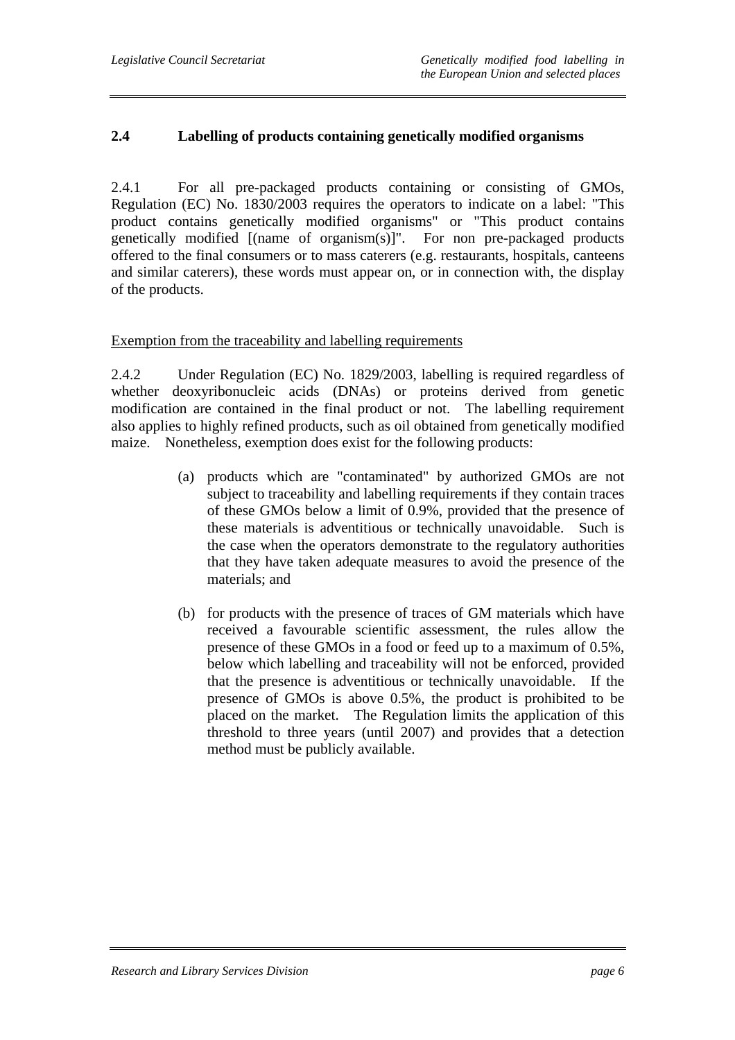## 2.4 Labelling of products containing genetically modified organisms

2.4.1 For all pre-packaged products containing or consisting of GMOs, Regulation (EC) No. 1830/2003 requires the operators to indicate on a label: "This product contains genetically modified organisms" or "This product contains genetically modified [(name of organism(s)]". For non pre-packaged products offered to the final consumers or to mass caterers (e.g. restaurants, hospitals, canteens and similar caterers), these words must appear on, or in connection with, the display of the products.

Exemption from the traceability and labelling requirements

2.4.2 Under Regulation (EC) No. 1829/2003, labelling is required regardless of whether deoxyribonucleic acids (DNAs) or proteins derived from genetic modification are contained in the final product or not. The labelling requirement also applies to highly refined products, such as oil obtained from genetically modified maize. Nonetheless, exemption does exist for the following products:

(a) products which are "contaminated" by authorized GMOs are not subject to traceability and labelling requirements if they contain traces of these GMOs below a limit of 0.9%, provided that the presence of these materials is adventitious or technically unavoidable. Such is the case when the operators demonstrate to the regulatory authorities that they have taken adequate measures to avoid the presence of the materials; and

(b) for products with the presence of traces of GM materials which have received a favourable scientific assessment, the rules allow the presence of these GMOs in a food or feed up to a maximum of 0.5%, below which labelling and traceability will not be enforced, provided that the presence is adventitious or technically unavoidable. If the presence of GMOs is above 0.5%, the product is prohibited to be placed on the market. The Regulation limits the application of this threshold to three years (until 2007) and provides that a detection method must be publicly available.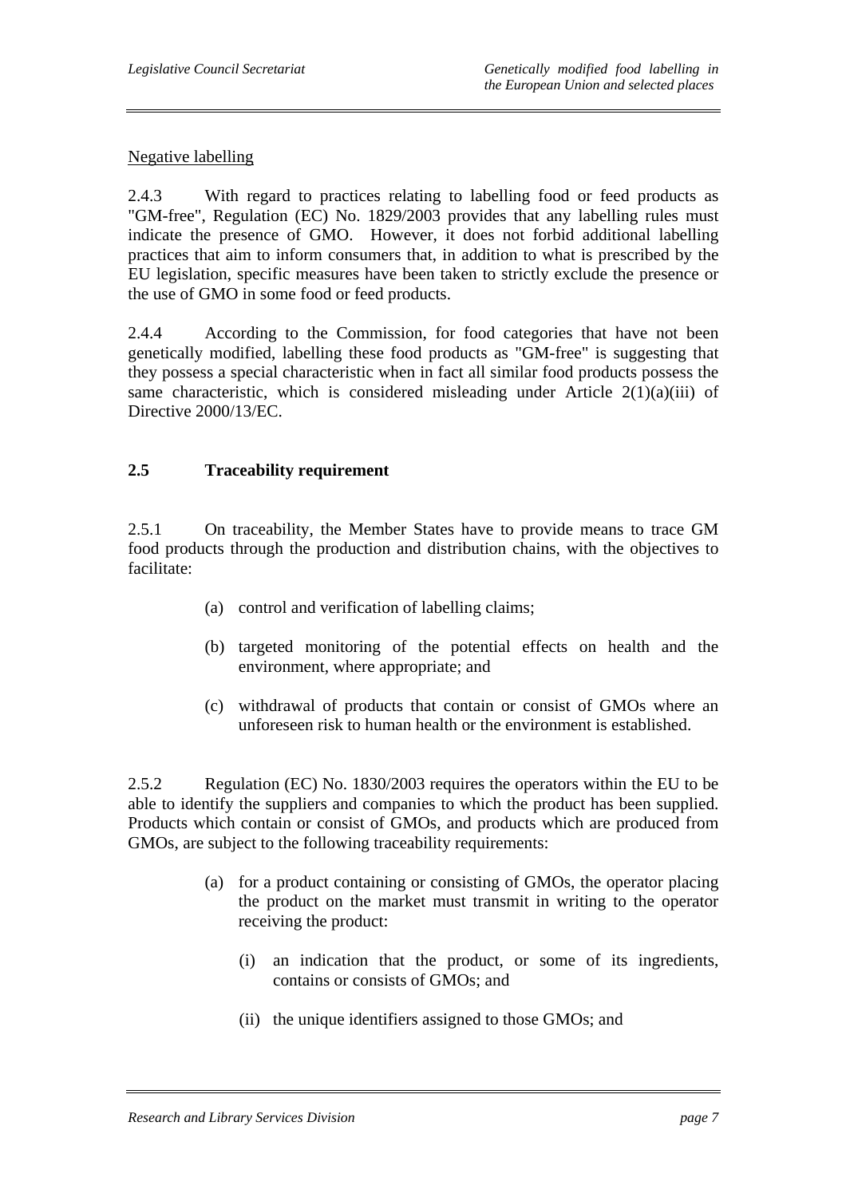Negative labelling

2.4.3 With regard to practices relating to labelling food or feed products as "GM-free", Regulation (EC) No. 1829/2003 provides that any labelling rules must indicate the presence of GMO. However, it does not forbid additional labelling practices that aim to inform consumers that, in addition to what is prescribed by the EU legislation, specific measures have been taken to strictly exclude the presence or the use of GMO in some food or feed products.

2.4.4 According to the Commission, for food categories that have not been genetically modified, labelling these food products as "GM-free" is suggesting that they possess a special characteristic when in fact all similar food products possess the same characteristic, which is considered misleading under Article 2(1)(a)(iii) of Directive 2000/13/EC.

## 2.5 Traceability requirement

2.5.1 On traceability, the Member States have to provide means to trace GM food products through the production and distribution chains, with the objectives to facilitate:

(a) control and verification of labelling claims;

(b) targeted monitoring of the potential effects on health and the environment, where appropriate; and

(c) withdrawal of products that contain or consist of GMOs where an unforeseen risk to human health or the environment is established.

2.5.2 Regulation (EC) No. 1830/2003 requires the operators within the EU to be able to identify the suppliers and companies to which the product has been supplied. Products which contain or consist of GMOs, and products which are produced from GMOs, are subject to the following traceability requirements:

(a) for a product containing or consisting of GMOs, the operator placing the product on the market must transmit in writing to the operator receiving the product:

   (i) an indication that the product, or some of its ingredients, contains or consists of GMOs; and

   (ii) the unique identifiers assigned to those GMOs; and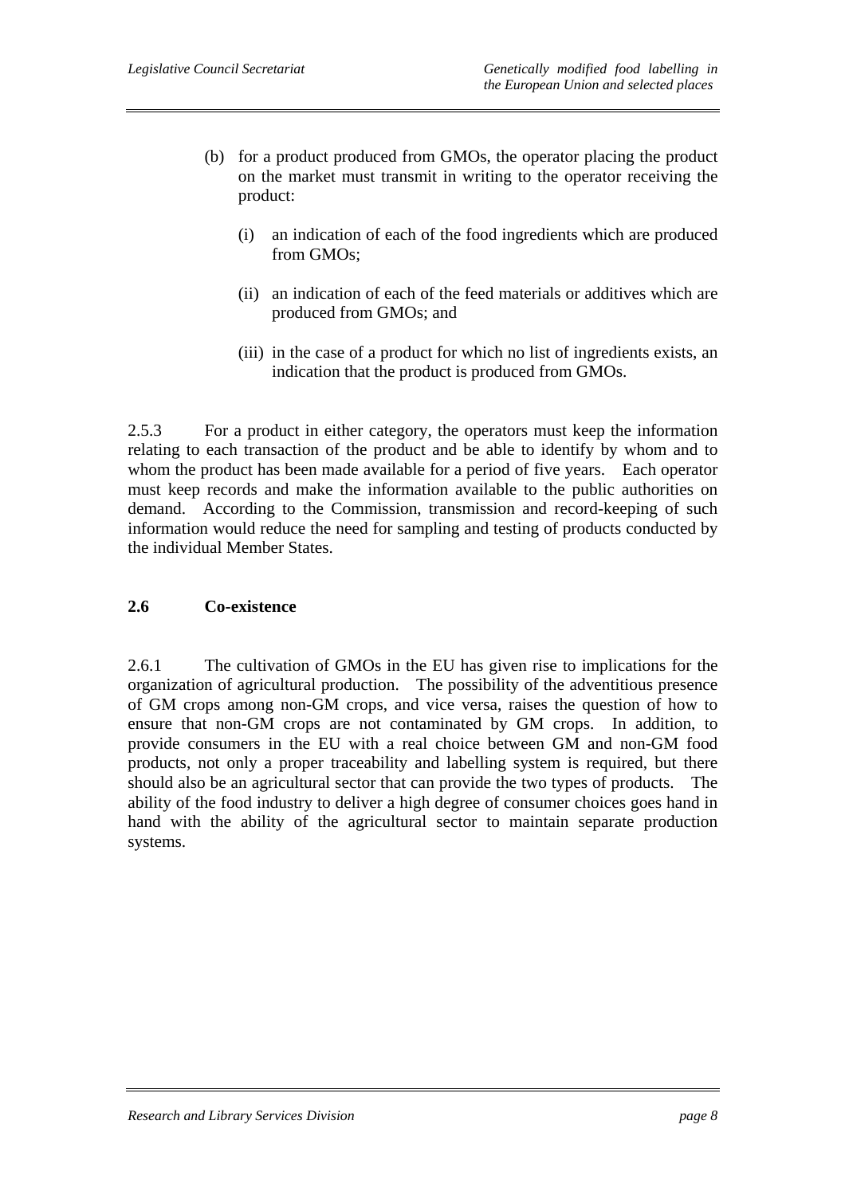(b) for a product produced from GMOs, the operator placing the product on the market must transmit in writing to the operator receiving the product:

   (i) an indication of each of the food ingredients which are produced from GMOs;

   (ii) an indication of each of the feed materials or additives which are produced from GMOs; and

   (iii) in the case of a product for which no list of ingredients exists, an indication that the product is produced from GMOs.

2.5.3 For a product in either category, the operators must keep the information relating to each transaction of the product and be able to identify by whom and to whom the product has been made available for a period of five years. Each operator must keep records and make the information available to the public authorities on demand. According to the Commission, transmission and record-keeping of such information would reduce the need for sampling and testing of products conducted by the individual Member States.

## 2.6 Co-existence

2.6.1 The cultivation of GMOs in the EU has given rise to implications for the organization of agricultural production. The possibility of the adventitious presence of GM crops among non-GM crops, and vice versa, raises the question of how to ensure that non-GM crops are not contaminated by GM crops. In addition, to provide consumers in the EU with a real choice between GM and non-GM food products, not only a proper traceability and labelling system is required, but there should also be an agricultural sector that can provide the two types of products. The ability of the food industry to deliver a high degree of consumer choices goes hand in hand with the ability of the agricultural sector to maintain separate production systems.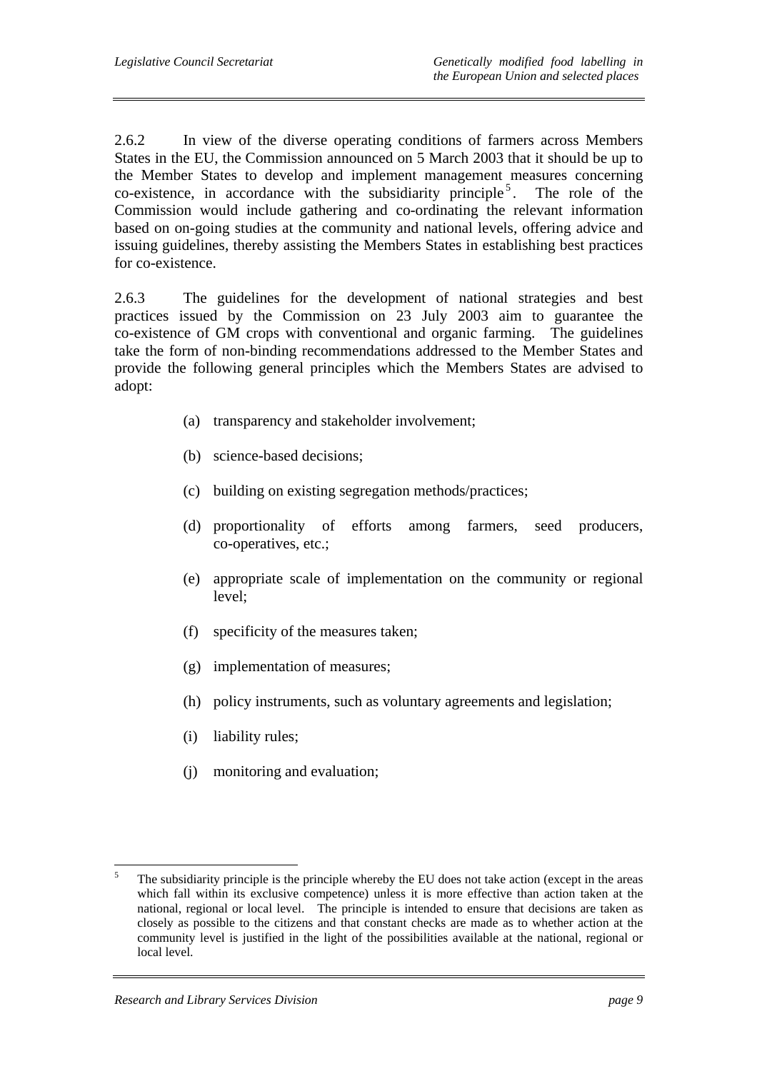2.6.2 In view of the diverse operating conditions of farmers across Members States in the EU, the Commission announced on 5 March 2003 that it should be up to the Member States to develop and implement management measures concerning co-existence, in accordance with the subsidiarity principle[5]. The role of the Commission would include gathering and co-ordinating the relevant information based on on-going studies at the community and national levels, offering advice and issuing guidelines, thereby assisting the Members States in establishing best practices for co-existence.

2.6.3 The guidelines for the development of national strategies and best practices issued by the Commission on 23 July 2003 aim to guarantee the co-existence of GM crops with conventional and organic farming. The guidelines take the form of non-binding recommendations addressed to the Member States and provide the following general principles which the Members States are advised to adopt:

(a) transparency and stakeholder involvement;

(b) science-based decisions;

(c) building on existing segregation methods/practices;

(d) proportionality of efforts among farmers, seed producers, co-operatives, etc.;

(e) appropriate scale of implementation on the community or regional level;

(f) specificity of the measures taken;

(g) implementation of measures;

(h) policy instruments, such as voluntary agreements and legislation;

(i) liability rules;

(j) monitoring and evaluation;

---

[5] The subsidiarity principle is the principle whereby the EU does not take action (except in the areas which fall within its exclusive competence) unless it is more effective than action taken at the national, regional or local level. The principle is intended to ensure that decisions are taken as closely as possible to the citizens and that constant checks are made as to whether action at the community level is justified in the light of the possibilities available at the national, regional or local level.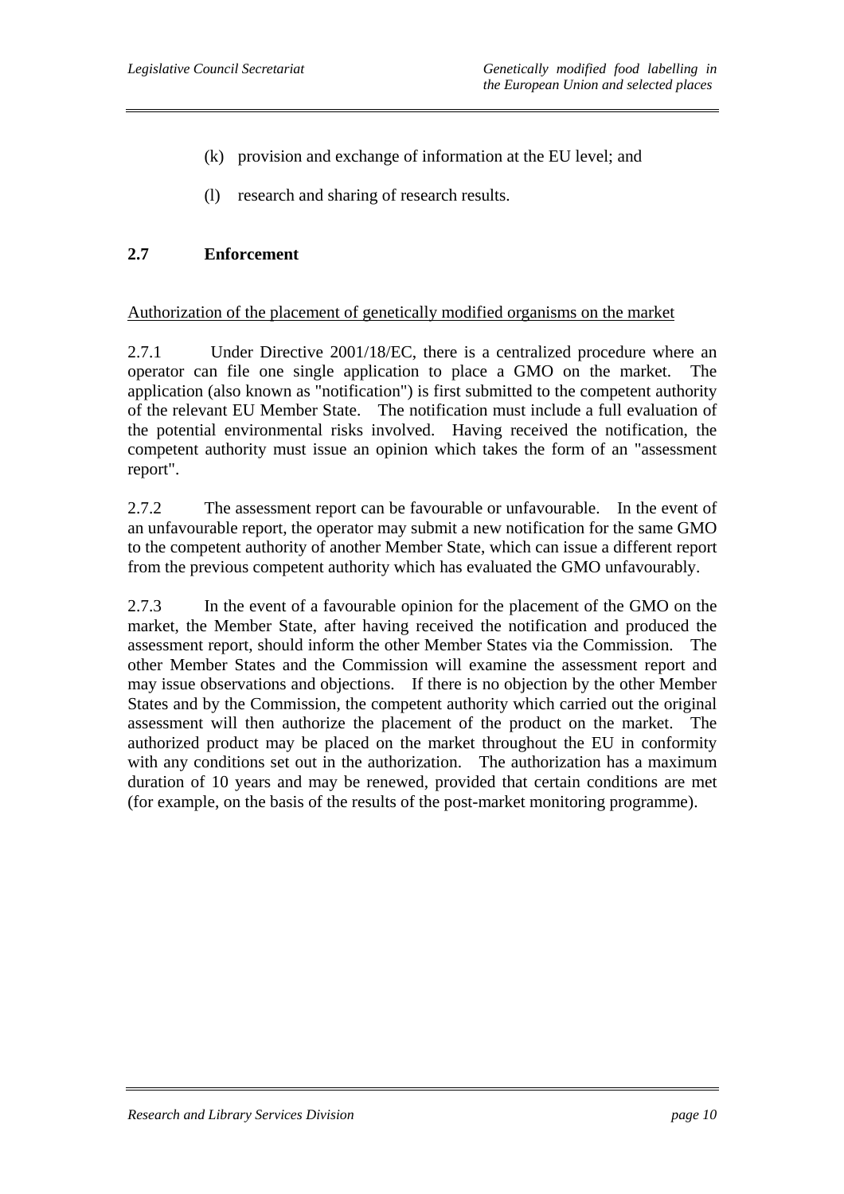(k) provision and exchange of information at the EU level; and

(l) research and sharing of research results.

## 2.7 Enforcement

Authorization of the placement of genetically modified organisms on the market

2.7.1 Under Directive 2001/18/EC, there is a centralized procedure where an operator can file one single application to place a GMO on the market. The application (also known as "notification") is first submitted to the competent authority of the relevant EU Member State. The notification must include a full evaluation of the potential environmental risks involved. Having received the notification, the competent authority must issue an opinion which takes the form of an "assessment report".

2.7.2 The assessment report can be favourable or unfavourable. In the event of an unfavourable report, the operator may submit a new notification for the same GMO to the competent authority of another Member State, which can issue a different report from the previous competent authority which has evaluated the GMO unfavourably.

2.7.3 In the event of a favourable opinion for the placement of the GMO on the market, the Member State, after having received the notification and produced the assessment report, should inform the other Member States via the Commission. The other Member States and the Commission will examine the assessment report and may issue observations and objections. If there is no objection by the other Member States and by the Commission, the competent authority which carried out the original assessment will then authorize the placement of the product on the market. The authorized product may be placed on the market throughout the EU in conformity with any conditions set out in the authorization. The authorization has a maximum duration of 10 years and may be renewed, provided that certain conditions are met (for example, on the basis of the results of the post-market monitoring programme).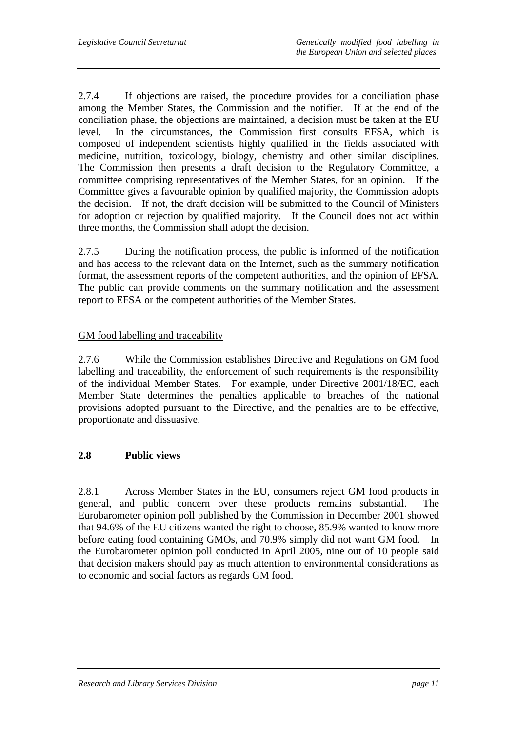2.7.4 If objections are raised, the procedure provides for a conciliation phase among the Member States, the Commission and the notifier. If at the end of the conciliation phase, the objections are maintained, a decision must be taken at the EU level. In the circumstances, the Commission first consults EFSA, which is composed of independent scientists highly qualified in the fields associated with medicine, nutrition, toxicology, biology, chemistry and other similar disciplines. The Commission then presents a draft decision to the Regulatory Committee, a committee comprising representatives of the Member States, for an opinion. If the Committee gives a favourable opinion by qualified majority, the Commission adopts the decision. If not, the draft decision will be submitted to the Council of Ministers for adoption or rejection by qualified majority. If the Council does not act within three months, the Commission shall adopt the decision.

2.7.5 During the notification process, the public is informed of the notification and has access to the relevant data on the Internet, such as the summary notification format, the assessment reports of the competent authorities, and the opinion of EFSA. The public can provide comments on the summary notification and the assessment report to EFSA or the competent authorities of the Member States.

GM food labelling and traceability

2.7.6 While the Commission establishes Directive and Regulations on GM food labelling and traceability, the enforcement of such requirements is the responsibility of the individual Member States. For example, under Directive 2001/18/EC, each Member State determines the penalties applicable to breaches of the national provisions adopted pursuant to the Directive, and the penalties are to be effective, proportionate and dissuasive.

## 2.8 Public views

2.8.1 Across Member States in the EU, consumers reject GM food products in general, and public concern over these products remains substantial. The Eurobarometer opinion poll published by the Commission in December 2001 showed that 94.6% of the EU citizens wanted the right to choose, 85.9% wanted to know more before eating food containing GMOs, and 70.9% simply did not want GM food. In the Eurobarometer opinion poll conducted in April 2005, nine out of 10 people said that decision makers should pay as much attention to environmental considerations as to economic and social factors as regards GM food.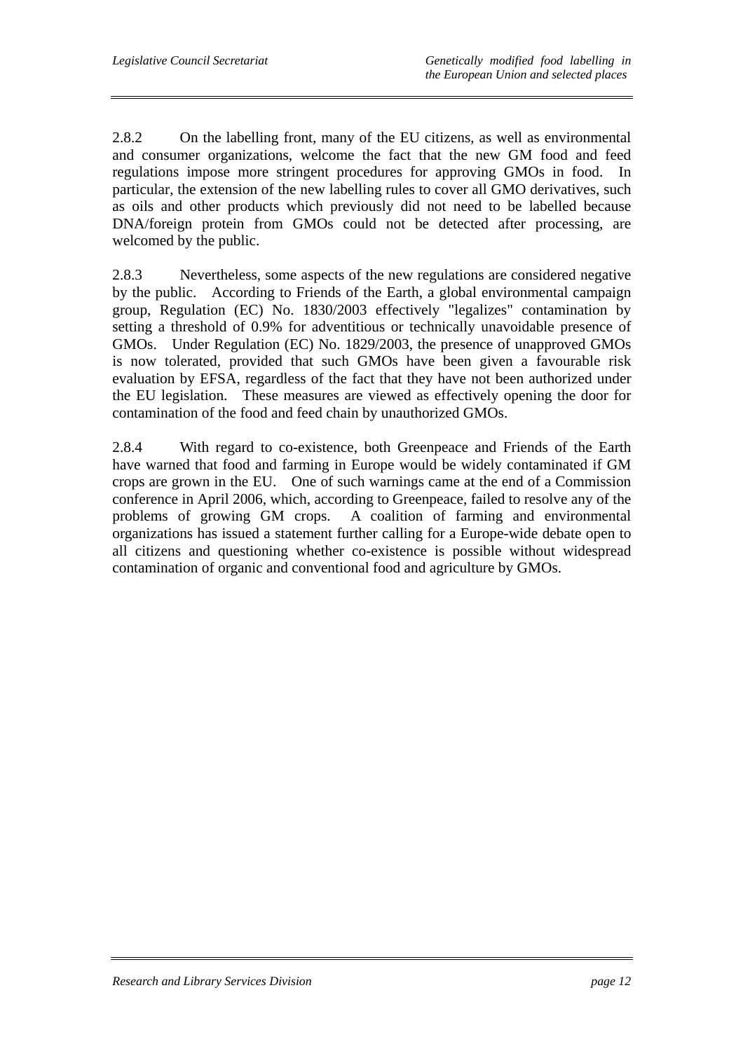2.8.2 On the labelling front, many of the EU citizens, as well as environmental and consumer organizations, welcome the fact that the new GM food and feed regulations impose more stringent procedures for approving GMOs in food. In particular, the extension of the new labelling rules to cover all GMO derivatives, such as oils and other products which previously did not need to be labelled because DNA/foreign protein from GMOs could not be detected after processing, are welcomed by the public.

2.8.3 Nevertheless, some aspects of the new regulations are considered negative by the public. According to Friends of the Earth, a global environmental campaign group, Regulation (EC) No. 1830/2003 effectively "legalizes" contamination by setting a threshold of 0.9% for adventitious or technically unavoidable presence of GMOs. Under Regulation (EC) No. 1829/2003, the presence of unapproved GMOs is now tolerated, provided that such GMOs have been given a favourable risk evaluation by EFSA, regardless of the fact that they have not been authorized under the EU legislation. These measures are viewed as effectively opening the door for contamination of the food and feed chain by unauthorized GMOs.

2.8.4 With regard to co-existence, both Greenpeace and Friends of the Earth have warned that food and farming in Europe would be widely contaminated if GM crops are grown in the EU. One of such warnings came at the end of a Commission conference in April 2006, which, according to Greenpeace, failed to resolve any of the problems of growing GM crops. A coalition of farming and environmental organizations has issued a statement further calling for a Europe-wide debate open to all citizens and questioning whether co-existence is possible without widespread contamination of organic and conventional food and agriculture by GMOs.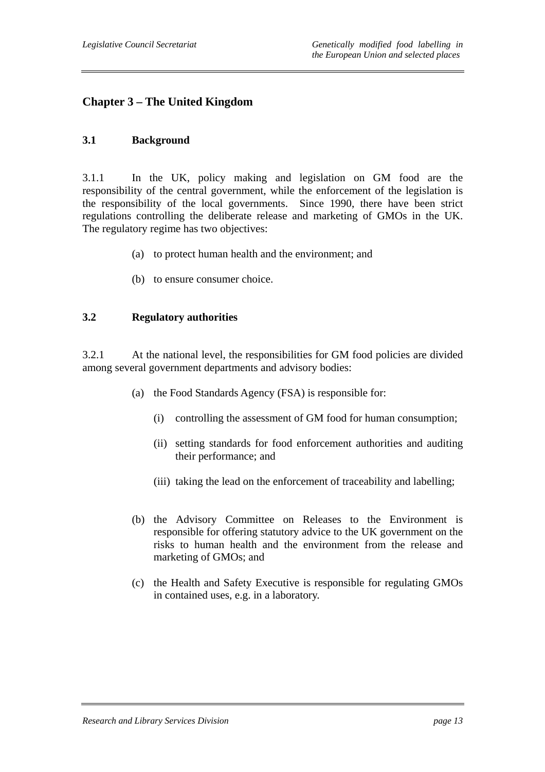## Chapter 3 – The United Kingdom

### 3.1 Background

3.1.1 In the UK, policy making and legislation on GM food are the responsibility of the central government, while the enforcement of the legislation is the responsibility of the local governments. Since 1990, there have been strict regulations controlling the deliberate release and marketing of GMOs in the UK. The regulatory regime has two objectives:

(a) to protect human health and the environment; and

(b) to ensure consumer choice.

### 3.2 Regulatory authorities

3.2.1 At the national level, the responsibilities for GM food policies are divided among several government departments and advisory bodies:

(a) the Food Standards Agency (FSA) is responsible for:

(i) controlling the assessment of GM food for human consumption;

(ii) setting standards for food enforcement authorities and auditing their performance; and

(iii) taking the lead on the enforcement of traceability and labelling;

(b) the Advisory Committee on Releases to the Environment is responsible for offering statutory advice to the UK government on the risks to human health and the environment from the release and marketing of GMOs; and

(c) the Health and Safety Executive is responsible for regulating GMOs in contained uses, e.g. in a laboratory.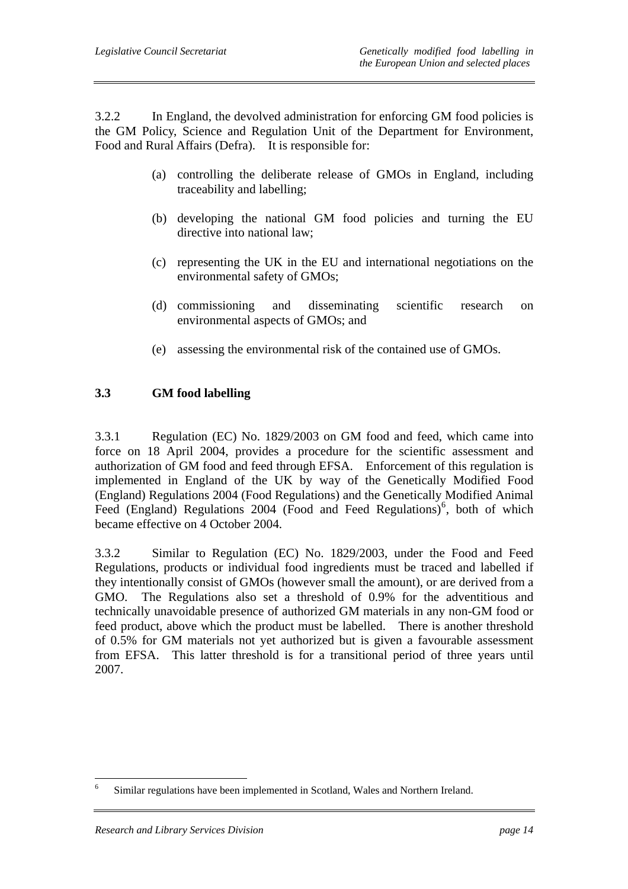3.2.2 In England, the devolved administration for enforcing GM food policies is the GM Policy, Science and Regulation Unit of the Department for Environment, Food and Rural Affairs (Defra). It is responsible for:

(a) controlling the deliberate release of GMOs in England, including traceability and labelling;

(b) developing the national GM food policies and turning the EU directive into national law;

(c) representing the UK in the EU and international negotiations on the environmental safety of GMOs;

(d) commissioning and disseminating scientific research on environmental aspects of GMOs; and

(e) assessing the environmental risk of the contained use of GMOs.

### 3.3 GM food labelling

3.3.1 Regulation (EC) No. 1829/2003 on GM food and feed, which came into force on 18 April 2004, provides a procedure for the scientific assessment and authorization of GM food and feed through EFSA. Enforcement of this regulation is implemented in England of the UK by way of the Genetically Modified Food (England) Regulations 2004 (Food Regulations) and the Genetically Modified Animal Feed (England) Regulations 2004 (Food and Feed Regulations)[6], both of which became effective on 4 October 2004.

3.3.2 Similar to Regulation (EC) No. 1829/2003, under the Food and Feed Regulations, products or individual food ingredients must be traced and labelled if they intentionally consist of GMOs (however small the amount), or are derived from a GMO. The Regulations also set a threshold of 0.9% for the adventitious and technically unavoidable presence of authorized GM materials in any non-GM food or feed product, above which the product must be labelled. There is another threshold of 0.5% for GM materials not yet authorized but is given a favourable assessment from EFSA. This latter threshold is for a transitional period of three years until 2007.

---

[6] Similar regulations have been implemented in Scotland, Wales and Northern Ireland.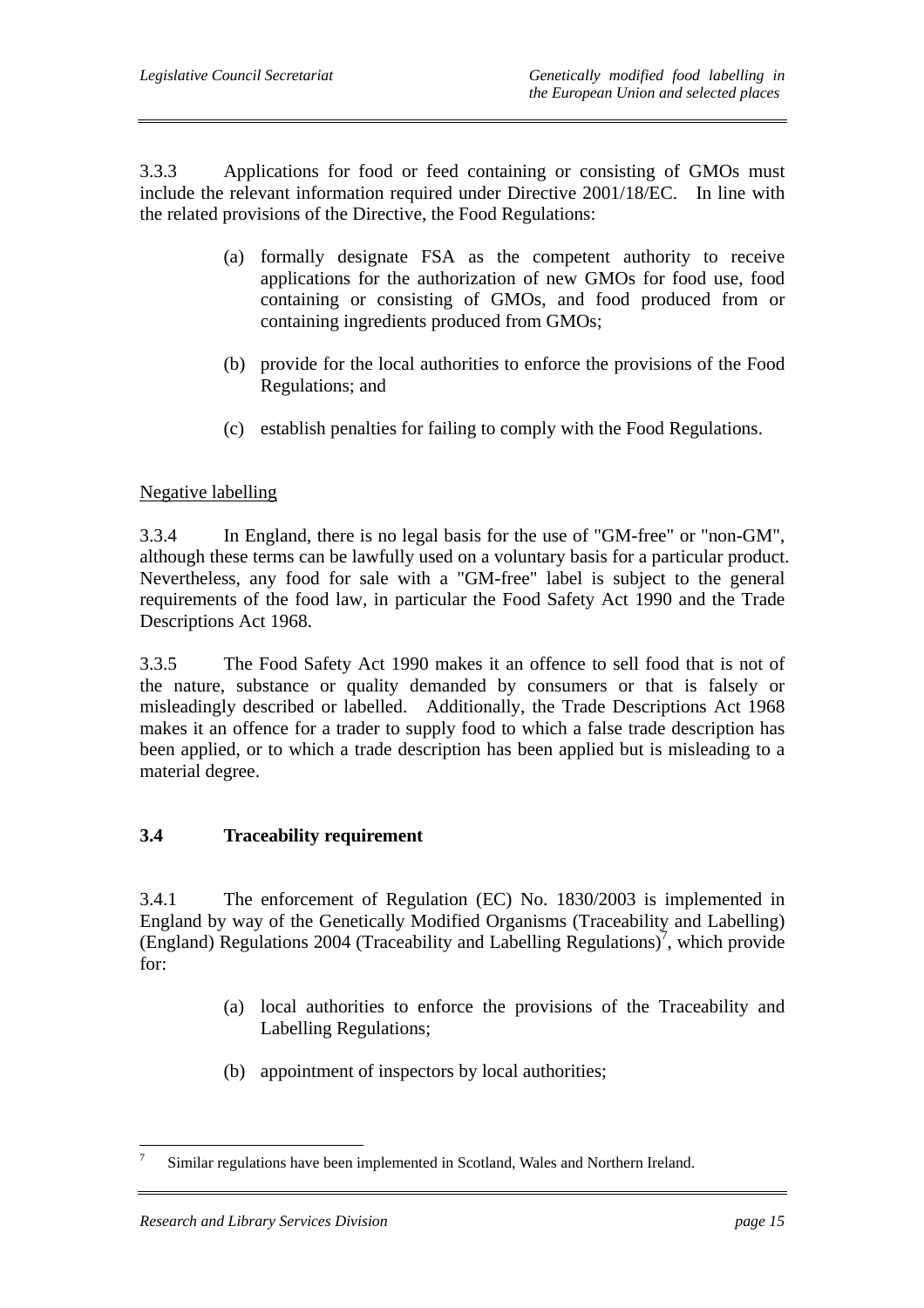3.3.3 Applications for food or feed containing or consisting of GMOs must include the relevant information required under Directive 2001/18/EC. In line with the related provisions of the Directive, the Food Regulations:

(a) formally designate FSA as the competent authority to receive applications for the authorization of new GMOs for food use, food containing or consisting of GMOs, and food produced from or containing ingredients produced from GMOs;

(b) provide for the local authorities to enforce the provisions of the Food Regulations; and

(c) establish penalties for failing to comply with the Food Regulations.

Negative labelling

3.3.4 In England, there is no legal basis for the use of "GM-free" or "non-GM", although these terms can be lawfully used on a voluntary basis for a particular product. Nevertheless, any food for sale with a "GM-free" label is subject to the general requirements of the food law, in particular the Food Safety Act 1990 and the Trade Descriptions Act 1968.

3.3.5 The Food Safety Act 1990 makes it an offence to sell food that is not of the nature, substance or quality demanded by consumers or that is falsely or misleadingly described or labelled. Additionally, the Trade Descriptions Act 1968 makes it an offence for a trader to supply food to which a false trade description has been applied, or to which a trade description has been applied but is misleading to a material degree.

### 3.4 Traceability requirement

3.4.1 The enforcement of Regulation (EC) No. 1830/2003 is implemented in England by way of the Genetically Modified Organisms (Traceability and Labelling) (England) Regulations 2004 (Traceability and Labelling Regulations)[7], which provide for:

(a) local authorities to enforce the provisions of the Traceability and Labelling Regulations;

(b) appointment of inspectors by local authorities;

---

[7] Similar regulations have been implemented in Scotland, Wales and Northern Ireland.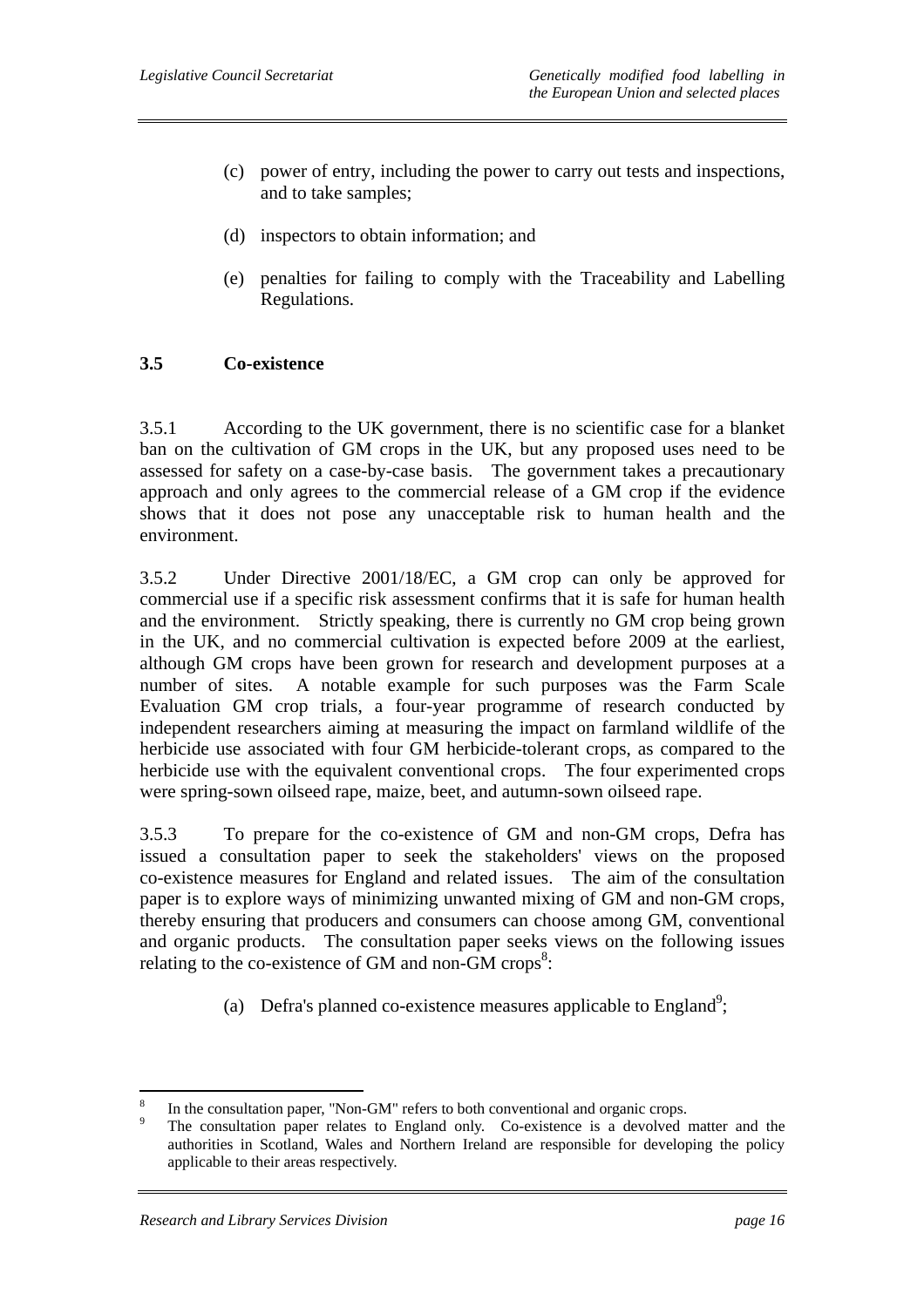(c) power of entry, including the power to carry out tests and inspections, and to take samples;

(d) inspectors to obtain information; and

(e) penalties for failing to comply with the Traceability and Labelling Regulations.

### 3.5 Co-existence

3.5.1 According to the UK government, there is no scientific case for a blanket ban on the cultivation of GM crops in the UK, but any proposed uses need to be assessed for safety on a case-by-case basis. The government takes a precautionary approach and only agrees to the commercial release of a GM crop if the evidence shows that it does not pose any unacceptable risk to human health and the environment.

3.5.2 Under Directive 2001/18/EC, a GM crop can only be approved for commercial use if a specific risk assessment confirms that it is safe for human health and the environment. Strictly speaking, there is currently no GM crop being grown in the UK, and no commercial cultivation is expected before 2009 at the earliest, although GM crops have been grown for research and development purposes at a number of sites. A notable example for such purposes was the Farm Scale Evaluation GM crop trials, a four-year programme of research conducted by independent researchers aiming at measuring the impact on farmland wildlife of the herbicide use associated with four GM herbicide-tolerant crops, as compared to the herbicide use with the equivalent conventional crops. The four experimented crops were spring-sown oilseed rape, maize, beet, and autumn-sown oilseed rape.

3.5.3 To prepare for the co-existence of GM and non-GM crops, Defra has issued a consultation paper to seek the stakeholders' views on the proposed co-existence measures for England and related issues. The aim of the consultation paper is to explore ways of minimizing unwanted mixing of GM and non-GM crops, thereby ensuring that producers and consumers can choose among GM, conventional and organic products. The consultation paper seeks views on the following issues relating to the co-existence of GM and non-GM crops[8]:

(a) Defra's planned co-existence measures applicable to England[9];

---

[8] In the consultation paper, "Non-GM" refers to both conventional and organic crops.

[9] The consultation paper relates to England only. Co-existence is a devolved matter and the authorities in Scotland, Wales and Northern Ireland are responsible for developing the policy applicable to their areas respectively.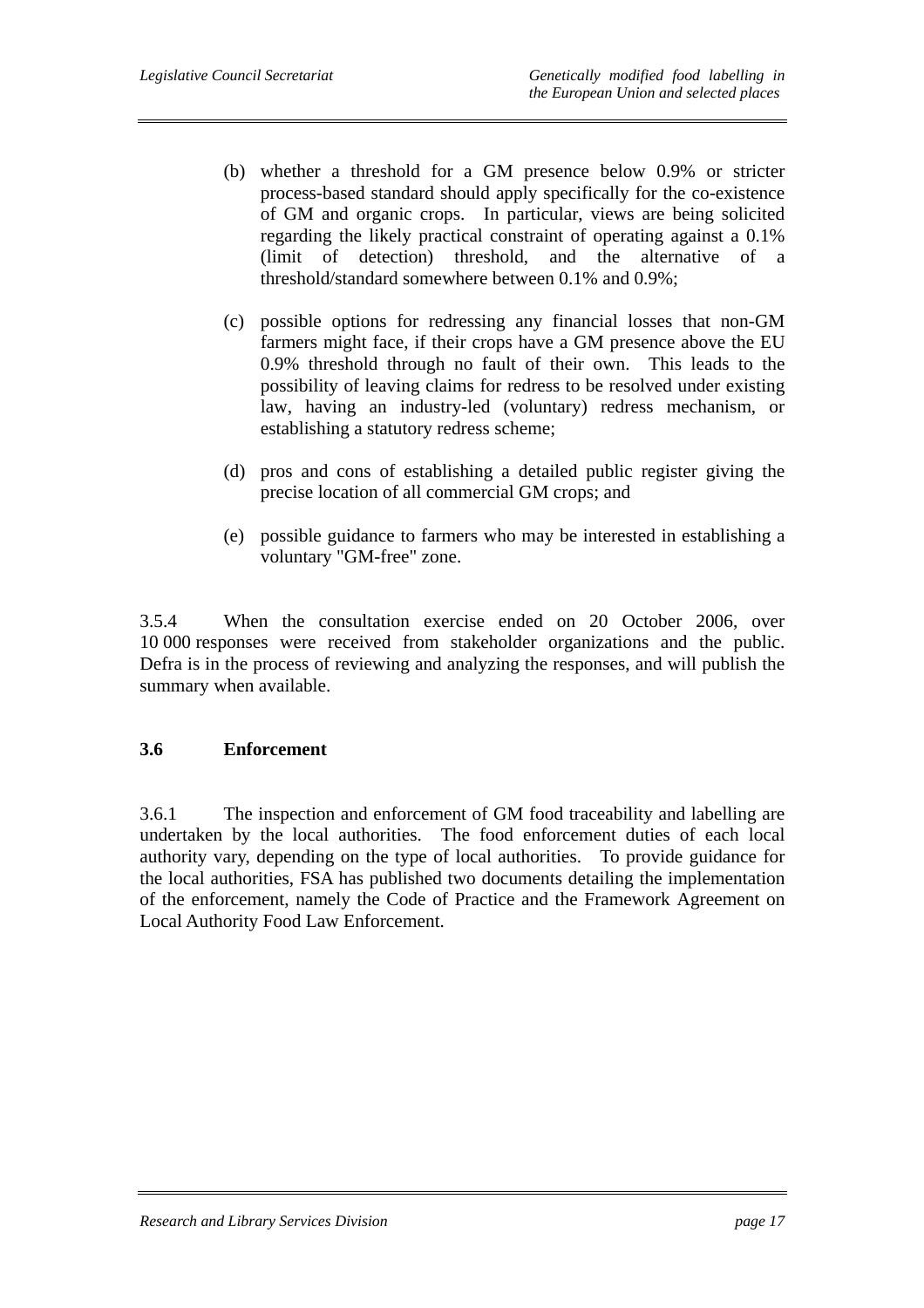(b) whether a threshold for a GM presence below 0.9% or stricter process-based standard should apply specifically for the co-existence of GM and organic crops. In particular, views are being solicited regarding the likely practical constraint of operating against a 0.1% (limit of detection) threshold, and the alternative of a threshold/standard somewhere between 0.1% and 0.9%;

(c) possible options for redressing any financial losses that non-GM farmers might face, if their crops have a GM presence above the EU 0.9% threshold through no fault of their own. This leads to the possibility of leaving claims for redress to be resolved under existing law, having an industry-led (voluntary) redress mechanism, or establishing a statutory redress scheme;

(d) pros and cons of establishing a detailed public register giving the precise location of all commercial GM crops; and

(e) possible guidance to farmers who may be interested in establishing a voluntary "GM-free" zone.

3.5.4 When the consultation exercise ended on 20 October 2006, over 10 000 responses were received from stakeholder organizations and the public. Defra is in the process of reviewing and analyzing the responses, and will publish the summary when available.

### 3.6 Enforcement

3.6.1 The inspection and enforcement of GM food traceability and labelling are undertaken by the local authorities. The food enforcement duties of each local authority vary, depending on the type of local authorities. To provide guidance for the local authorities, FSA has published two documents detailing the implementation of the enforcement, namely the Code of Practice and the Framework Agreement on Local Authority Food Law Enforcement.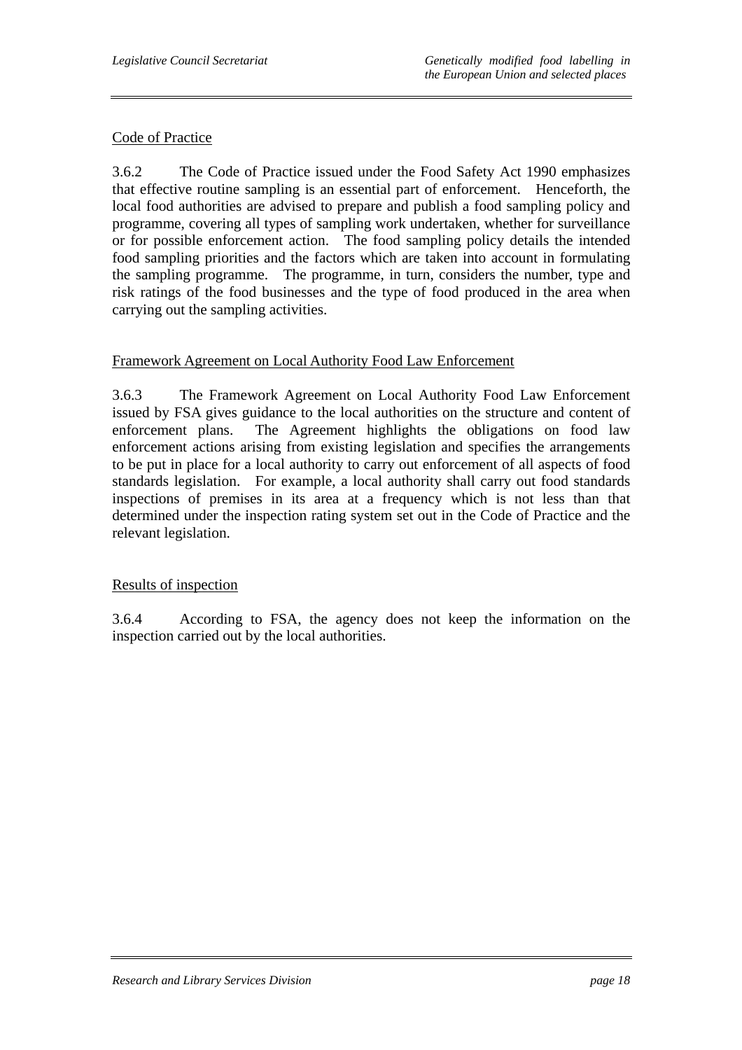<u>Code of Practice</u>

3.6.2 The Code of Practice issued under the Food Safety Act 1990 emphasizes that effective routine sampling is an essential part of enforcement. Henceforth, the local food authorities are advised to prepare and publish a food sampling policy and programme, covering all types of sampling work undertaken, whether for surveillance or for possible enforcement action. The food sampling policy details the intended food sampling priorities and the factors which are taken into account in formulating the sampling programme. The programme, in turn, considers the number, type and risk ratings of the food businesses and the type of food produced in the area when carrying out the sampling activities.

<u>Framework Agreement on Local Authority Food Law Enforcement</u>

3.6.3 The Framework Agreement on Local Authority Food Law Enforcement issued by FSA gives guidance to the local authorities on the structure and content of enforcement plans. The Agreement highlights the obligations on food law enforcement actions arising from existing legislation and specifies the arrangements to be put in place for a local authority to carry out enforcement of all aspects of food standards legislation. For example, a local authority shall carry out food standards inspections of premises in its area at a frequency which is not less than that determined under the inspection rating system set out in the Code of Practice and the relevant legislation.

<u>Results of inspection</u>

3.6.4 According to FSA, the agency does not keep the information on the inspection carried out by the local authorities.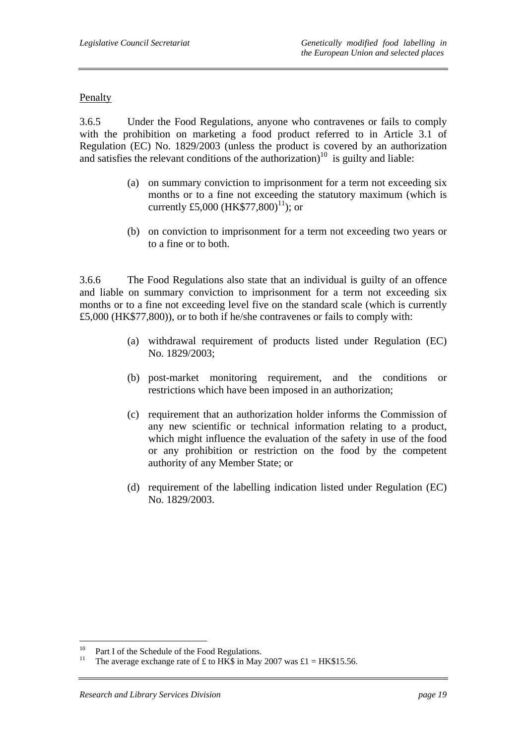Penalty

3.6.5 Under the Food Regulations, anyone who contravenes or fails to comply with the prohibition on marketing a food product referred to in Article 3.1 of Regulation (EC) No. 1829/2003 (unless the product is covered by an authorization and satisfies the relevant conditions of the authorization)[10] is guilty and liable:

(a) on summary conviction to imprisonment for a term not exceeding six months or to a fine not exceeding the statutory maximum (which is currently £5,000 (HK$77,800)[11]); or

(b) on conviction to imprisonment for a term not exceeding two years or to a fine or to both.

3.6.6 The Food Regulations also state that an individual is guilty of an offence and liable on summary conviction to imprisonment for a term not exceeding six months or to a fine not exceeding level five on the standard scale (which is currently £5,000 (HK$77,800)), or to both if he/she contravenes or fails to comply with:

(a) withdrawal requirement of products listed under Regulation (EC) No. 1829/2003;

(b) post-market monitoring requirement, and the conditions or restrictions which have been imposed in an authorization;

(c) requirement that an authorization holder informs the Commission of any new scientific or technical information relating to a product, which might influence the evaluation of the safety in use of the food or any prohibition or restriction on the food by the competent authority of any Member State; or

(d) requirement of the labelling indication listed under Regulation (EC) No. 1829/2003.

---

[10] Part I of the Schedule of the Food Regulations.

[11] The average exchange rate of £ to HK$ in May 2007 was £1 = HK$15.56.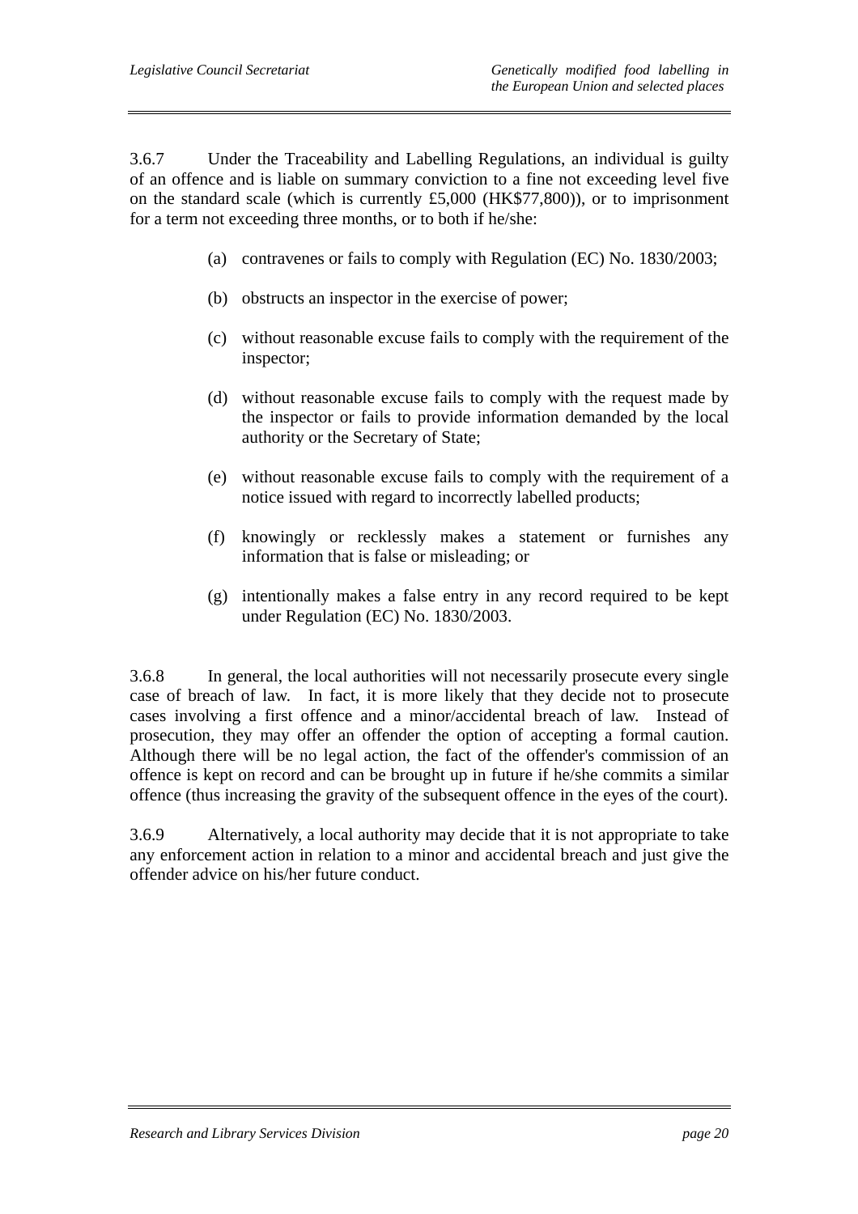3.6.7 Under the Traceability and Labelling Regulations, an individual is guilty of an offence and is liable on summary conviction to a fine not exceeding level five on the standard scale (which is currently £5,000 (HK$77,800)), or to imprisonment for a term not exceeding three months, or to both if he/she:

(a) contravenes or fails to comply with Regulation (EC) No. 1830/2003;

(b) obstructs an inspector in the exercise of power;

(c) without reasonable excuse fails to comply with the requirement of the inspector;

(d) without reasonable excuse fails to comply with the request made by the inspector or fails to provide information demanded by the local authority or the Secretary of State;

(e) without reasonable excuse fails to comply with the requirement of a notice issued with regard to incorrectly labelled products;

(f) knowingly or recklessly makes a statement or furnishes any information that is false or misleading; or

(g) intentionally makes a false entry in any record required to be kept under Regulation (EC) No. 1830/2003.

3.6.8 In general, the local authorities will not necessarily prosecute every single case of breach of law. In fact, it is more likely that they decide not to prosecute cases involving a first offence and a minor/accidental breach of law. Instead of prosecution, they may offer an offender the option of accepting a formal caution. Although there will be no legal action, the fact of the offender's commission of an offence is kept on record and can be brought up in future if he/she commits a similar offence (thus increasing the gravity of the subsequent offence in the eyes of the court).

3.6.9 Alternatively, a local authority may decide that it is not appropriate to take any enforcement action in relation to a minor and accidental breach and just give the offender advice on his/her future conduct.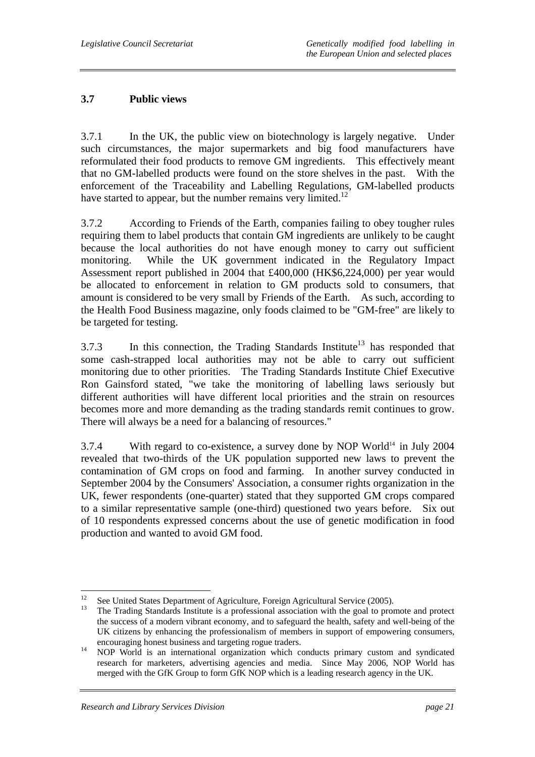### 3.7 Public views

3.7.1 In the UK, the public view on biotechnology is largely negative. Under such circumstances, the major supermarkets and big food manufacturers have reformulated their food products to remove GM ingredients. This effectively meant that no GM-labelled products were found on the store shelves in the past. With the enforcement of the Traceability and Labelling Regulations, GM-labelled products have started to appear, but the number remains very limited.[12]

3.7.2 According to Friends of the Earth, companies failing to obey tougher rules requiring them to label products that contain GM ingredients are unlikely to be caught because the local authorities do not have enough money to carry out sufficient monitoring. While the UK government indicated in the Regulatory Impact Assessment report published in 2004 that £400,000 (HK$6,224,000) per year would be allocated to enforcement in relation to GM products sold to consumers, that amount is considered to be very small by Friends of the Earth. As such, according to the Health Food Business magazine, only foods claimed to be "GM-free" are likely to be targeted for testing.

3.7.3 In this connection, the Trading Standards Institute[13] has responded that some cash-strapped local authorities may not be able to carry out sufficient monitoring due to other priorities. The Trading Standards Institute Chief Executive Ron Gainsford stated, "we take the monitoring of labelling laws seriously but different authorities will have different local priorities and the strain on resources becomes more and more demanding as the trading standards remit continues to grow. There will always be a need for a balancing of resources."

3.7.4 With regard to co-existence, a survey done by NOP World[14] in July 2004 revealed that two-thirds of the UK population supported new laws to prevent the contamination of GM crops on food and farming. In another survey conducted in September 2004 by the Consumers' Association, a consumer rights organization in the UK, fewer respondents (one-quarter) stated that they supported GM crops compared to a similar representative sample (one-third) questioned two years before. Six out of 10 respondents expressed concerns about the use of genetic modification in food production and wanted to avoid GM food.

---

[12] See United States Department of Agriculture, Foreign Agricultural Service (2005).

[13] The Trading Standards Institute is a professional association with the goal to promote and protect the success of a modern vibrant economy, and to safeguard the health, safety and well-being of the UK citizens by enhancing the professionalism of members in support of empowering consumers, encouraging honest business and targeting rogue traders.

[14] NOP World is an international organization which conducts primary custom and syndicated research for marketers, advertising agencies and media. Since May 2006, NOP World has merged with the GfK Group to form GfK NOP which is a leading research agency in the UK.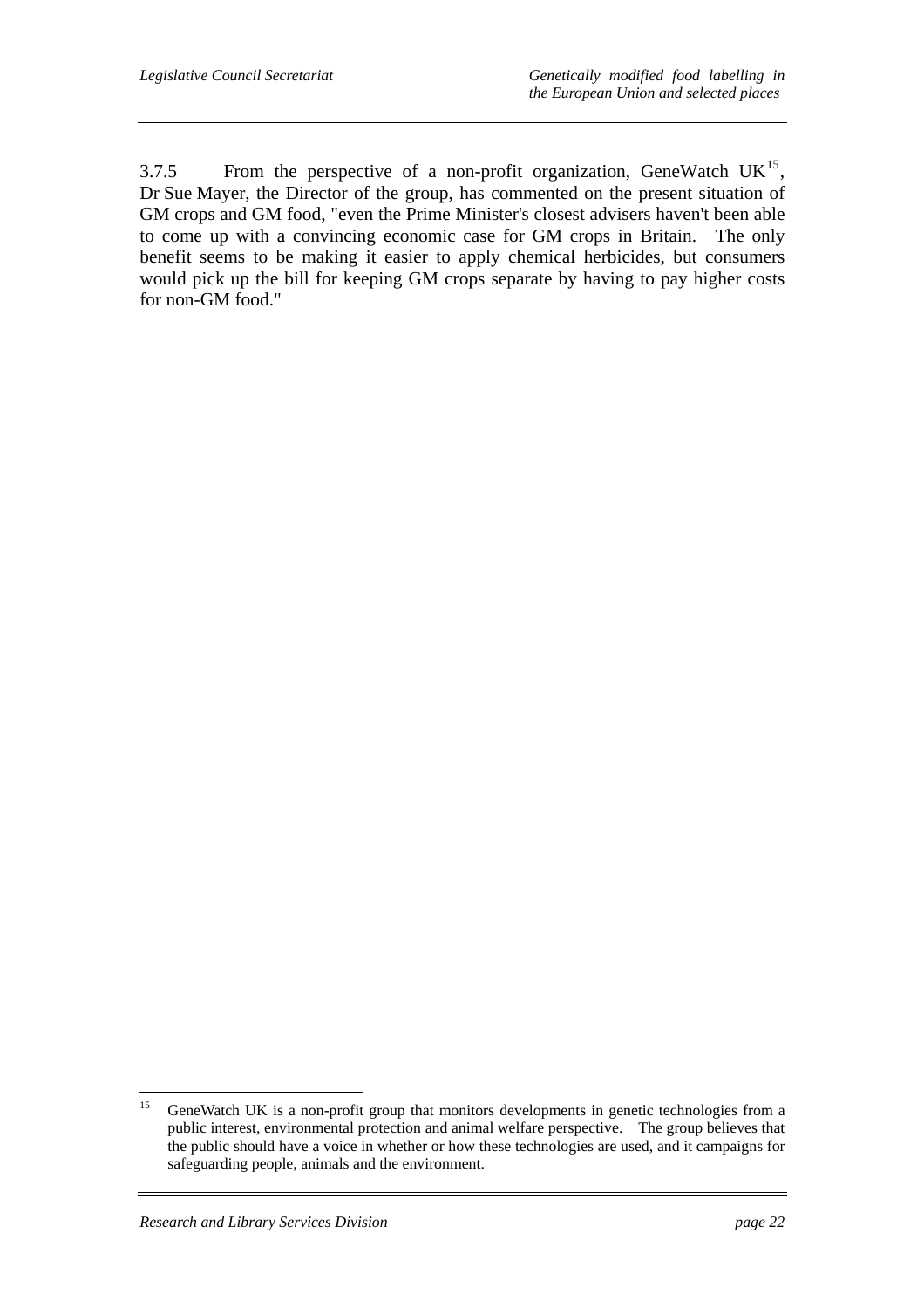3.7.5 From the perspective of a non-profit organization, GeneWatch UK[15], Dr Sue Mayer, the Director of the group, has commented on the present situation of GM crops and GM food, "even the Prime Minister's closest advisers haven't been able to come up with a convincing economic case for GM crops in Britain. The only benefit seems to be making it easier to apply chemical herbicides, but consumers would pick up the bill for keeping GM crops separate by having to pay higher costs for non-GM food."

---

[15] GeneWatch UK is a non-profit group that monitors developments in genetic technologies from a public interest, environmental protection and animal welfare perspective. The group believes that the public should have a voice in whether or how these technologies are used, and it campaigns for safeguarding people, animals and the environment.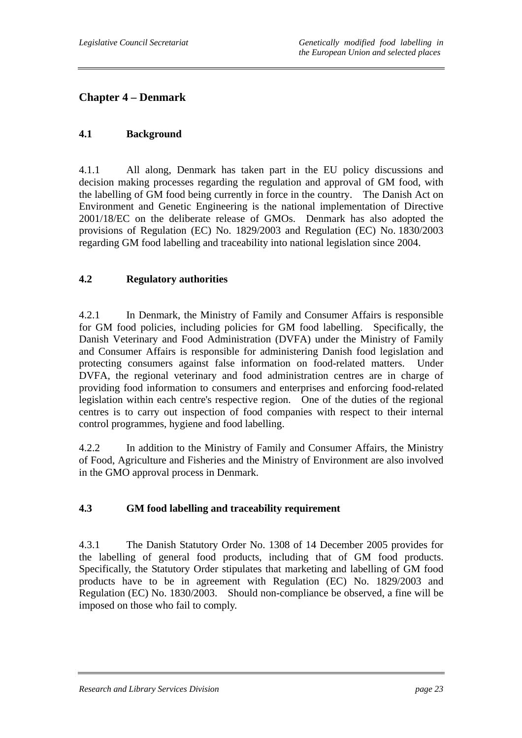## Chapter 4 – Denmark

### 4.1 Background

4.1.1 All along, Denmark has taken part in the EU policy discussions and decision making processes regarding the regulation and approval of GM food, with the labelling of GM food being currently in force in the country. The Danish Act on Environment and Genetic Engineering is the national implementation of Directive 2001/18/EC on the deliberate release of GMOs. Denmark has also adopted the provisions of Regulation (EC) No. 1829/2003 and Regulation (EC) No. 1830/2003 regarding GM food labelling and traceability into national legislation since 2004.

### 4.2 Regulatory authorities

4.2.1 In Denmark, the Ministry of Family and Consumer Affairs is responsible for GM food policies, including policies for GM food labelling. Specifically, the Danish Veterinary and Food Administration (DVFA) under the Ministry of Family and Consumer Affairs is responsible for administering Danish food legislation and protecting consumers against false information on food-related matters. Under DVFA, the regional veterinary and food administration centres are in charge of providing food information to consumers and enterprises and enforcing food-related legislation within each centre's respective region. One of the duties of the regional centres is to carry out inspection of food companies with respect to their internal control programmes, hygiene and food labelling.

4.2.2 In addition to the Ministry of Family and Consumer Affairs, the Ministry of Food, Agriculture and Fisheries and the Ministry of Environment are also involved in the GMO approval process in Denmark.

### 4.3 GM food labelling and traceability requirement

4.3.1 The Danish Statutory Order No. 1308 of 14 December 2005 provides for the labelling of general food products, including that of GM food products. Specifically, the Statutory Order stipulates that marketing and labelling of GM food products have to be in agreement with Regulation (EC) No. 1829/2003 and Regulation (EC) No. 1830/2003. Should non-compliance be observed, a fine will be imposed on those who fail to comply.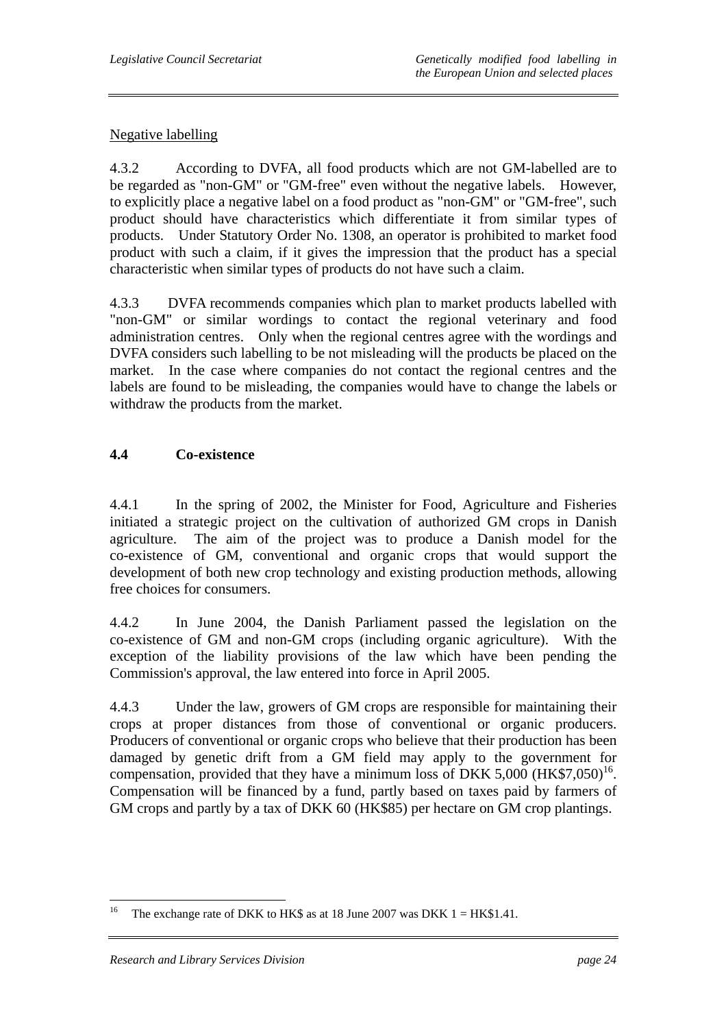Negative labelling

4.3.2 According to DVFA, all food products which are not GM-labelled are to be regarded as "non-GM" or "GM-free" even without the negative labels. However, to explicitly place a negative label on a food product as "non-GM" or "GM-free", such product should have characteristics which differentiate it from similar types of products. Under Statutory Order No. 1308, an operator is prohibited to market food product with such a claim, if it gives the impression that the product has a special characteristic when similar types of products do not have such a claim.

4.3.3 DVFA recommends companies which plan to market products labelled with "non-GM" or similar wordings to contact the regional veterinary and food administration centres. Only when the regional centres agree with the wordings and DVFA considers such labelling to be not misleading will the products be placed on the market. In the case where companies do not contact the regional centres and the labels are found to be misleading, the companies would have to change the labels or withdraw the products from the market.

## 4.4 Co-existence

4.4.1 In the spring of 2002, the Minister for Food, Agriculture and Fisheries initiated a strategic project on the cultivation of authorized GM crops in Danish agriculture. The aim of the project was to produce a Danish model for the co-existence of GM, conventional and organic crops that would support the development of both new crop technology and existing production methods, allowing free choices for consumers.

4.4.2 In June 2004, the Danish Parliament passed the legislation on the co-existence of GM and non-GM crops (including organic agriculture). With the exception of the liability provisions of the law which have been pending the Commission's approval, the law entered into force in April 2005.

4.4.3 Under the law, growers of GM crops are responsible for maintaining their crops at proper distances from those of conventional or organic producers. Producers of conventional or organic crops who believe that their production has been damaged by genetic drift from a GM field may apply to the government for compensation, provided that they have a minimum loss of DKK 5,000 (HK$7,050)[16]. Compensation will be financed by a fund, partly based on taxes paid by farmers of GM crops and partly by a tax of DKK 60 (HK$85) per hectare on GM crop plantings.

---

[16] The exchange rate of DKK to HK$ as at 18 June 2007 was DKK 1 = HK$1.41.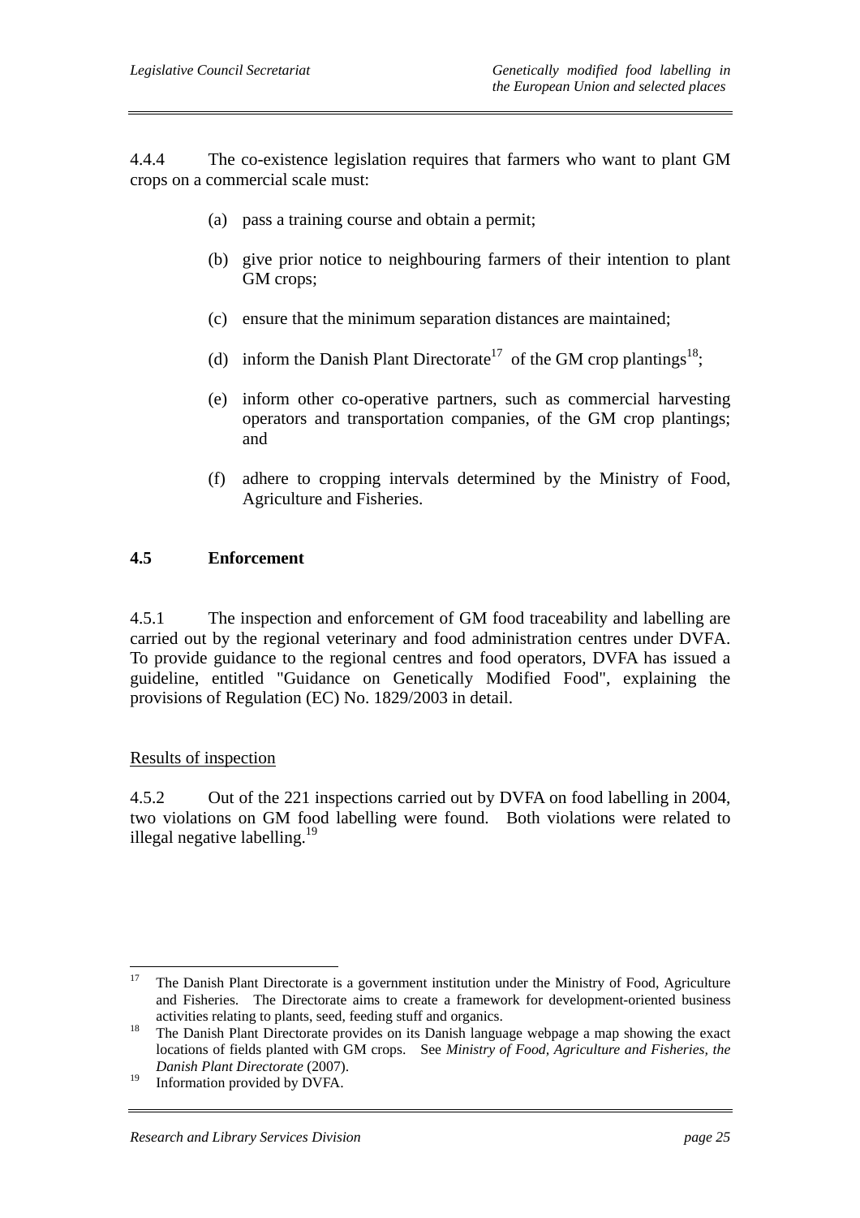4.4.4 The co-existence legislation requires that farmers who want to plant GM crops on a commercial scale must:

(a) pass a training course and obtain a permit;

(b) give prior notice to neighbouring farmers of their intention to plant GM crops;

(c) ensure that the minimum separation distances are maintained;

(d) inform the Danish Plant Directorate[17] of the GM crop plantings[18];

(e) inform other co-operative partners, such as commercial harvesting operators and transportation companies, of the GM crop plantings; and

(f) adhere to cropping intervals determined by the Ministry of Food, Agriculture and Fisheries.

## 4.5 Enforcement

4.5.1 The inspection and enforcement of GM food traceability and labelling are carried out by the regional veterinary and food administration centres under DVFA. To provide guidance to the regional centres and food operators, DVFA has issued a guideline, entitled "Guidance on Genetically Modified Food", explaining the provisions of Regulation (EC) No. 1829/2003 in detail.

Results of inspection

4.5.2 Out of the 221 inspections carried out by DVFA on food labelling in 2004, two violations on GM food labelling were found. Both violations were related to illegal negative labelling.[19]

---

[17] The Danish Plant Directorate is a government institution under the Ministry of Food, Agriculture and Fisheries. The Directorate aims to create a framework for development-oriented business activities relating to plants, seed, feeding stuff and organics.

[18] The Danish Plant Directorate provides on its Danish language webpage a map showing the exact locations of fields planted with GM crops. See *Ministry of Food, Agriculture and Fisheries, the Danish Plant Directorate* (2007).

[19] Information provided by DVFA.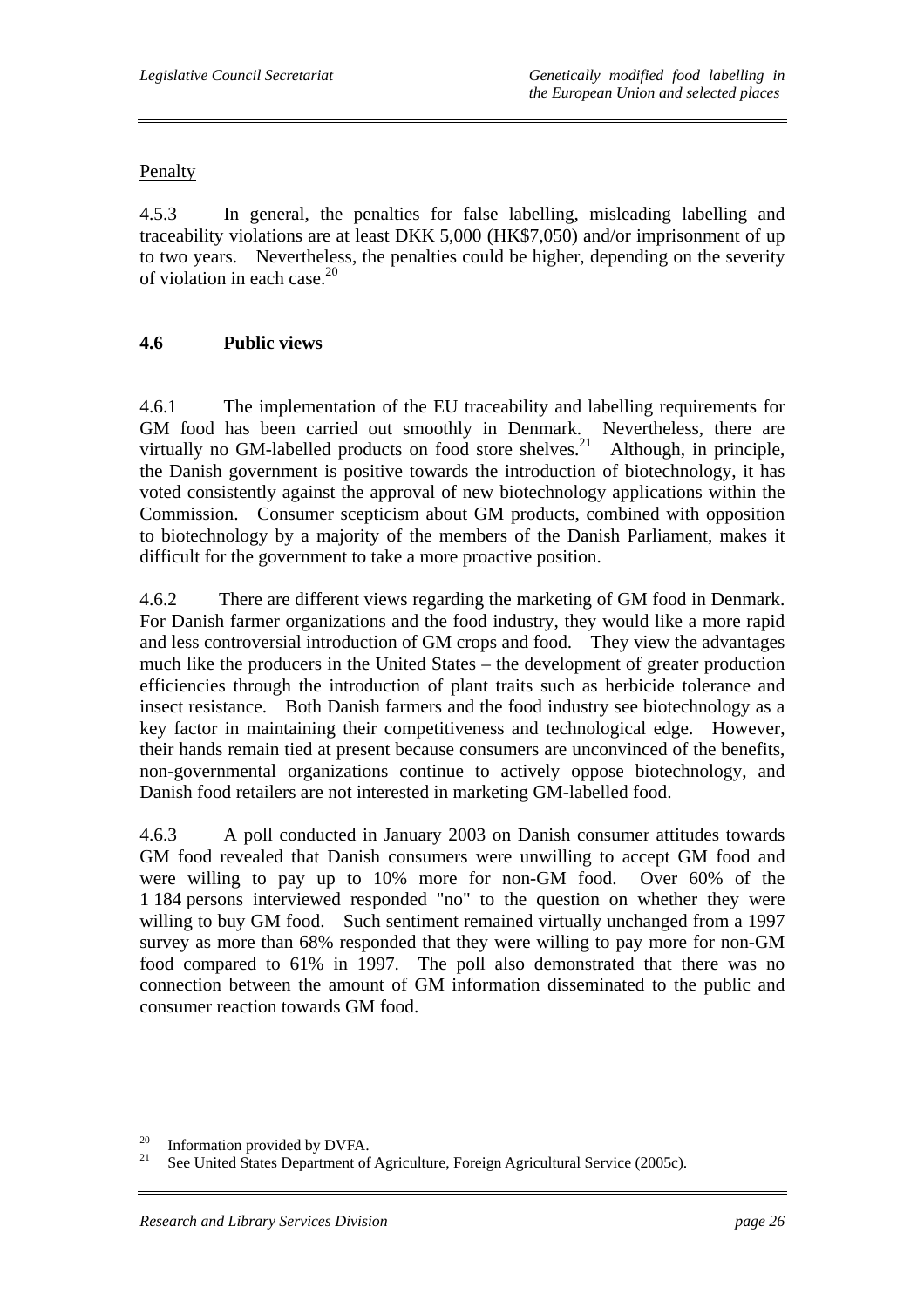Penalty

4.5.3 In general, the penalties for false labelling, misleading labelling and traceability violations are at least DKK 5,000 (HK$7,050) and/or imprisonment of up to two years. Nevertheless, the penalties could be higher, depending on the severity of violation in each case.[20]

### 4.6 Public views

4.6.1 The implementation of the EU traceability and labelling requirements for GM food has been carried out smoothly in Denmark. Nevertheless, there are virtually no GM-labelled products on food store shelves.[21] Although, in principle, the Danish government is positive towards the introduction of biotechnology, it has voted consistently against the approval of new biotechnology applications within the Commission. Consumer scepticism about GM products, combined with opposition to biotechnology by a majority of the members of the Danish Parliament, makes it difficult for the government to take a more proactive position.

4.6.2 There are different views regarding the marketing of GM food in Denmark. For Danish farmer organizations and the food industry, they would like a more rapid and less controversial introduction of GM crops and food. They view the advantages much like the producers in the United States – the development of greater production efficiencies through the introduction of plant traits such as herbicide tolerance and insect resistance. Both Danish farmers and the food industry see biotechnology as a key factor in maintaining their competitiveness and technological edge. However, their hands remain tied at present because consumers are unconvinced of the benefits, non-governmental organizations continue to actively oppose biotechnology, and Danish food retailers are not interested in marketing GM-labelled food.

4.6.3 A poll conducted in January 2003 on Danish consumer attitudes towards GM food revealed that Danish consumers were unwilling to accept GM food and were willing to pay up to 10% more for non-GM food. Over 60% of the 1 184 persons interviewed responded "no" to the question on whether they were willing to buy GM food. Such sentiment remained virtually unchanged from a 1997 survey as more than 68% responded that they were willing to pay more for non-GM food compared to 61% in 1997. The poll also demonstrated that there was no connection between the amount of GM information disseminated to the public and consumer reaction towards GM food.

---

[20] Information provided by DVFA.

[21] See United States Department of Agriculture, Foreign Agricultural Service (2005c).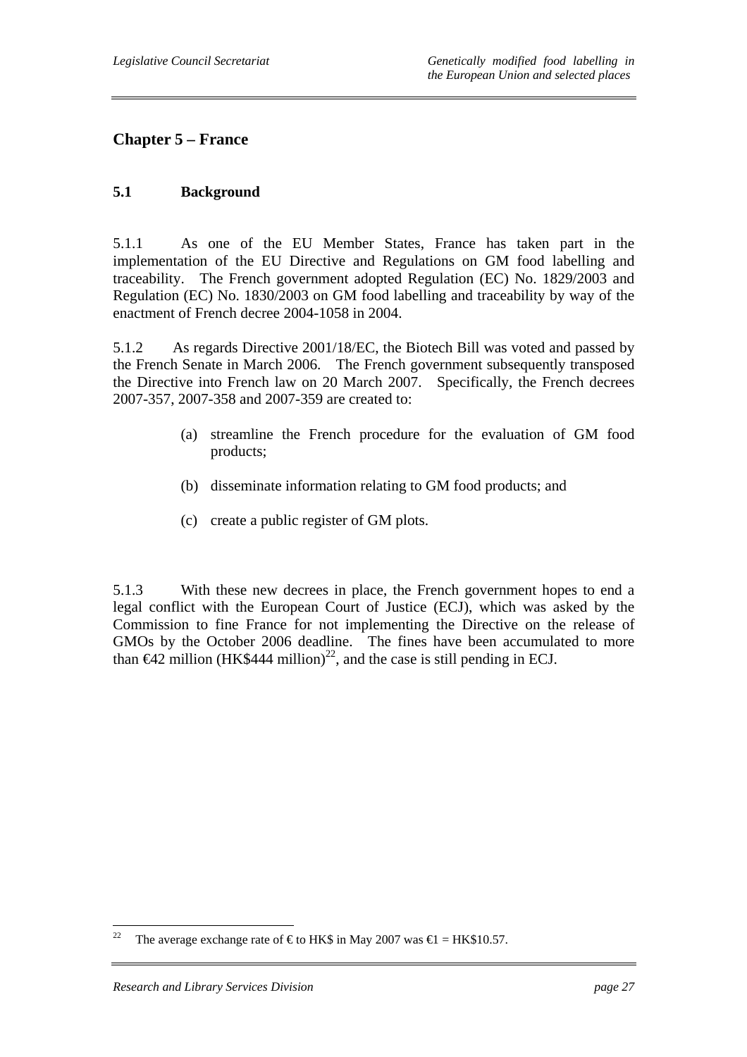## Chapter 5 – France

### 5.1 Background

5.1.1 As one of the EU Member States, France has taken part in the implementation of the EU Directive and Regulations on GM food labelling and traceability. The French government adopted Regulation (EC) No. 1829/2003 and Regulation (EC) No. 1830/2003 on GM food labelling and traceability by way of the enactment of French decree 2004-1058 in 2004.

5.1.2 As regards Directive 2001/18/EC, the Biotech Bill was voted and passed by the French Senate in March 2006. The French government subsequently transposed the Directive into French law on 20 March 2007. Specifically, the French decrees 2007-357, 2007-358 and 2007-359 are created to:

(a) streamline the French procedure for the evaluation of GM food products;

(b) disseminate information relating to GM food products; and

(c) create a public register of GM plots.

5.1.3 With these new decrees in place, the French government hopes to end a legal conflict with the European Court of Justice (ECJ), which was asked by the Commission to fine France for not implementing the Directive on the release of GMOs by the October 2006 deadline. The fines have been accumulated to more than €42 million (HK$444 million)[22], and the case is still pending in ECJ.

---

22 The average exchange rate of € to HK$ in May 2007 was €1 = HK$10.57.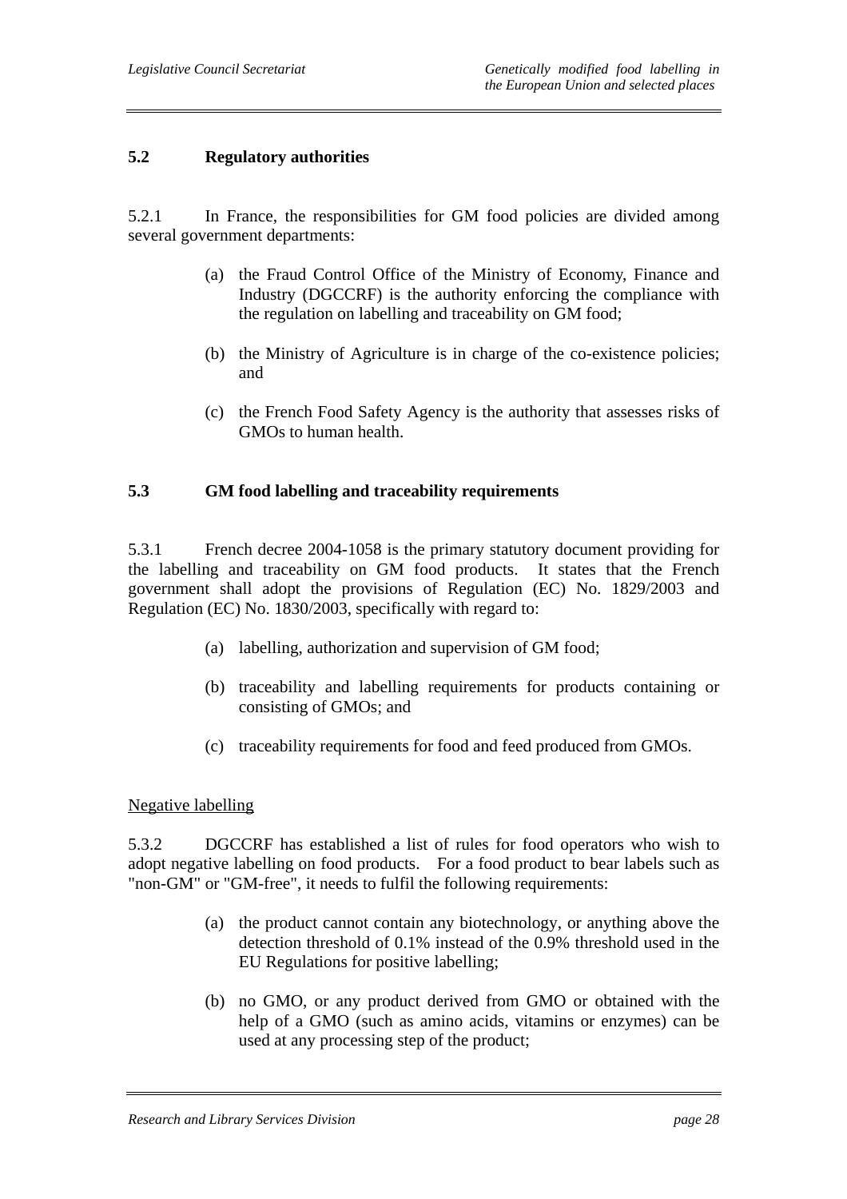## 5.2 Regulatory authorities

5.2.1 In France, the responsibilities for GM food policies are divided among several government departments:

(a) the Fraud Control Office of the Ministry of Economy, Finance and Industry (DGCCRF) is the authority enforcing the compliance with the regulation on labelling and traceability on GM food;

(b) the Ministry of Agriculture is in charge of the co-existence policies; and

(c) the French Food Safety Agency is the authority that assesses risks of GMOs to human health.

## 5.3 GM food labelling and traceability requirements

5.3.1 French decree 2004-1058 is the primary statutory document providing for the labelling and traceability on GM food products. It states that the French government shall adopt the provisions of Regulation (EC) No. 1829/2003 and Regulation (EC) No. 1830/2003, specifically with regard to:

(a) labelling, authorization and supervision of GM food;

(b) traceability and labelling requirements for products containing or consisting of GMOs; and

(c) traceability requirements for food and feed produced from GMOs.

<u>Negative labelling</u>

5.3.2 DGCCRF has established a list of rules for food operators who wish to adopt negative labelling on food products. For a food product to bear labels such as "non-GM" or "GM-free", it needs to fulfil the following requirements:

(a) the product cannot contain any biotechnology, or anything above the detection threshold of 0.1% instead of the 0.9% threshold used in the EU Regulations for positive labelling;

(b) no GMO, or any product derived from GMO or obtained with the help of a GMO (such as amino acids, vitamins or enzymes) can be used at any processing step of the product;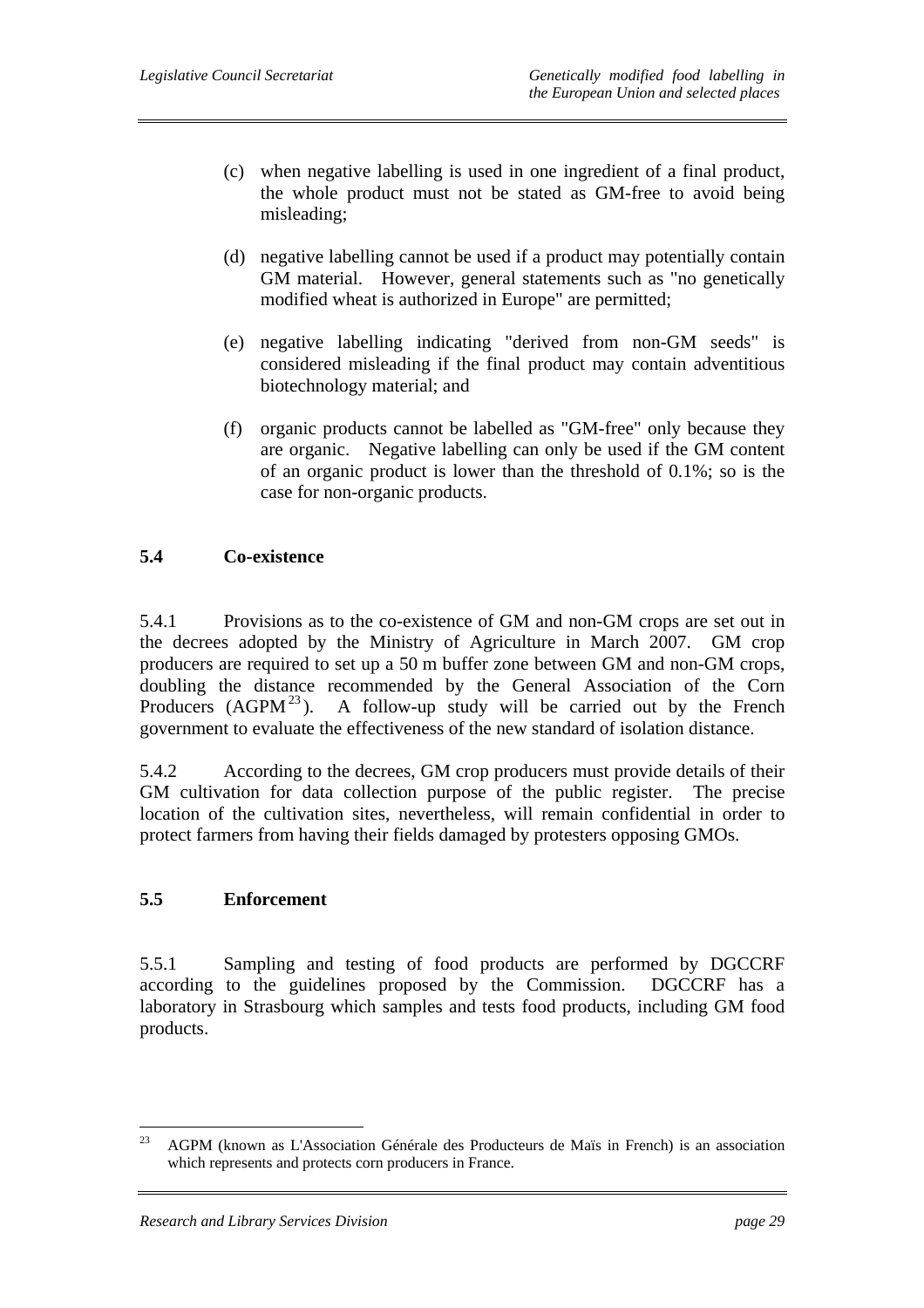(c) when negative labelling is used in one ingredient of a final product, the whole product must not be stated as GM-free to avoid being misleading;

(d) negative labelling cannot be used if a product may potentially contain GM material. However, general statements such as "no genetically modified wheat is authorized in Europe" are permitted;

(e) negative labelling indicating "derived from non-GM seeds" is considered misleading if the final product may contain adventitious biotechnology material; and

(f) organic products cannot be labelled as "GM-free" only because they are organic. Negative labelling can only be used if the GM content of an organic product is lower than the threshold of 0.1%; so is the case for non-organic products.

## 5.4 Co-existence

5.4.1 Provisions as to the co-existence of GM and non-GM crops are set out in the decrees adopted by the Ministry of Agriculture in March 2007. GM crop producers are required to set up a 50 m buffer zone between GM and non-GM crops, doubling the distance recommended by the General Association of the Corn Producers (AGPM[23]). A follow-up study will be carried out by the French government to evaluate the effectiveness of the new standard of isolation distance.

5.4.2 According to the decrees, GM crop producers must provide details of their GM cultivation for data collection purpose of the public register. The precise location of the cultivation sites, nevertheless, will remain confidential in order to protect farmers from having their fields damaged by protesters opposing GMOs.

## 5.5 Enforcement

5.5.1 Sampling and testing of food products are performed by DGCCRF according to the guidelines proposed by the Commission. DGCCRF has a laboratory in Strasbourg which samples and tests food products, including GM food products.

---

[23] AGPM (known as L'Association Générale des Producteurs de Maïs in French) is an association which represents and protects corn producers in France.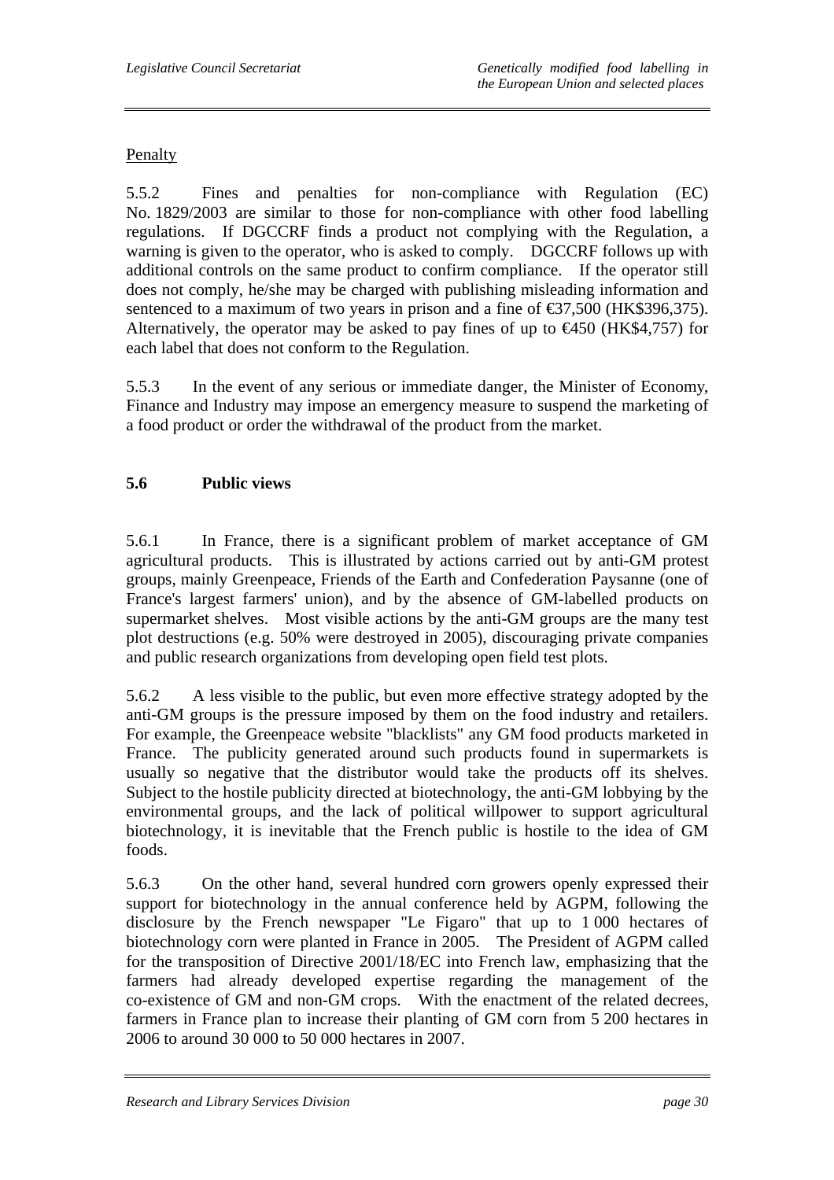Penalty

5.5.2 Fines and penalties for non-compliance with Regulation (EC) No. 1829/2003 are similar to those for non-compliance with other food labelling regulations. If DGCCRF finds a product not complying with the Regulation, a warning is given to the operator, who is asked to comply. DGCCRF follows up with additional controls on the same product to confirm compliance. If the operator still does not comply, he/she may be charged with publishing misleading information and sentenced to a maximum of two years in prison and a fine of €37,500 (HK$396,375). Alternatively, the operator may be asked to pay fines of up to €450 (HK$4,757) for each label that does not conform to the Regulation.

5.5.3 In the event of any serious or immediate danger, the Minister of Economy, Finance and Industry may impose an emergency measure to suspend the marketing of a food product or order the withdrawal of the product from the market.

### 5.6 Public views

5.6.1 In France, there is a significant problem of market acceptance of GM agricultural products. This is illustrated by actions carried out by anti-GM protest groups, mainly Greenpeace, Friends of the Earth and Confederation Paysanne (one of France's largest farmers' union), and by the absence of GM-labelled products on supermarket shelves. Most visible actions by the anti-GM groups are the many test plot destructions (e.g. 50% were destroyed in 2005), discouraging private companies and public research organizations from developing open field test plots.

5.6.2 A less visible to the public, but even more effective strategy adopted by the anti-GM groups is the pressure imposed by them on the food industry and retailers. For example, the Greenpeace website "blacklists" any GM food products marketed in France. The publicity generated around such products found in supermarkets is usually so negative that the distributor would take the products off its shelves. Subject to the hostile publicity directed at biotechnology, the anti-GM lobbying by the environmental groups, and the lack of political willpower to support agricultural biotechnology, it is inevitable that the French public is hostile to the idea of GM foods.

5.6.3 On the other hand, several hundred corn growers openly expressed their support for biotechnology in the annual conference held by AGPM, following the disclosure by the French newspaper "Le Figaro" that up to 1 000 hectares of biotechnology corn were planted in France in 2005. The President of AGPM called for the transposition of Directive 2001/18/EC into French law, emphasizing that the farmers had already developed expertise regarding the management of the co-existence of GM and non-GM crops. With the enactment of the related decrees, farmers in France plan to increase their planting of GM corn from 5 200 hectares in 2006 to around 30 000 to 50 000 hectares in 2007.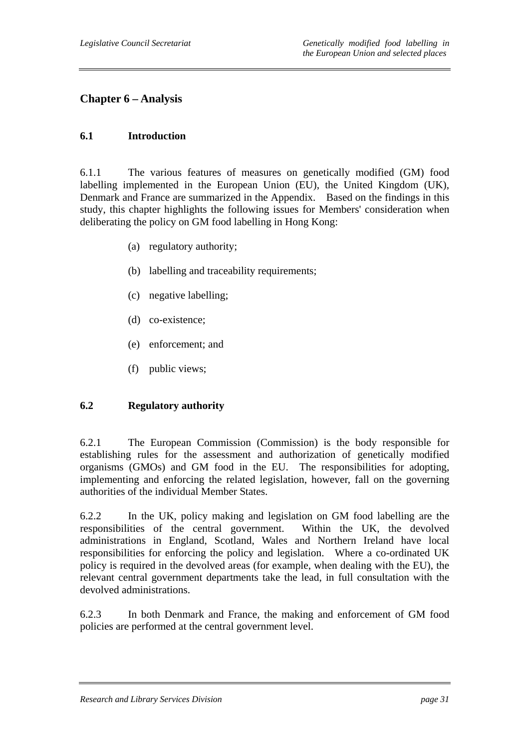## Chapter 6 – Analysis

### 6.1 Introduction

6.1.1 The various features of measures on genetically modified (GM) food labelling implemented in the European Union (EU), the United Kingdom (UK), Denmark and France are summarized in the Appendix. Based on the findings in this study, this chapter highlights the following issues for Members' consideration when deliberating the policy on GM food labelling in Hong Kong:

(a) regulatory authority;

(b) labelling and traceability requirements;

(c) negative labelling;

(d) co-existence;

(e) enforcement; and

(f) public views;

### 6.2 Regulatory authority

6.2.1 The European Commission (Commission) is the body responsible for establishing rules for the assessment and authorization of genetically modified organisms (GMOs) and GM food in the EU. The responsibilities for adopting, implementing and enforcing the related legislation, however, fall on the governing authorities of the individual Member States.

6.2.2 In the UK, policy making and legislation on GM food labelling are the responsibilities of the central government. Within the UK, the devolved administrations in England, Scotland, Wales and Northern Ireland have local responsibilities for enforcing the policy and legislation. Where a co-ordinated UK policy is required in the devolved areas (for example, when dealing with the EU), the relevant central government departments take the lead, in full consultation with the devolved administrations.

6.2.3 In both Denmark and France, the making and enforcement of GM food policies are performed at the central government level.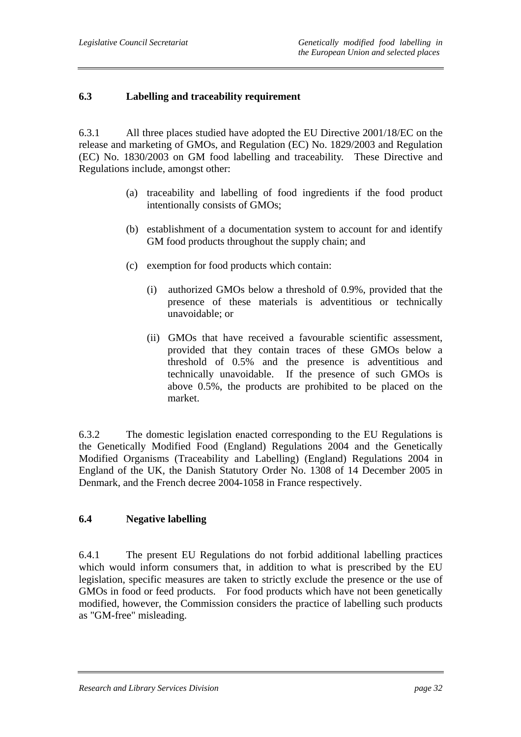## 6.3 Labelling and traceability requirement

6.3.1 All three places studied have adopted the EU Directive 2001/18/EC on the release and marketing of GMOs, and Regulation (EC) No. 1829/2003 and Regulation (EC) No. 1830/2003 on GM food labelling and traceability. These Directive and Regulations include, amongst other:

(a) traceability and labelling of food ingredients if the food product intentionally consists of GMOs;

(b) establishment of a documentation system to account for and identify GM food products throughout the supply chain; and

(c) exemption for food products which contain:

   (i) authorized GMOs below a threshold of 0.9%, provided that the presence of these materials is adventitious or technically unavoidable; or

   (ii) GMOs that have received a favourable scientific assessment, provided that they contain traces of these GMOs below a threshold of 0.5% and the presence is adventitious and technically unavoidable. If the presence of such GMOs is above 0.5%, the products are prohibited to be placed on the market.

6.3.2 The domestic legislation enacted corresponding to the EU Regulations is the Genetically Modified Food (England) Regulations 2004 and the Genetically Modified Organisms (Traceability and Labelling) (England) Regulations 2004 in England of the UK, the Danish Statutory Order No. 1308 of 14 December 2005 in Denmark, and the French decree 2004-1058 in France respectively.

## 6.4 Negative labelling

6.4.1 The present EU Regulations do not forbid additional labelling practices which would inform consumers that, in addition to what is prescribed by the EU legislation, specific measures are taken to strictly exclude the presence or the use of GMOs in food or feed products. For food products which have not been genetically modified, however, the Commission considers the practice of labelling such products as "GM-free" misleading.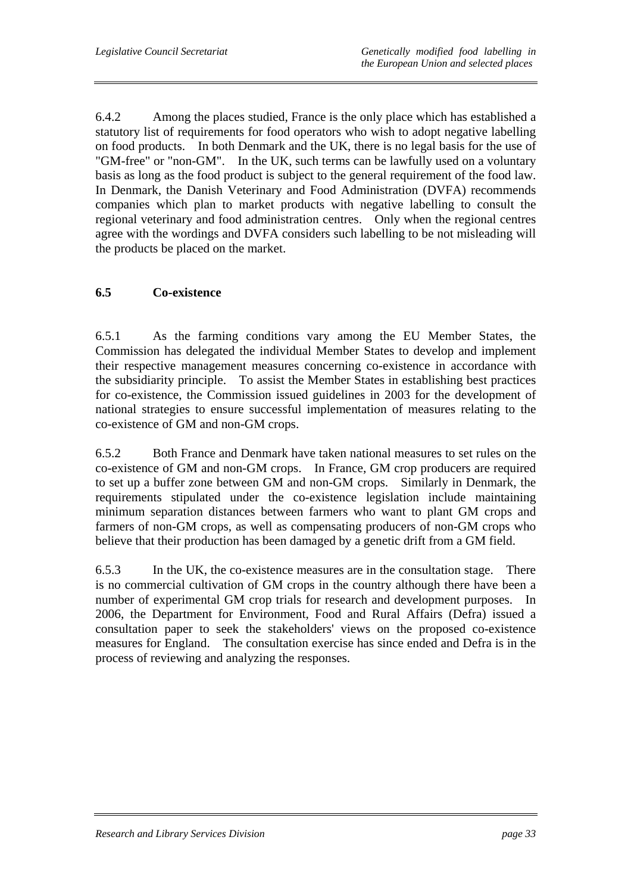6.4.2 Among the places studied, France is the only place which has established a statutory list of requirements for food operators who wish to adopt negative labelling on food products. In both Denmark and the UK, there is no legal basis for the use of "GM-free" or "non-GM". In the UK, such terms can be lawfully used on a voluntary basis as long as the food product is subject to the general requirement of the food law. In Denmark, the Danish Veterinary and Food Administration (DVFA) recommends companies which plan to market products with negative labelling to consult the regional veterinary and food administration centres. Only when the regional centres agree with the wordings and DVFA considers such labelling to be not misleading will the products be placed on the market.

## 6.5 Co-existence

6.5.1 As the farming conditions vary among the EU Member States, the Commission has delegated the individual Member States to develop and implement their respective management measures concerning co-existence in accordance with the subsidiarity principle. To assist the Member States in establishing best practices for co-existence, the Commission issued guidelines in 2003 for the development of national strategies to ensure successful implementation of measures relating to the co-existence of GM and non-GM crops.

6.5.2 Both France and Denmark have taken national measures to set rules on the co-existence of GM and non-GM crops. In France, GM crop producers are required to set up a buffer zone between GM and non-GM crops. Similarly in Denmark, the requirements stipulated under the co-existence legislation include maintaining minimum separation distances between farmers who want to plant GM crops and farmers of non-GM crops, as well as compensating producers of non-GM crops who believe that their production has been damaged by a genetic drift from a GM field.

6.5.3 In the UK, the co-existence measures are in the consultation stage. There is no commercial cultivation of GM crops in the country although there have been a number of experimental GM crop trials for research and development purposes. In 2006, the Department for Environment, Food and Rural Affairs (Defra) issued a consultation paper to seek the stakeholders' views on the proposed co-existence measures for England. The consultation exercise has since ended and Defra is in the process of reviewing and analyzing the responses.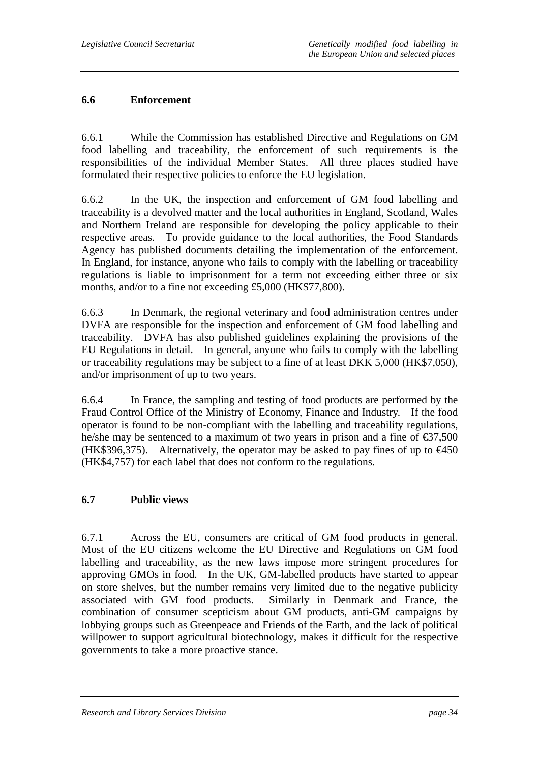### 6.6 Enforcement

6.6.1 While the Commission has established Directive and Regulations on GM food labelling and traceability, the enforcement of such requirements is the responsibilities of the individual Member States. All three places studied have formulated their respective policies to enforce the EU legislation.

6.6.2 In the UK, the inspection and enforcement of GM food labelling and traceability is a devolved matter and the local authorities in England, Scotland, Wales and Northern Ireland are responsible for developing the policy applicable to their respective areas. To provide guidance to the local authorities, the Food Standards Agency has published documents detailing the implementation of the enforcement. In England, for instance, anyone who fails to comply with the labelling or traceability regulations is liable to imprisonment for a term not exceeding either three or six months, and/or to a fine not exceeding £5,000 (HK$77,800).

6.6.3 In Denmark, the regional veterinary and food administration centres under DVFA are responsible for the inspection and enforcement of GM food labelling and traceability. DVFA has also published guidelines explaining the provisions of the EU Regulations in detail. In general, anyone who fails to comply with the labelling or traceability regulations may be subject to a fine of at least DKK 5,000 (HK$7,050), and/or imprisonment of up to two years.

6.6.4 In France, the sampling and testing of food products are performed by the Fraud Control Office of the Ministry of Economy, Finance and Industry. If the food operator is found to be non-compliant with the labelling and traceability regulations, he/she may be sentenced to a maximum of two years in prison and a fine of €37,500 (HK$396,375). Alternatively, the operator may be asked to pay fines of up to €450 (HK$4,757) for each label that does not conform to the regulations.

### 6.7 Public views

6.7.1 Across the EU, consumers are critical of GM food products in general. Most of the EU citizens welcome the EU Directive and Regulations on GM food labelling and traceability, as the new laws impose more stringent procedures for approving GMOs in food. In the UK, GM-labelled products have started to appear on store shelves, but the number remains very limited due to the negative publicity associated with GM food products. Similarly in Denmark and France, the combination of consumer scepticism about GM products, anti-GM campaigns by lobbying groups such as Greenpeace and Friends of the Earth, and the lack of political willpower to support agricultural biotechnology, makes it difficult for the respective governments to take a more proactive stance.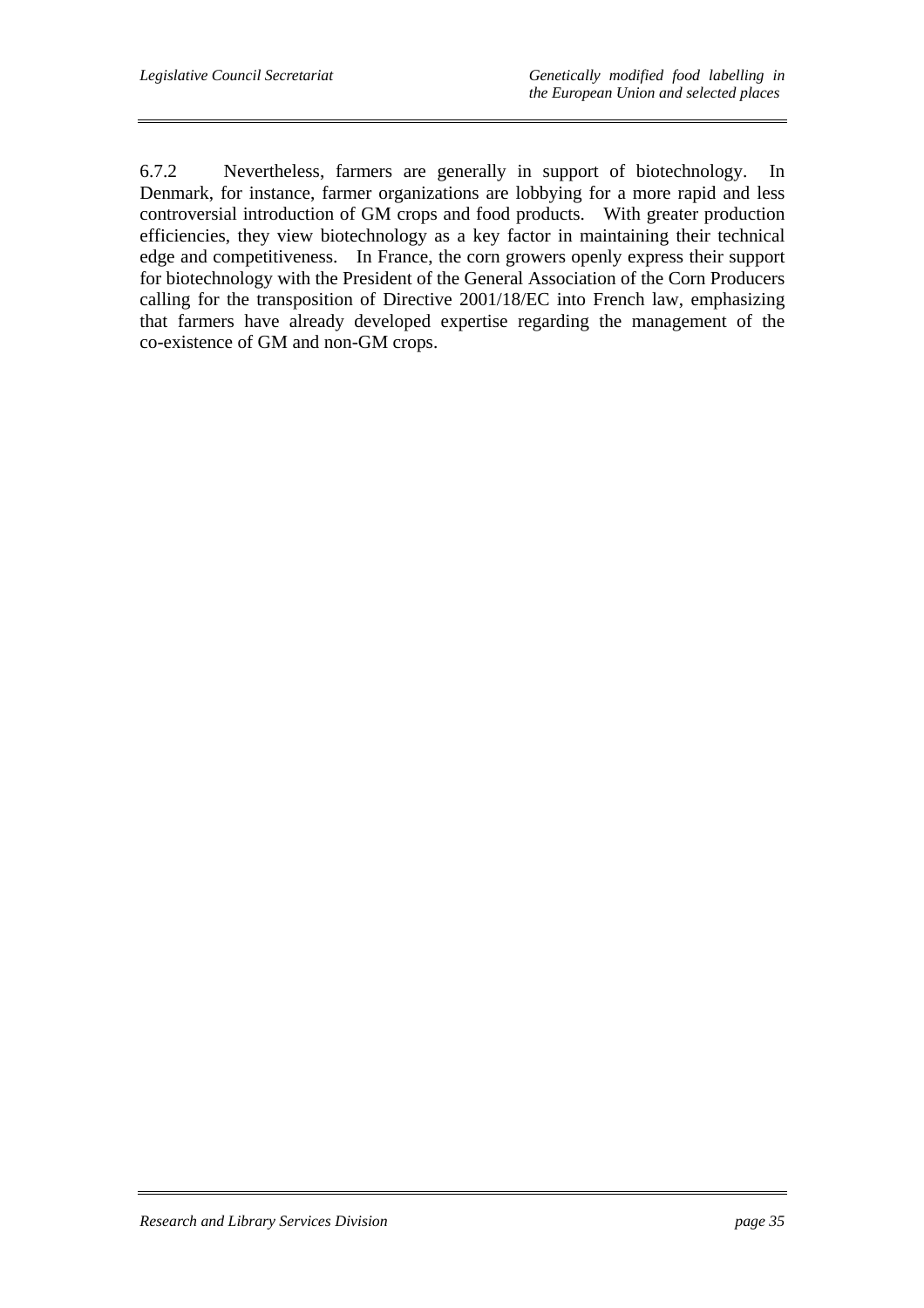6.7.2 Nevertheless, farmers are generally in support of biotechnology. In Denmark, for instance, farmer organizations are lobbying for a more rapid and less controversial introduction of GM crops and food products. With greater production efficiencies, they view biotechnology as a key factor in maintaining their technical edge and competitiveness. In France, the corn growers openly express their support for biotechnology with the President of the General Association of the Corn Producers calling for the transposition of Directive 2001/18/EC into French law, emphasizing that farmers have already developed expertise regarding the management of the co-existence of GM and non-GM crops.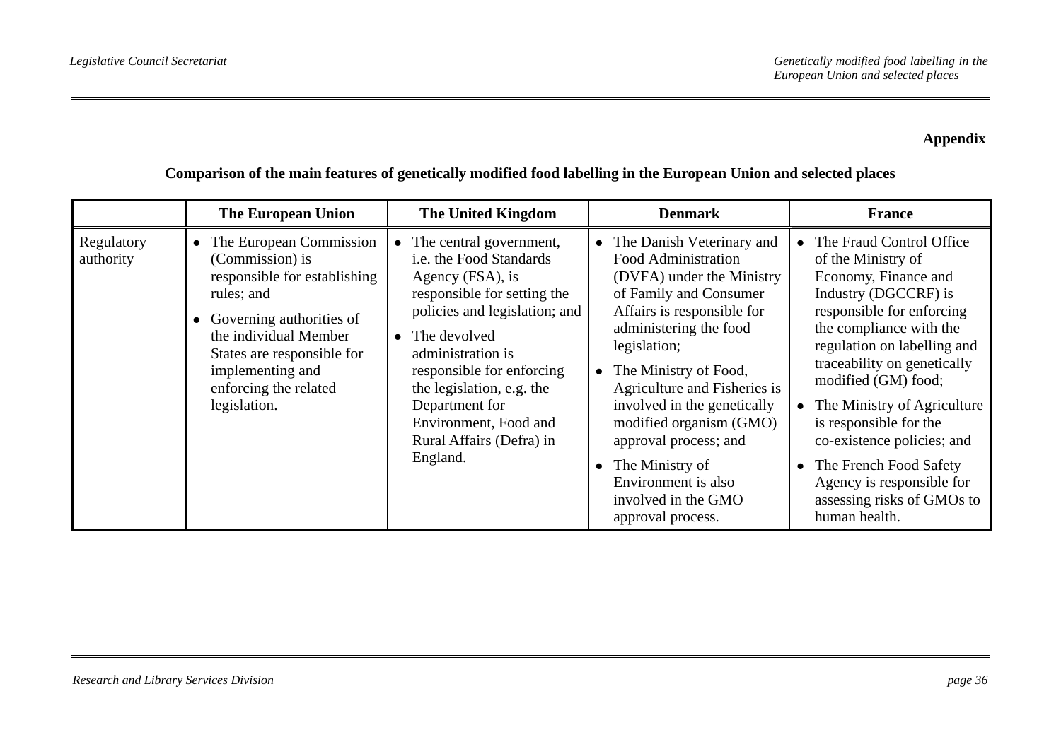**Appendix**

**Comparison of the main features of genetically modified food labelling in the European Union and selected places**

| | The European Union | The United Kingdom | Denmark | France |
|---|---|---|---|---|
| Regulatory authority | • The European Commission (Commission) is responsible for establishing rules; and<br>• Governing authorities of the individual Member States are responsible for implementing and enforcing the related legislation. | • The central government, i.e. the Food Standards Agency (FSA), is responsible for setting the policies and legislation; and<br>• The devolved administration is responsible for enforcing the legislation, e.g. the Department for Environment, Food and Rural Affairs (Defra) in England. | • The Danish Veterinary and Food Administration (DVFA) under the Ministry of Family and Consumer Affairs is responsible for administering the food legislation;<br>• The Ministry of Food, Agriculture and Fisheries is involved in the genetically modified organism (GMO) approval process; and<br>• The Ministry of Environment is also involved in the GMO approval process. | • The Fraud Control Office of the Ministry of Economy, Finance and Industry (DGCCRF) is responsible for enforcing the compliance with the regulation on labelling and traceability on genetically modified (GM) food;<br>• The Ministry of Agriculture is responsible for the co-existence policies; and<br>• The French Food Safety Agency is responsible for assessing risks of GMOs to human health. |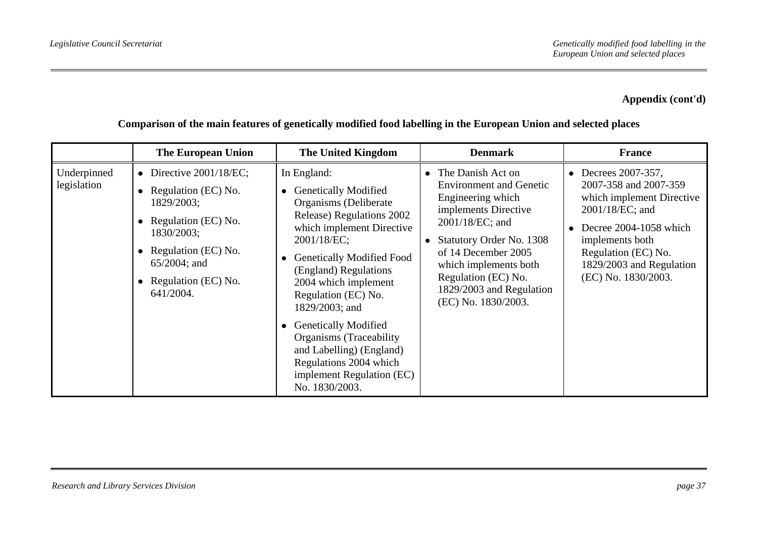**Appendix (cont'd)**

**Comparison of the main features of genetically modified food labelling in the European Union and selected places**

| | **The European Union** | **The United Kingdom** | **Denmark** | **France** |
|---|---|---|---|---|
| Underpinned legislation | • Directive 2001/18/EC;<br>• Regulation (EC) No. 1829/2003;<br>• Regulation (EC) No. 1830/2003;<br>• Regulation (EC) No. 65/2004; and<br>• Regulation (EC) No. 641/2004. | In England:<br>• Genetically Modified Organisms (Deliberate Release) Regulations 2002 which implement Directive 2001/18/EC;<br>• Genetically Modified Food (England) Regulations 2004 which implement Regulation (EC) No. 1829/2003; and<br>• Genetically Modified Organisms (Traceability and Labelling) (England) Regulations 2004 which implement Regulation (EC) No. 1830/2003. | • The Danish Act on Environment and Genetic Engineering which implements Directive 2001/18/EC; and<br>• Statutory Order No. 1308 of 14 December 2005 which implements both Regulation (EC) No. 1829/2003 and Regulation (EC) No. 1830/2003. | • Decrees 2007-357, 2007-358 and 2007-359 which implement Directive 2001/18/EC; and<br>• Decree 2004-1058 which implements both Regulation (EC) No. 1829/2003 and Regulation (EC) No. 1830/2003. |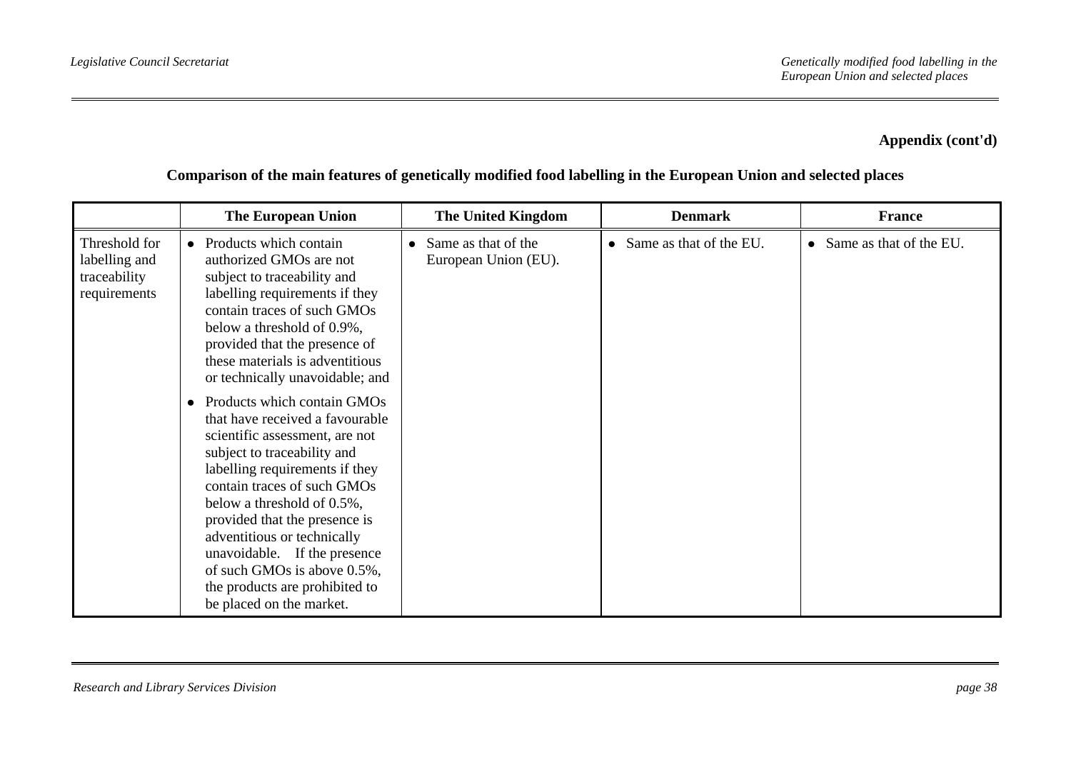**Appendix (cont'd)**

**Comparison of the main features of genetically modified food labelling in the European Union and selected places**

| | **The European Union** | **The United Kingdom** | **Denmark** | **France** |
|---|---|---|---|---|
| Threshold for labelling and traceability requirements | • Products which contain authorized GMOs are not subject to traceability and labelling requirements if they contain traces of such GMOs below a threshold of 0.9%, provided that the presence of these materials is adventitious or technically unavoidable; and<br>• Products which contain GMOs that have received a favourable scientific assessment, are not subject to traceability and labelling requirements if they contain traces of such GMOs below a threshold of 0.5%, provided that the presence is adventitious or technically unavoidable. If the presence of such GMOs is above 0.5%, the products are prohibited to be placed on the market. | • Same as that of the European Union (EU). | • Same as that of the EU. | • Same as that of the EU. |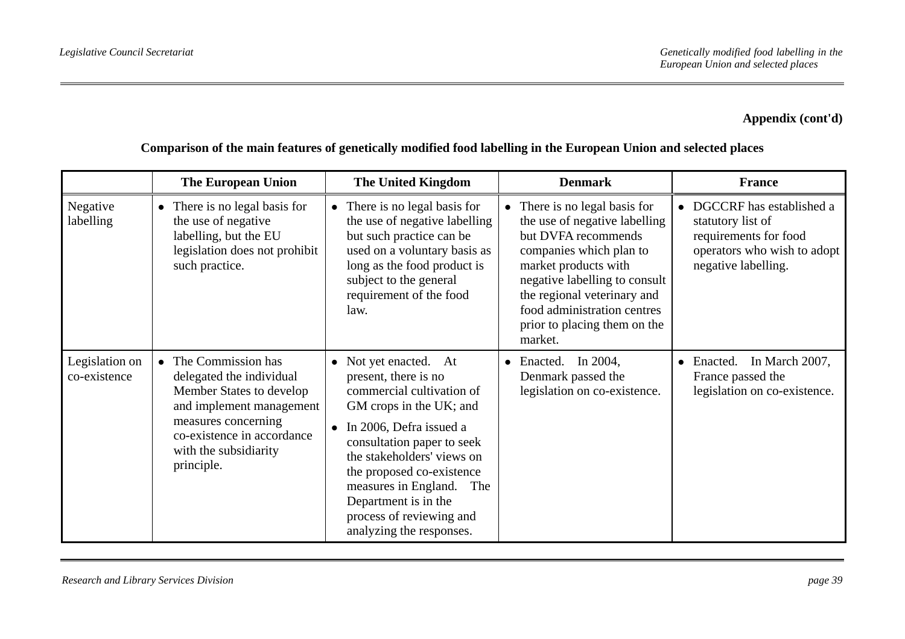**Appendix (cont'd)**

**Comparison of the main features of genetically modified food labelling in the European Union and selected places**

| | **The European Union** | **The United Kingdom** | **Denmark** | **France** |
|---|---|---|---|---|
| Negative labelling | • There is no legal basis for the use of negative labelling, but the EU legislation does not prohibit such practice. | • There is no legal basis for the use of negative labelling but such practice can be used on a voluntary basis as long as the food product is subject to the general requirement of the food law. | • There is no legal basis for the use of negative labelling but DVFA recommends companies which plan to market products with negative labelling to consult the regional veterinary and food administration centres prior to placing them on the market. | • DGCCRF has established a statutory list of requirements for food operators who wish to adopt negative labelling. |
| Legislation on co-existence | • The Commission has delegated the individual Member States to develop and implement management measures concerning co-existence in accordance with the subsidiarity principle. | • Not yet enacted. At present, there is no commercial cultivation of GM crops in the UK; and<br>• In 2006, Defra issued a consultation paper to seek the stakeholders' views on the proposed co-existence measures in England. The Department is in the process of reviewing and analyzing the responses. | • Enacted. In 2004, Denmark passed the legislation on co-existence. | • Enacted. In March 2007, France passed the legislation on co-existence. |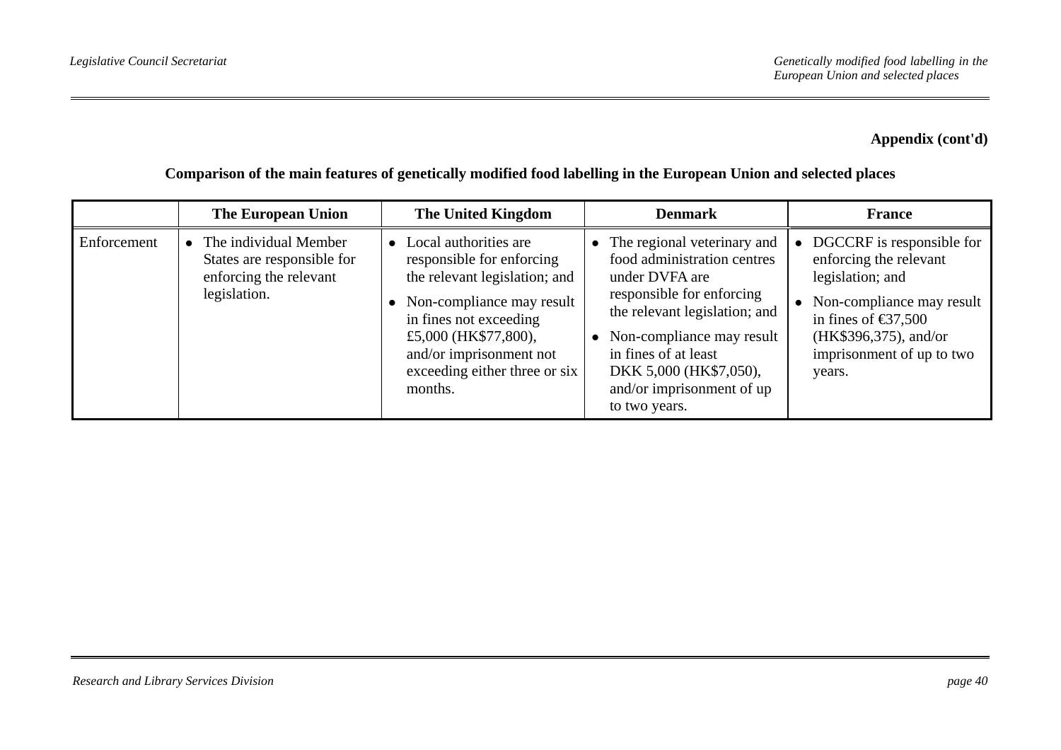**Appendix (cont'd)**

**Comparison of the main features of genetically modified food labelling in the European Union and selected places**

| | The European Union | The United Kingdom | Denmark | France |
|---|---|---|---|---|
| Enforcement | • The individual Member States are responsible for enforcing the relevant legislation. | • Local authorities are responsible for enforcing the relevant legislation; and<br>• Non-compliance may result in fines not exceeding £5,000 (HK$77,800), and/or imprisonment not exceeding either three or six months. | • The regional veterinary and food administration centres under DVFA are responsible for enforcing the relevant legislation; and<br>• Non-compliance may result in fines of at least DKK 5,000 (HK$7,050), and/or imprisonment of up to two years. | • DGCCRF is responsible for enforcing the relevant legislation; and<br>• Non-compliance may result in fines of €37,500 (HK$396,375), and/or imprisonment of up to two years. |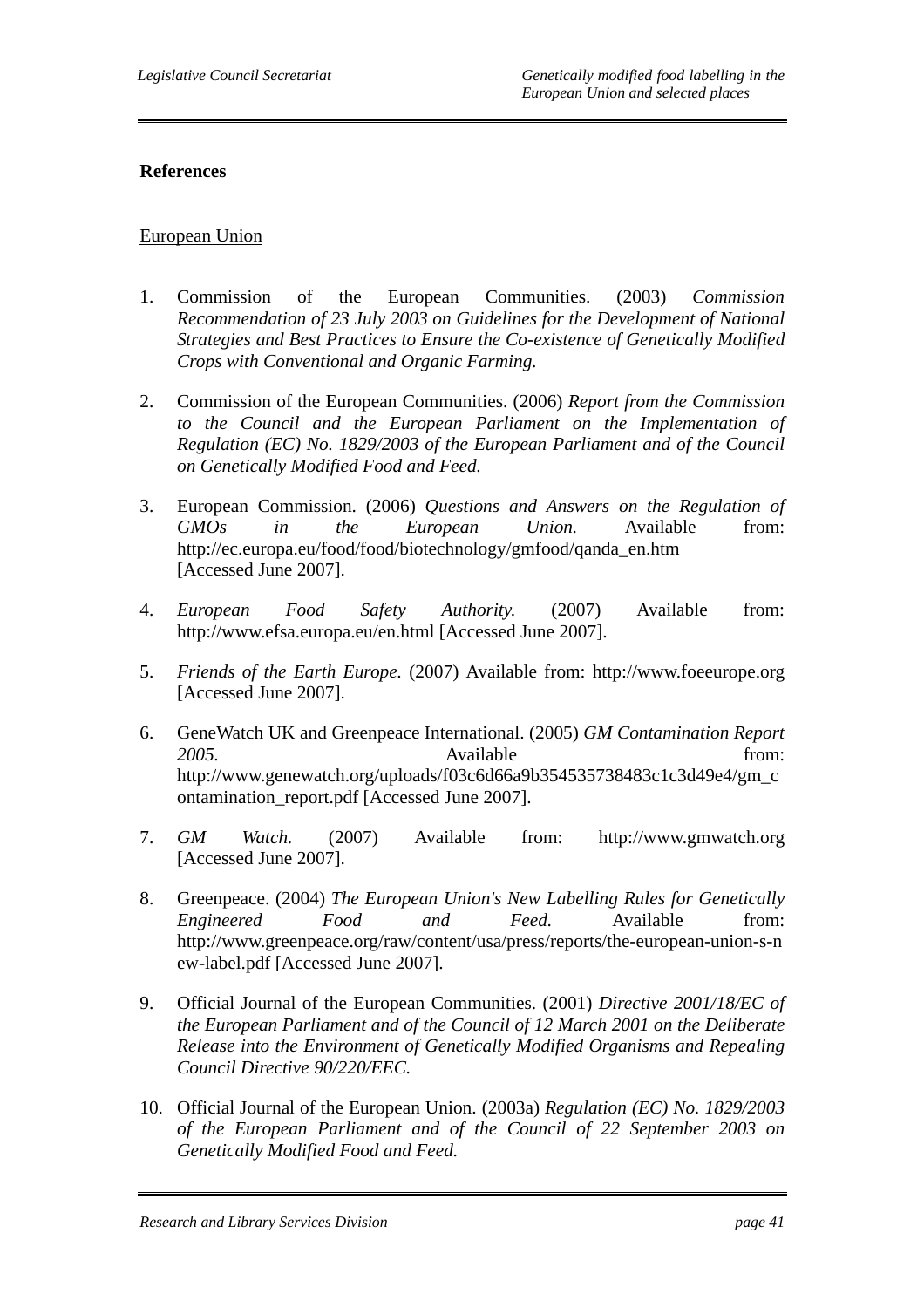**References**

European Union

1. Commission of the European Communities. (2003) *Commission Recommendation of 23 July 2003 on Guidelines for the Development of National Strategies and Best Practices to Ensure the Co-existence of Genetically Modified Crops with Conventional and Organic Farming.*

2. Commission of the European Communities. (2006) *Report from the Commission to the Council and the European Parliament on the Implementation of Regulation (EC) No. 1829/2003 of the European Parliament and of the Council on Genetically Modified Food and Feed.*

3. European Commission. (2006) *Questions and Answers on the Regulation of GMOs in the European Union.* Available from: http://ec.europa.eu/food/food/biotechnology/gmfood/qanda_en.htm [Accessed June 2007].

4. *European Food Safety Authority.* (2007) Available from: http://www.efsa.europa.eu/en.html [Accessed June 2007].

5. *Friends of the Earth Europe.* (2007) Available from: http://www.foeeurope.org [Accessed June 2007].

6. GeneWatch UK and Greenpeace International. (2005) *GM Contamination Report 2005.* Available from: http://www.genewatch.org/uploads/f03c6d66a9b354535738483c1c3d49e4/gm_contamination_report.pdf [Accessed June 2007].

7. *GM Watch.* (2007) Available from: http://www.gmwatch.org [Accessed June 2007].

8. Greenpeace. (2004) *The European Union's New Labelling Rules for Genetically Engineered Food and Feed.* Available from: http://www.greenpeace.org/raw/content/usa/press/reports/the-european-union-s-new-label.pdf [Accessed June 2007].

9. Official Journal of the European Communities. (2001) *Directive 2001/18/EC of the European Parliament and of the Council of 12 March 2001 on the Deliberate Release into the Environment of Genetically Modified Organisms and Repealing Council Directive 90/220/EEC.*

10. Official Journal of the European Union. (2003a) *Regulation (EC) No. 1829/2003 of the European Parliament and of the Council of 22 September 2003 on Genetically Modified Food and Feed.*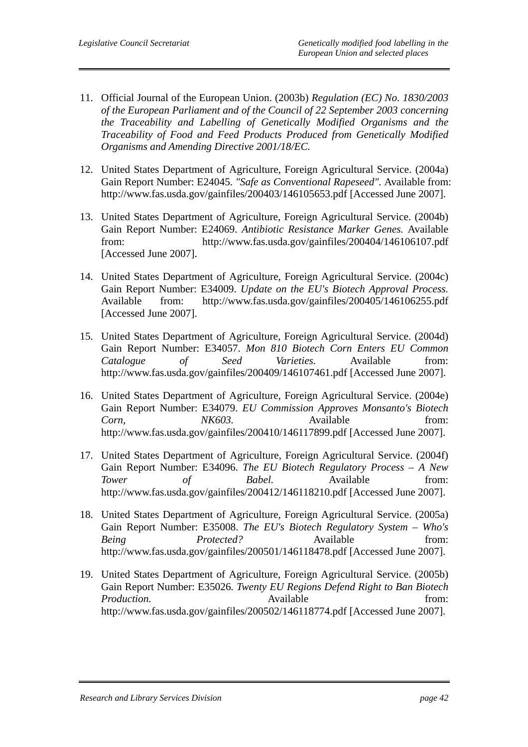11. Official Journal of the European Union. (2003b) *Regulation (EC) No. 1830/2003 of the European Parliament and of the Council of 22 September 2003 concerning the Traceability and Labelling of Genetically Modified Organisms and the Traceability of Food and Feed Products Produced from Genetically Modified Organisms and Amending Directive 2001/18/EC.*

12. United States Department of Agriculture, Foreign Agricultural Service. (2004a) Gain Report Number: E24045. *"Safe as Conventional Rapeseed".* Available from: http://www.fas.usda.gov/gainfiles/200403/146105653.pdf [Accessed June 2007].

13. United States Department of Agriculture, Foreign Agricultural Service. (2004b) Gain Report Number: E24069. *Antibiotic Resistance Marker Genes.* Available from: http://www.fas.usda.gov/gainfiles/200404/146106107.pdf [Accessed June 2007].

14. United States Department of Agriculture, Foreign Agricultural Service. (2004c) Gain Report Number: E34009. *Update on the EU's Biotech Approval Process.* Available from: http://www.fas.usda.gov/gainfiles/200405/146106255.pdf [Accessed June 2007].

15. United States Department of Agriculture, Foreign Agricultural Service. (2004d) Gain Report Number: E34057. *Mon 810 Biotech Corn Enters EU Common Catalogue of Seed Varieties.* Available from: http://www.fas.usda.gov/gainfiles/200409/146107461.pdf [Accessed June 2007].

16. United States Department of Agriculture, Foreign Agricultural Service. (2004e) Gain Report Number: E34079. *EU Commission Approves Monsanto's Biotech Corn, NK603.* Available from: http://www.fas.usda.gov/gainfiles/200410/146117899.pdf [Accessed June 2007].

17. United States Department of Agriculture, Foreign Agricultural Service. (2004f) Gain Report Number: E34096. *The EU Biotech Regulatory Process – A New Tower of Babel.* Available from: http://www.fas.usda.gov/gainfiles/200412/146118210.pdf [Accessed June 2007].

18. United States Department of Agriculture, Foreign Agricultural Service. (2005a) Gain Report Number: E35008. *The EU's Biotech Regulatory System – Who's Being Protected?* Available from: http://www.fas.usda.gov/gainfiles/200501/146118478.pdf [Accessed June 2007].

19. United States Department of Agriculture, Foreign Agricultural Service. (2005b) Gain Report Number: E35026. *Twenty EU Regions Defend Right to Ban Biotech Production.* Available from: http://www.fas.usda.gov/gainfiles/200502/146118774.pdf [Accessed June 2007].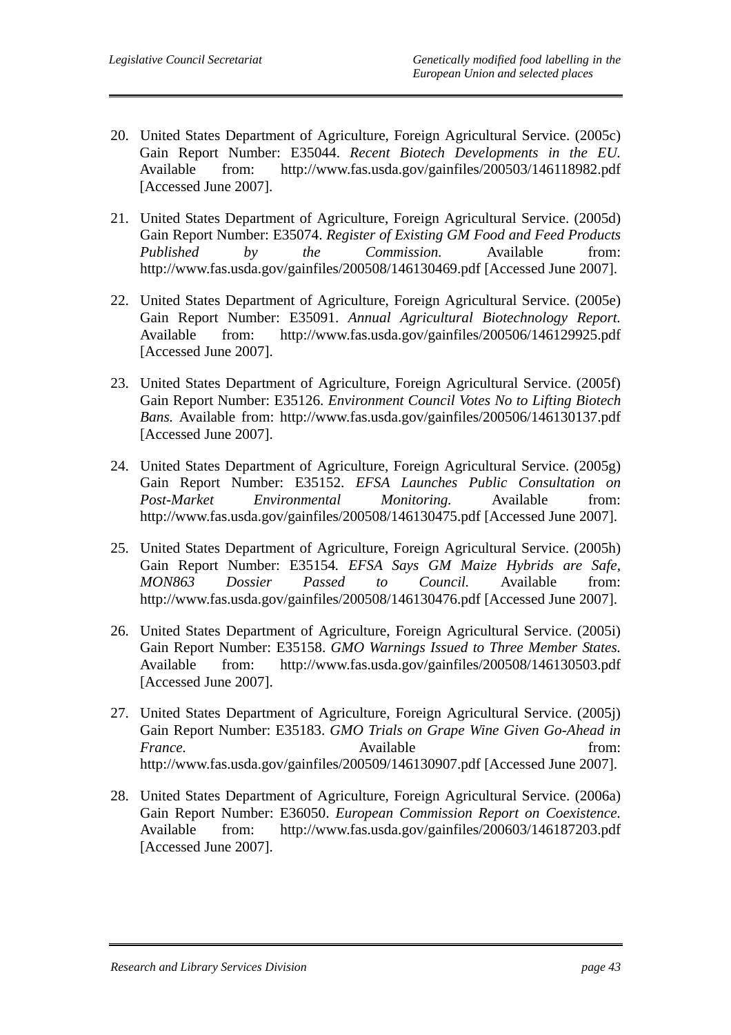20. United States Department of Agriculture, Foreign Agricultural Service. (2005c) Gain Report Number: E35044. *Recent Biotech Developments in the EU.* Available from: http://www.fas.usda.gov/gainfiles/200503/146118982.pdf [Accessed June 2007].

21. United States Department of Agriculture, Foreign Agricultural Service. (2005d) Gain Report Number: E35074. *Register of Existing GM Food and Feed Products Published by the Commission.* Available from: http://www.fas.usda.gov/gainfiles/200508/146130469.pdf [Accessed June 2007].

22. United States Department of Agriculture, Foreign Agricultural Service. (2005e) Gain Report Number: E35091. *Annual Agricultural Biotechnology Report.* Available from: http://www.fas.usda.gov/gainfiles/200506/146129925.pdf [Accessed June 2007].

23. United States Department of Agriculture, Foreign Agricultural Service. (2005f) Gain Report Number: E35126. *Environment Council Votes No to Lifting Biotech Bans.* Available from: http://www.fas.usda.gov/gainfiles/200506/146130137.pdf [Accessed June 2007].

24. United States Department of Agriculture, Foreign Agricultural Service. (2005g) Gain Report Number: E35152. *EFSA Launches Public Consultation on Post-Market Environmental Monitoring.* Available from: http://www.fas.usda.gov/gainfiles/200508/146130475.pdf [Accessed June 2007].

25. United States Department of Agriculture, Foreign Agricultural Service. (2005h) Gain Report Number: E35154. *EFSA Says GM Maize Hybrids are Safe, MON863 Dossier Passed to Council.* Available from: http://www.fas.usda.gov/gainfiles/200508/146130476.pdf [Accessed June 2007].

26. United States Department of Agriculture, Foreign Agricultural Service. (2005i) Gain Report Number: E35158. *GMO Warnings Issued to Three Member States.* Available from: http://www.fas.usda.gov/gainfiles/200508/146130503.pdf [Accessed June 2007].

27. United States Department of Agriculture, Foreign Agricultural Service. (2005j) Gain Report Number: E35183. *GMO Trials on Grape Wine Given Go-Ahead in France.* Available from: http://www.fas.usda.gov/gainfiles/200509/146130907.pdf [Accessed June 2007].

28. United States Department of Agriculture, Foreign Agricultural Service. (2006a) Gain Report Number: E36050. *European Commission Report on Coexistence.* Available from: http://www.fas.usda.gov/gainfiles/200603/146187203.pdf [Accessed June 2007].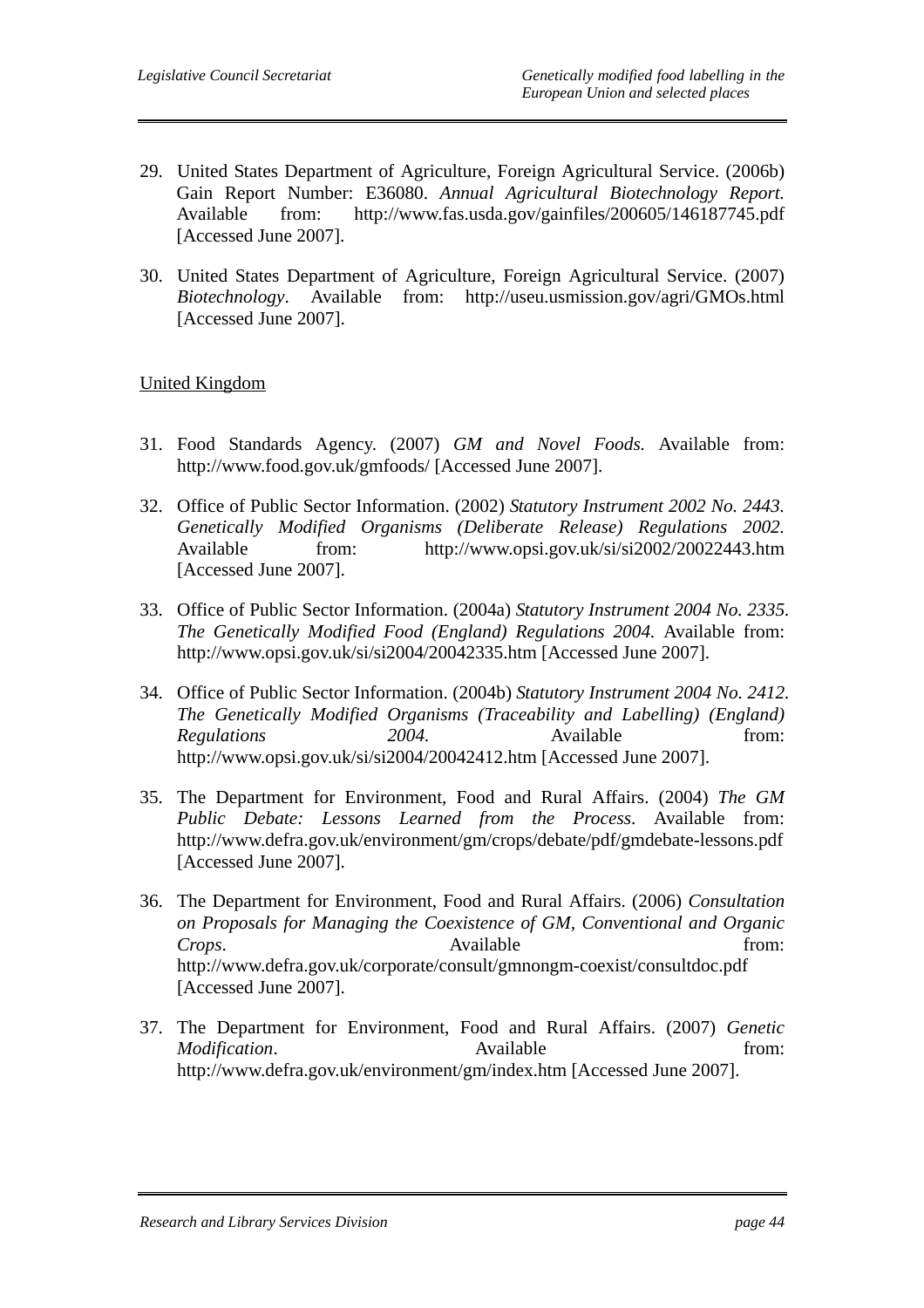29. United States Department of Agriculture, Foreign Agricultural Service. (2006b) Gain Report Number: E36080. *Annual Agricultural Biotechnology Report.* Available from: http://www.fas.usda.gov/gainfiles/200605/146187745.pdf [Accessed June 2007].

30. United States Department of Agriculture, Foreign Agricultural Service. (2007) *Biotechnology*. Available from: http://useu.usmission.gov/agri/GMOs.html [Accessed June 2007].

<u>United Kingdom</u>

31. Food Standards Agency. (2007) *GM and Novel Foods.* Available from: http://www.food.gov.uk/gmfoods/ [Accessed June 2007].

32. Office of Public Sector Information. (2002) *Statutory Instrument 2002 No. 2443. Genetically Modified Organisms (Deliberate Release) Regulations 2002.* Available from: http://www.opsi.gov.uk/si/si2002/20022443.htm [Accessed June 2007].

33. Office of Public Sector Information. (2004a) *Statutory Instrument 2004 No. 2335. The Genetically Modified Food (England) Regulations 2004.* Available from: http://www.opsi.gov.uk/si/si2004/20042335.htm [Accessed June 2007].

34. Office of Public Sector Information. (2004b) *Statutory Instrument 2004 No. 2412. The Genetically Modified Organisms (Traceability and Labelling) (England) Regulations 2004.* Available from: http://www.opsi.gov.uk/si/si2004/20042412.htm [Accessed June 2007].

35. The Department for Environment, Food and Rural Affairs. (2004) *The GM Public Debate: Lessons Learned from the Process*. Available from: http://www.defra.gov.uk/environment/gm/crops/debate/pdf/gmdebate-lessons.pdf [Accessed June 2007].

36. The Department for Environment, Food and Rural Affairs. (2006) *Consultation on Proposals for Managing the Coexistence of GM, Conventional and Organic Crops*. Available from: http://www.defra.gov.uk/corporate/consult/gmnongm-coexist/consultdoc.pdf [Accessed June 2007].

37. The Department for Environment, Food and Rural Affairs. (2007) *Genetic Modification*. Available from: http://www.defra.gov.uk/environment/gm/index.htm [Accessed June 2007].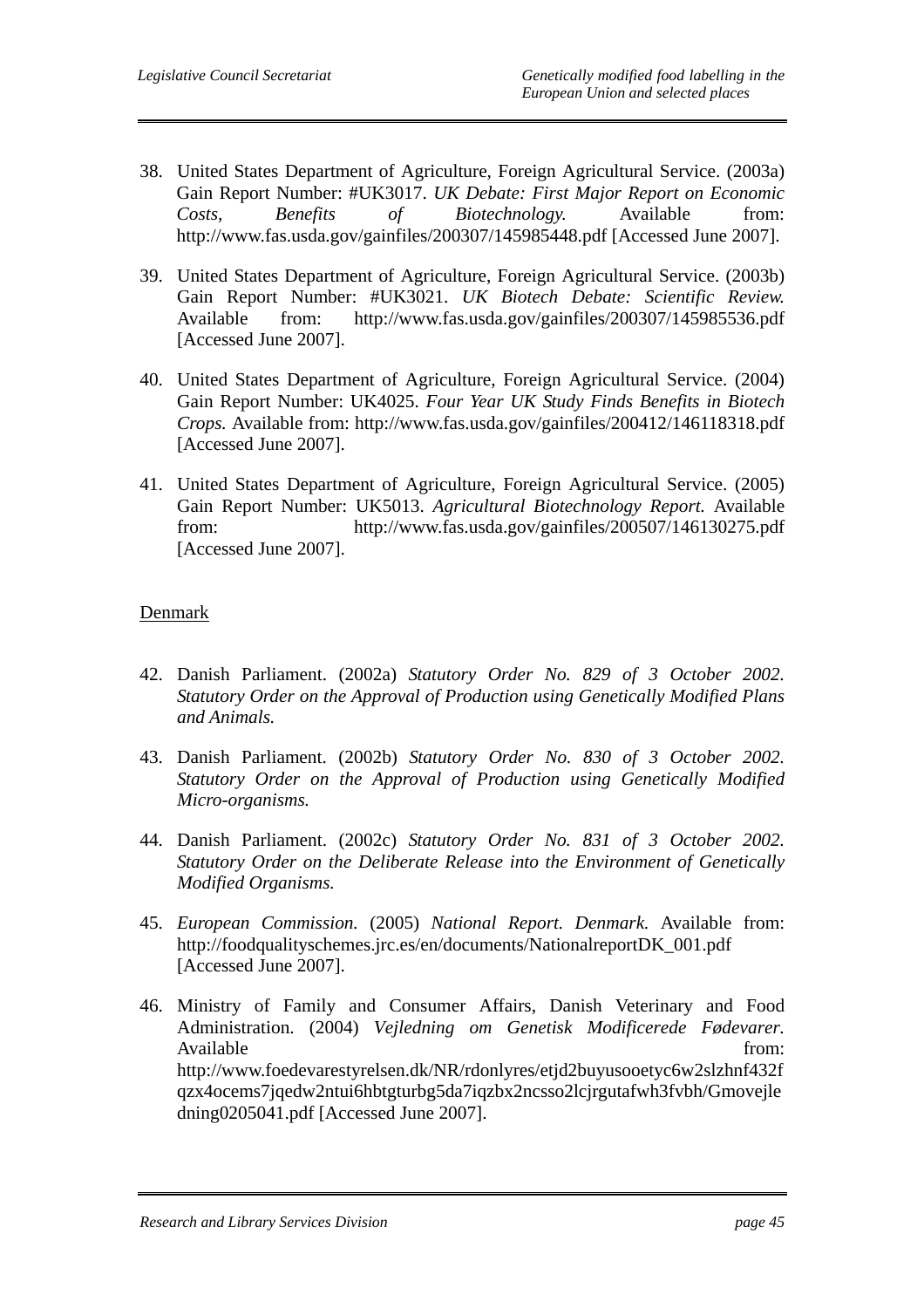38. United States Department of Agriculture, Foreign Agricultural Service. (2003a) Gain Report Number: #UK3017. *UK Debate: First Major Report on Economic Costs, Benefits of Biotechnology.* Available from: http://www.fas.usda.gov/gainfiles/200307/145985448.pdf [Accessed June 2007].

39. United States Department of Agriculture, Foreign Agricultural Service. (2003b) Gain Report Number: #UK3021. *UK Biotech Debate: Scientific Review.* Available from: http://www.fas.usda.gov/gainfiles/200307/145985536.pdf [Accessed June 2007].

40. United States Department of Agriculture, Foreign Agricultural Service. (2004) Gain Report Number: UK4025. *Four Year UK Study Finds Benefits in Biotech Crops.* Available from: http://www.fas.usda.gov/gainfiles/200412/146118318.pdf [Accessed June 2007].

41. United States Department of Agriculture, Foreign Agricultural Service. (2005) Gain Report Number: UK5013. *Agricultural Biotechnology Report.* Available from: http://www.fas.usda.gov/gainfiles/200507/146130275.pdf [Accessed June 2007].

Denmark

42. Danish Parliament. (2002a) *Statutory Order No. 829 of 3 October 2002. Statutory Order on the Approval of Production using Genetically Modified Plans and Animals.*

43. Danish Parliament. (2002b) *Statutory Order No. 830 of 3 October 2002. Statutory Order on the Approval of Production using Genetically Modified Micro-organisms.*

44. Danish Parliament. (2002c) *Statutory Order No. 831 of 3 October 2002. Statutory Order on the Deliberate Release into the Environment of Genetically Modified Organisms.*

45. *European Commission.* (2005) *National Report. Denmark.* Available from: http://foodqualityschemes.jrc.es/en/documents/NationalreportDK_001.pdf [Accessed June 2007].

46. Ministry of Family and Consumer Affairs, Danish Veterinary and Food Administration. (2004) *Vejledning om Genetisk Modificerede Fødevarer.* Available from: http://www.foedevarestyrelsen.dk/NR/rdonlyres/etjd2buyusooetyc6w2slzhnf432fqzx4ocems7jqedw2ntui6hbtgturbg5da7iqzbx2ncsso2lcjrgutafwh3fvbh/Gmovejledning0205041.pdf [Accessed June 2007].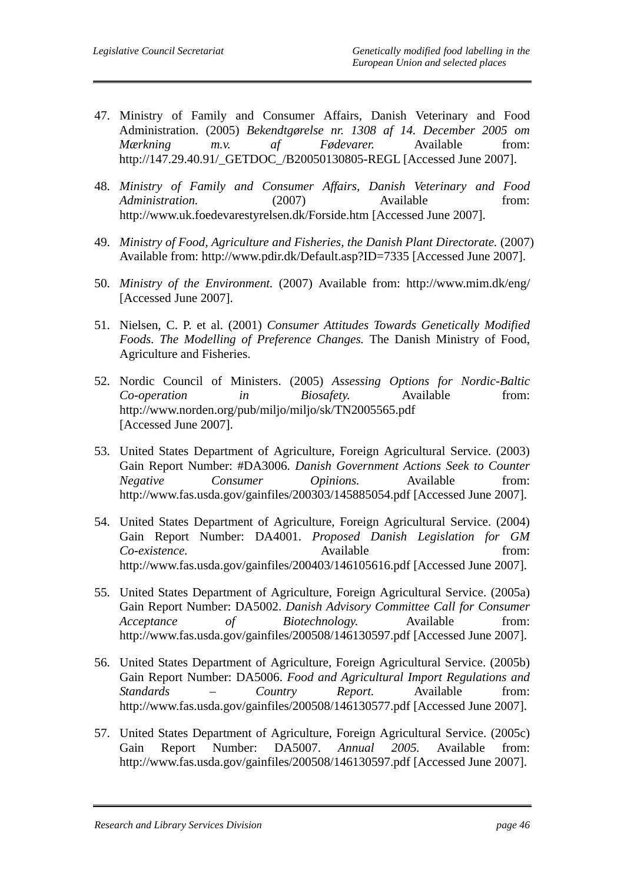47. Ministry of Family and Consumer Affairs, Danish Veterinary and Food Administration. (2005) *Bekendtgørelse nr. 1308 af 14. December 2005 om Mærkning m.v. af Fødevarer.* Available from: http://147.29.40.91/_GETDOC_/B20050130805-REGL [Accessed June 2007].

48. *Ministry of Family and Consumer Affairs, Danish Veterinary and Food Administration.* (2007) Available from: http://www.uk.foedevarestyrelsen.dk/Forside.htm [Accessed June 2007].

49. *Ministry of Food, Agriculture and Fisheries, the Danish Plant Directorate.* (2007) Available from: http://www.pdir.dk/Default.asp?ID=7335 [Accessed June 2007].

50. *Ministry of the Environment.* (2007) Available from: http://www.mim.dk/eng/ [Accessed June 2007].

51. Nielsen, C. P. et al. (2001) *Consumer Attitudes Towards Genetically Modified Foods. The Modelling of Preference Changes.* The Danish Ministry of Food, Agriculture and Fisheries.

52. Nordic Council of Ministers. (2005) *Assessing Options for Nordic-Baltic Co-operation in Biosafety.* Available from: http://www.norden.org/pub/miljo/miljo/sk/TN2005565.pdf [Accessed June 2007].

53. United States Department of Agriculture, Foreign Agricultural Service. (2003) Gain Report Number: #DA3006. *Danish Government Actions Seek to Counter Negative Consumer Opinions.* Available from: http://www.fas.usda.gov/gainfiles/200303/145885054.pdf [Accessed June 2007].

54. United States Department of Agriculture, Foreign Agricultural Service. (2004) Gain Report Number: DA4001. *Proposed Danish Legislation for GM Co-existence.* Available from: http://www.fas.usda.gov/gainfiles/200403/146105616.pdf [Accessed June 2007].

55. United States Department of Agriculture, Foreign Agricultural Service. (2005a) Gain Report Number: DA5002. *Danish Advisory Committee Call for Consumer Acceptance of Biotechnology.* Available from: http://www.fas.usda.gov/gainfiles/200508/146130597.pdf [Accessed June 2007].

56. United States Department of Agriculture, Foreign Agricultural Service. (2005b) Gain Report Number: DA5006. *Food and Agricultural Import Regulations and Standards – Country Report.* Available from: http://www.fas.usda.gov/gainfiles/200508/146130577.pdf [Accessed June 2007].

57. United States Department of Agriculture, Foreign Agricultural Service. (2005c) Gain Report Number: DA5007. *Annual 2005.* Available from: http://www.fas.usda.gov/gainfiles/200508/146130597.pdf [Accessed June 2007].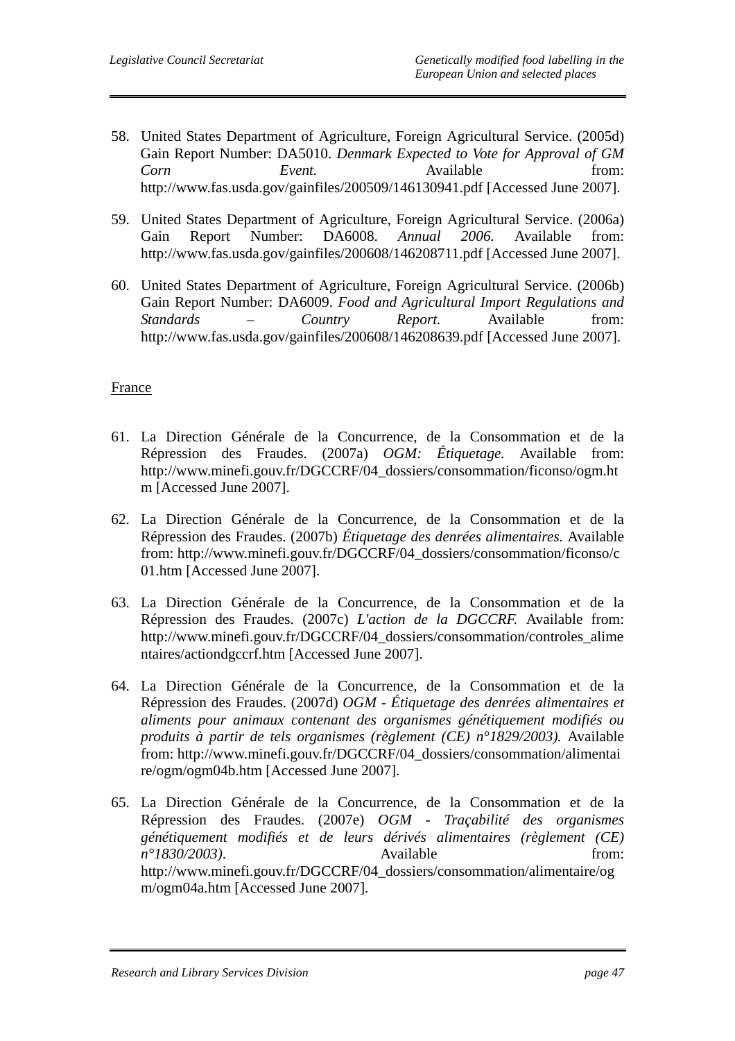58. United States Department of Agriculture, Foreign Agricultural Service. (2005d) Gain Report Number: DA5010. *Denmark Expected to Vote for Approval of GM Corn Event.* Available from: http://www.fas.usda.gov/gainfiles/200509/146130941.pdf [Accessed June 2007].

59. United States Department of Agriculture, Foreign Agricultural Service. (2006a) Gain Report Number: DA6008. *Annual 2006.* Available from: http://www.fas.usda.gov/gainfiles/200608/146208711.pdf [Accessed June 2007].

60. United States Department of Agriculture, Foreign Agricultural Service. (2006b) Gain Report Number: DA6009. *Food and Agricultural Import Regulations and Standards – Country Report.* Available from: http://www.fas.usda.gov/gainfiles/200608/146208639.pdf [Accessed June 2007].

France

61. La Direction Générale de la Concurrence, de la Consommation et de la Répression des Fraudes. (2007a) *OGM: Étiquetage.* Available from: http://www.minefi.gouv.fr/DGCCRF/04_dossiers/consommation/ficonso/ogm.htm [Accessed June 2007].

62. La Direction Générale de la Concurrence, de la Consommation et de la Répression des Fraudes. (2007b) *Étiquetage des denrées alimentaires.* Available from: http://www.minefi.gouv.fr/DGCCRF/04_dossiers/consommation/ficonso/c01.htm [Accessed June 2007].

63. La Direction Générale de la Concurrence, de la Consommation et de la Répression des Fraudes. (2007c) *L'action de la DGCCRF.* Available from: http://www.minefi.gouv.fr/DGCCRF/04_dossiers/consommation/controles_alimentaires/actiondgccrf.htm [Accessed June 2007].

64. La Direction Générale de la Concurrence, de la Consommation et de la Répression des Fraudes. (2007d) *OGM - Étiquetage des denrées alimentaires et aliments pour animaux contenant des organismes génétiquement modifiés ou produits à partir de tels organismes (règlement (CE) n°1829/2003).* Available from: http://www.minefi.gouv.fr/DGCCRF/04_dossiers/consommation/alimentaire/ogm/ogm04b.htm [Accessed June 2007].

65. La Direction Générale de la Concurrence, de la Consommation et de la Répression des Fraudes. (2007e) *OGM - Traçabilité des organismes génétiquement modifiés et de leurs dérivés alimentaires (règlement (CE) n°1830/2003).* Available from: http://www.minefi.gouv.fr/DGCCRF/04_dossiers/consommation/alimentaire/ogm/ogm04a.htm [Accessed June 2007].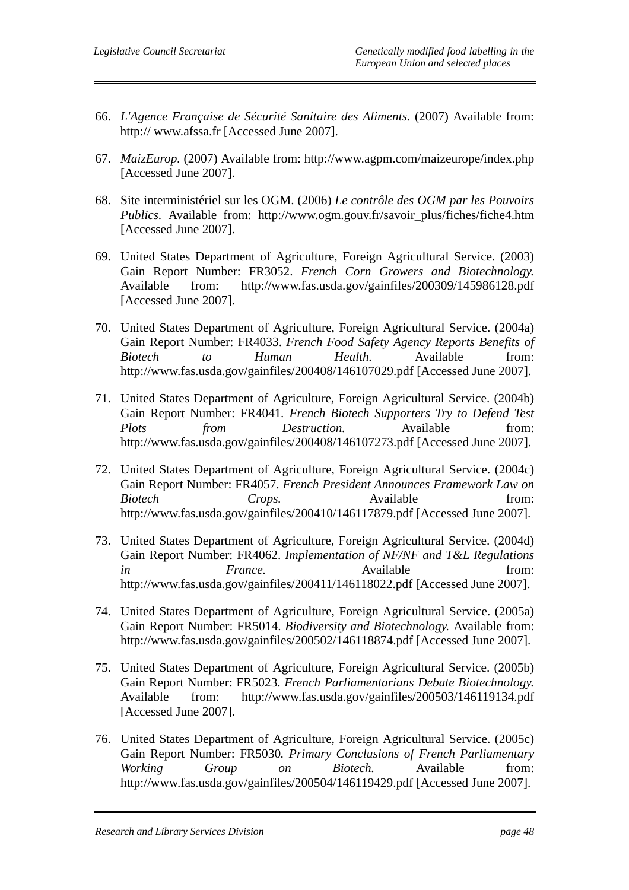66. *L'Agence Française de Sécurité Sanitaire des Aliments.* (2007) Available from: http:// www.afssa.fr [Accessed June 2007].

67. *MaizEurop.* (2007) Available from: http://www.agpm.com/maizeurope/index.php [Accessed June 2007].

68. Site interministériel sur les OGM. (2006) *Le contrôle des OGM par les Pouvoirs Publics.* Available from: http://www.ogm.gouv.fr/savoir_plus/fiches/fiche4.htm [Accessed June 2007].

69. United States Department of Agriculture, Foreign Agricultural Service. (2003) Gain Report Number: FR3052. *French Corn Growers and Biotechnology.* Available from: http://www.fas.usda.gov/gainfiles/200309/145986128.pdf [Accessed June 2007].

70. United States Department of Agriculture, Foreign Agricultural Service. (2004a) Gain Report Number: FR4033. *French Food Safety Agency Reports Benefits of Biotech to Human Health.* Available from: http://www.fas.usda.gov/gainfiles/200408/146107029.pdf [Accessed June 2007].

71. United States Department of Agriculture, Foreign Agricultural Service. (2004b) Gain Report Number: FR4041. *French Biotech Supporters Try to Defend Test Plots from Destruction.* Available from: http://www.fas.usda.gov/gainfiles/200408/146107273.pdf [Accessed June 2007].

72. United States Department of Agriculture, Foreign Agricultural Service. (2004c) Gain Report Number: FR4057. *French President Announces Framework Law on Biotech Crops.* Available from: http://www.fas.usda.gov/gainfiles/200410/146117879.pdf [Accessed June 2007].

73. United States Department of Agriculture, Foreign Agricultural Service. (2004d) Gain Report Number: FR4062. *Implementation of NF/NF and T&L Regulations in France.* Available from: http://www.fas.usda.gov/gainfiles/200411/146118022.pdf [Accessed June 2007].

74. United States Department of Agriculture, Foreign Agricultural Service. (2005a) Gain Report Number: FR5014. *Biodiversity and Biotechnology.* Available from: http://www.fas.usda.gov/gainfiles/200502/146118874.pdf [Accessed June 2007].

75. United States Department of Agriculture, Foreign Agricultural Service. (2005b) Gain Report Number: FR5023. *French Parliamentarians Debate Biotechnology.* Available from: http://www.fas.usda.gov/gainfiles/200503/146119134.pdf [Accessed June 2007].

76. United States Department of Agriculture, Foreign Agricultural Service. (2005c) Gain Report Number: FR5030. *Primary Conclusions of French Parliamentary Working Group on Biotech.* Available from: http://www.fas.usda.gov/gainfiles/200504/146119429.pdf [Accessed June 2007].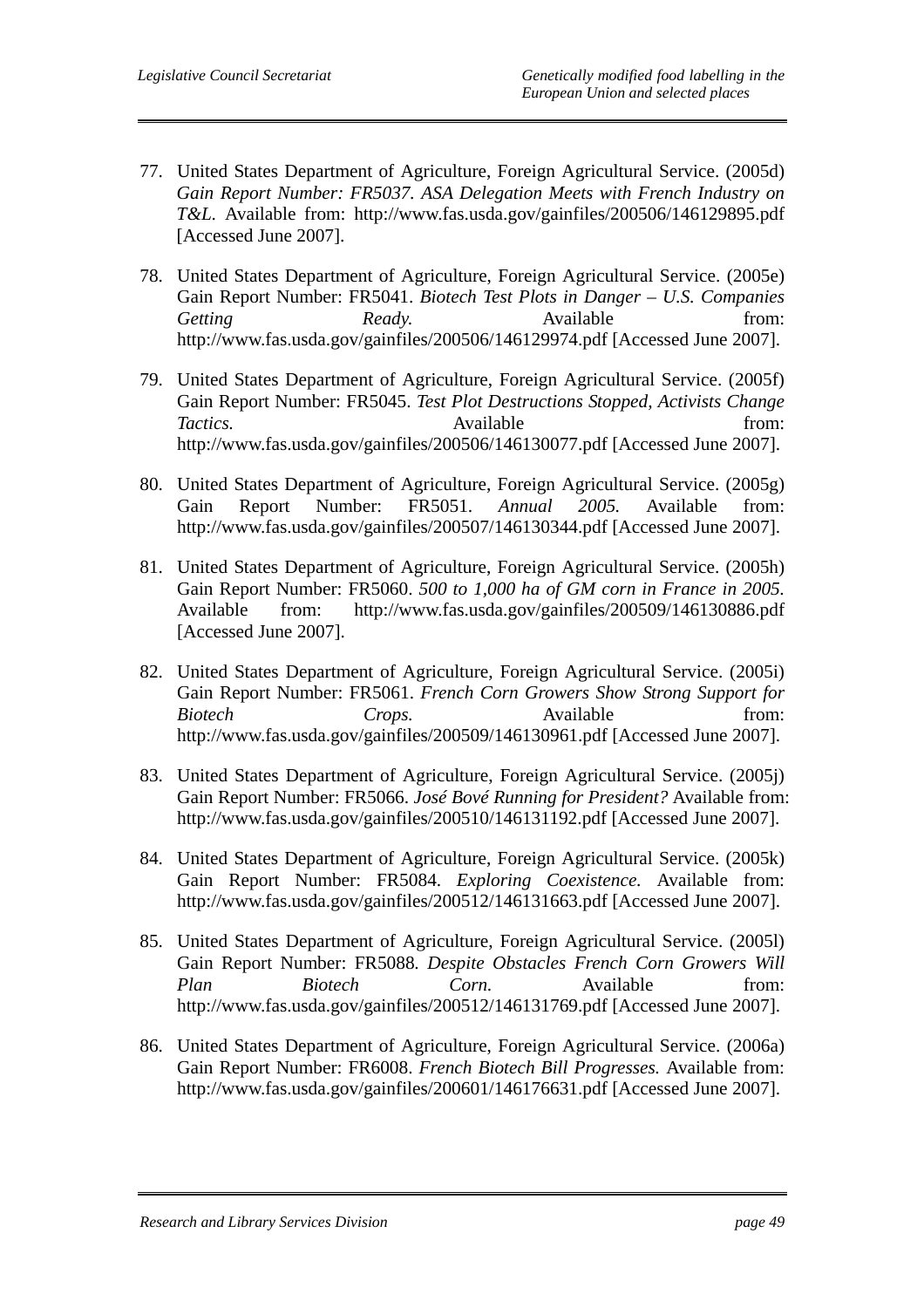77. United States Department of Agriculture, Foreign Agricultural Service. (2005d) *Gain Report Number: FR5037. ASA Delegation Meets with French Industry on T&L.* Available from: http://www.fas.usda.gov/gainfiles/200506/146129895.pdf [Accessed June 2007].

78. United States Department of Agriculture, Foreign Agricultural Service. (2005e) Gain Report Number: FR5041. *Biotech Test Plots in Danger – U.S. Companies Getting Ready.* Available from: http://www.fas.usda.gov/gainfiles/200506/146129974.pdf [Accessed June 2007].

79. United States Department of Agriculture, Foreign Agricultural Service. (2005f) Gain Report Number: FR5045. *Test Plot Destructions Stopped, Activists Change Tactics.* Available from: http://www.fas.usda.gov/gainfiles/200506/146130077.pdf [Accessed June 2007].

80. United States Department of Agriculture, Foreign Agricultural Service. (2005g) Gain Report Number: FR5051. *Annual 2005.* Available from: http://www.fas.usda.gov/gainfiles/200507/146130344.pdf [Accessed June 2007].

81. United States Department of Agriculture, Foreign Agricultural Service. (2005h) Gain Report Number: FR5060. *500 to 1,000 ha of GM corn in France in 2005.* Available from: http://www.fas.usda.gov/gainfiles/200509/146130886.pdf [Accessed June 2007].

82. United States Department of Agriculture, Foreign Agricultural Service. (2005i) Gain Report Number: FR5061. *French Corn Growers Show Strong Support for Biotech Crops.* Available from: http://www.fas.usda.gov/gainfiles/200509/146130961.pdf [Accessed June 2007].

83. United States Department of Agriculture, Foreign Agricultural Service. (2005j) Gain Report Number: FR5066. *José Bové Running for President?* Available from: http://www.fas.usda.gov/gainfiles/200510/146131192.pdf [Accessed June 2007].

84. United States Department of Agriculture, Foreign Agricultural Service. (2005k) Gain Report Number: FR5084. *Exploring Coexistence.* Available from: http://www.fas.usda.gov/gainfiles/200512/146131663.pdf [Accessed June 2007].

85. United States Department of Agriculture, Foreign Agricultural Service. (2005l) Gain Report Number: FR5088. *Despite Obstacles French Corn Growers Will Plan Biotech Corn.* Available from: http://www.fas.usda.gov/gainfiles/200512/146131769.pdf [Accessed June 2007].

86. United States Department of Agriculture, Foreign Agricultural Service. (2006a) Gain Report Number: FR6008. *French Biotech Bill Progresses.* Available from: http://www.fas.usda.gov/gainfiles/200601/146176631.pdf [Accessed June 2007].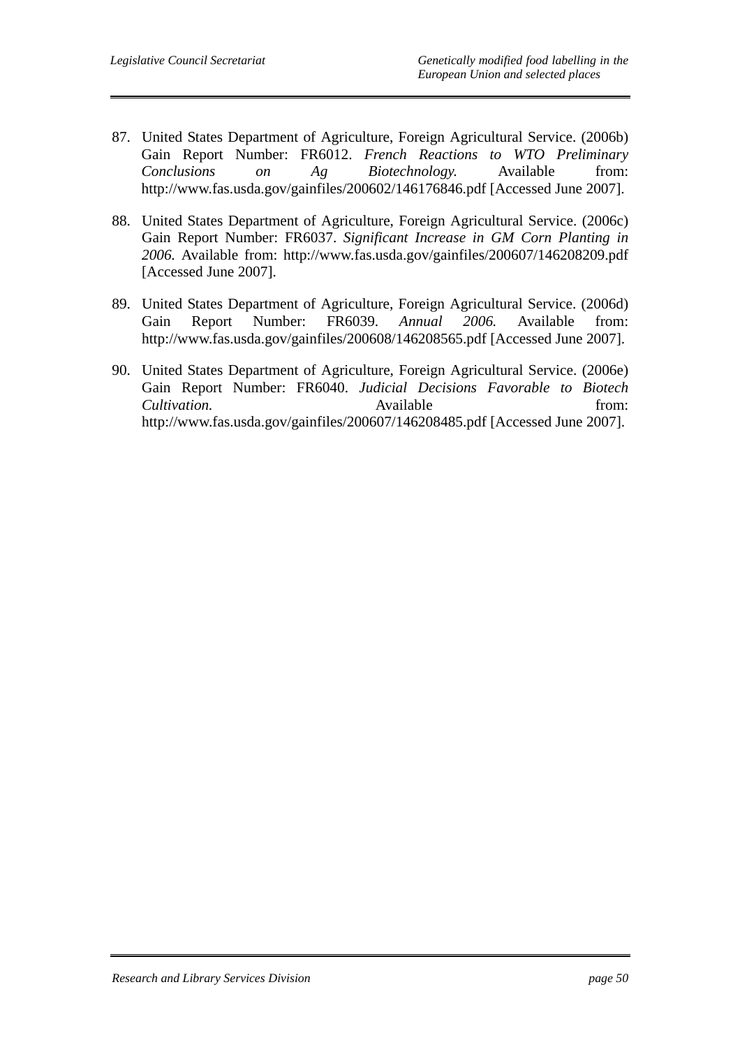87. United States Department of Agriculture, Foreign Agricultural Service. (2006b) Gain Report Number: FR6012. *French Reactions to WTO Preliminary Conclusions on Ag Biotechnology.* Available from: http://www.fas.usda.gov/gainfiles/200602/146176846.pdf [Accessed June 2007].

88. United States Department of Agriculture, Foreign Agricultural Service. (2006c) Gain Report Number: FR6037. *Significant Increase in GM Corn Planting in 2006.* Available from: http://www.fas.usda.gov/gainfiles/200607/146208209.pdf [Accessed June 2007].

89. United States Department of Agriculture, Foreign Agricultural Service. (2006d) Gain Report Number: FR6039. *Annual 2006.* Available from: http://www.fas.usda.gov/gainfiles/200608/146208565.pdf [Accessed June 2007].

90. United States Department of Agriculture, Foreign Agricultural Service. (2006e) Gain Report Number: FR6040. *Judicial Decisions Favorable to Biotech Cultivation.* Available from: http://www.fas.usda.gov/gainfiles/200607/146208485.pdf [Accessed June 2007].